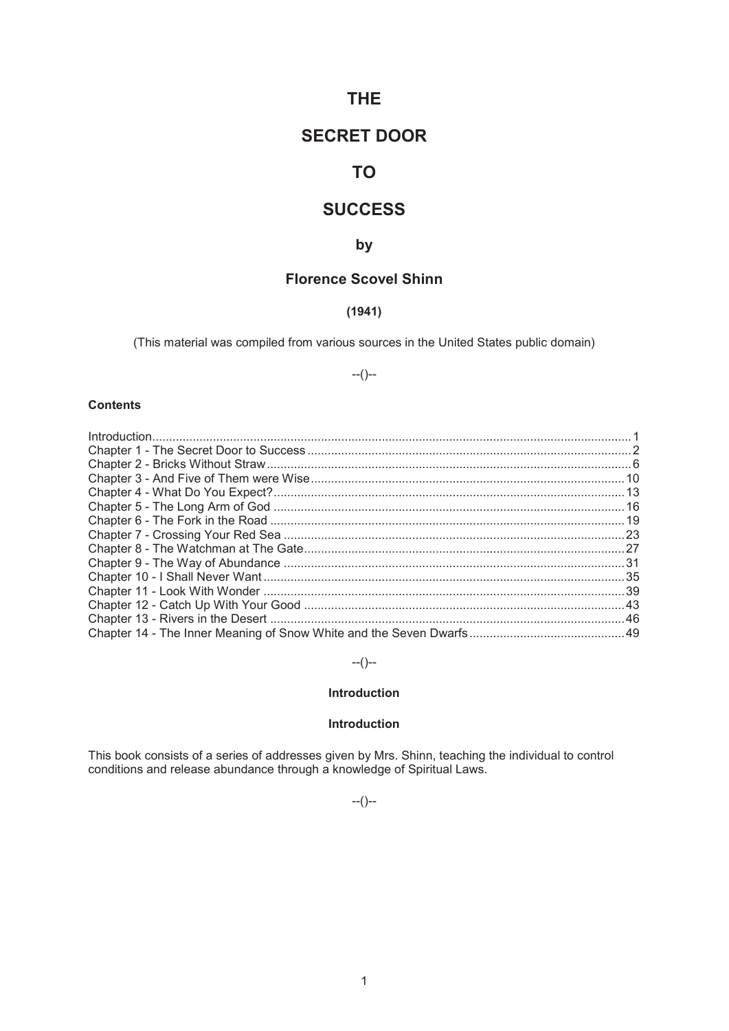# THE

# SECRET DOOR

# TO

# SUCCESS

## by

## Florence Scovel Shinn

**(1941)**

(This material was compiled from various sources in the United States public domain)

--()--

**Contents**

Introduction....1
Chapter 1 - The Secret Door to Success....2
Chapter 2 - Bricks Without Straw....6
Chapter 3 - And Five of Them were Wise....10
Chapter 4 - What Do You Expect?....13
Chapter 5 - The Long Arm of God....16
Chapter 6 - The Fork in the Road....19
Chapter 7 - Crossing Your Red Sea....23
Chapter 8 - The Watchman at The Gate....27
Chapter 9 - The Way of Abundance....31
Chapter 10 - I Shall Never Want....35
Chapter 11 - Look With Wonder....39
Chapter 12 - Catch Up With Your Good....43
Chapter 13 - Rivers in the Desert....46
Chapter 14 - The Inner Meaning of Snow White and the Seven Dwarfs....49

--()--

### Introduction

### Introduction

This book consists of a series of addresses given by Mrs. Shinn, teaching the individual to control conditions and release abundance through a knowledge of Spiritual Laws.

--()--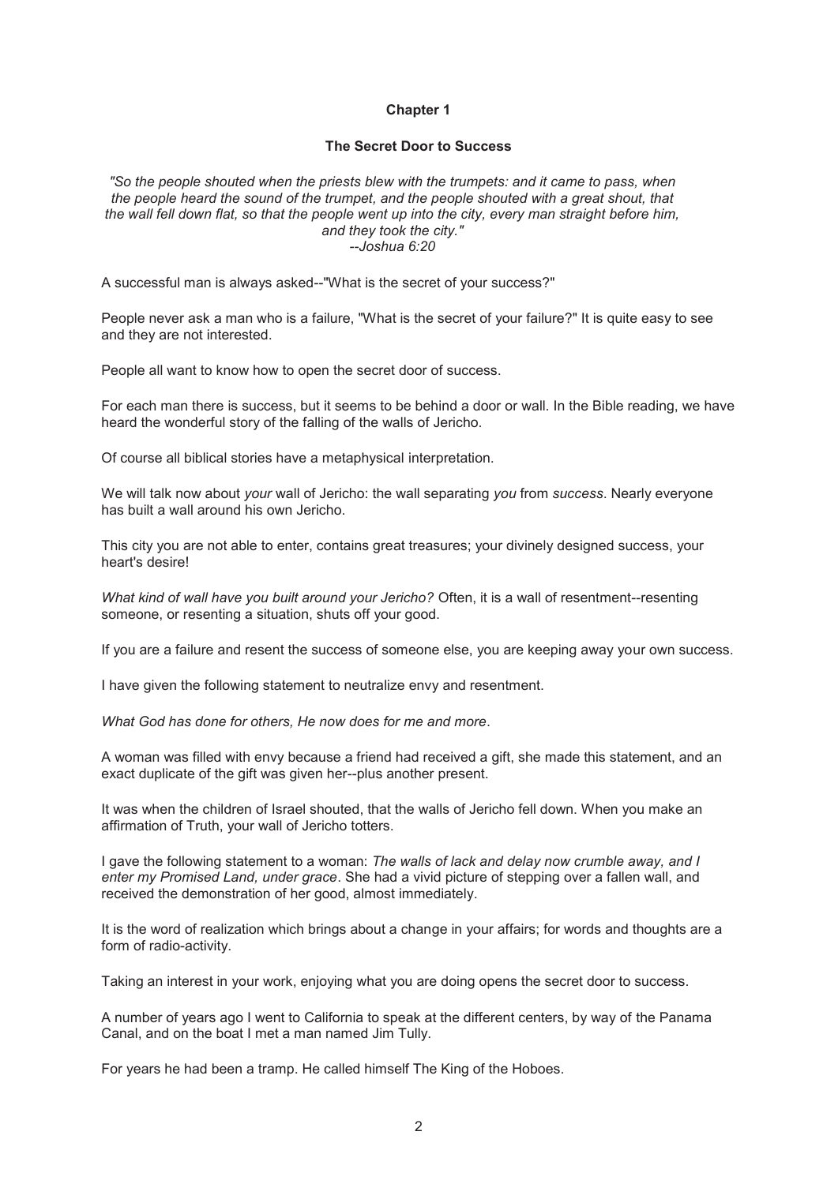**Chapter 1**

## The Secret Door to Success

*"So the people shouted when the priests blew with the trumpets: and it came to pass, when the people heard the sound of the trumpet, and the people shouted with a great shout, that the wall fell down flat, so that the people went up into the city, every man straight before him, and they took the city."*
*--Joshua 6:20*

A successful man is always asked--"What is the secret of your success?"

People never ask a man who is a failure, "What is the secret of your failure?" It is quite easy to see and they are not interested.

People all want to know how to open the secret door of success.

For each man there is success, but it seems to be behind a door or wall. In the Bible reading, we have heard the wonderful story of the falling of the walls of Jericho.

Of course all biblical stories have a metaphysical interpretation.

We will talk now about *your* wall of Jericho: the wall separating *you* from *success*. Nearly everyone has built a wall around his own Jericho.

This city you are not able to enter, contains great treasures; your divinely designed success, your heart's desire!

*What kind of wall have you built around your Jericho?* Often, it is a wall of resentment--resenting someone, or resenting a situation, shuts off your good.

If you are a failure and resent the success of someone else, you are keeping away your own success.

I have given the following statement to neutralize envy and resentment.

*What God has done for others, He now does for me and more*.

A woman was filled with envy because a friend had received a gift, she made this statement, and an exact duplicate of the gift was given her--plus another present.

It was when the children of Israel shouted, that the walls of Jericho fell down. When you make an affirmation of Truth, your wall of Jericho totters.

I gave the following statement to a woman: *The walls of lack and delay now crumble away, and I enter my Promised Land, under grace*. She had a vivid picture of stepping over a fallen wall, and received the demonstration of her good, almost immediately.

It is the word of realization which brings about a change in your affairs; for words and thoughts are a form of radio-activity.

Taking an interest in your work, enjoying what you are doing opens the secret door to success.

A number of years ago I went to California to speak at the different centers, by way of the Panama Canal, and on the boat I met a man named Jim Tully.

For years he had been a tramp. He called himself The King of the Hoboes.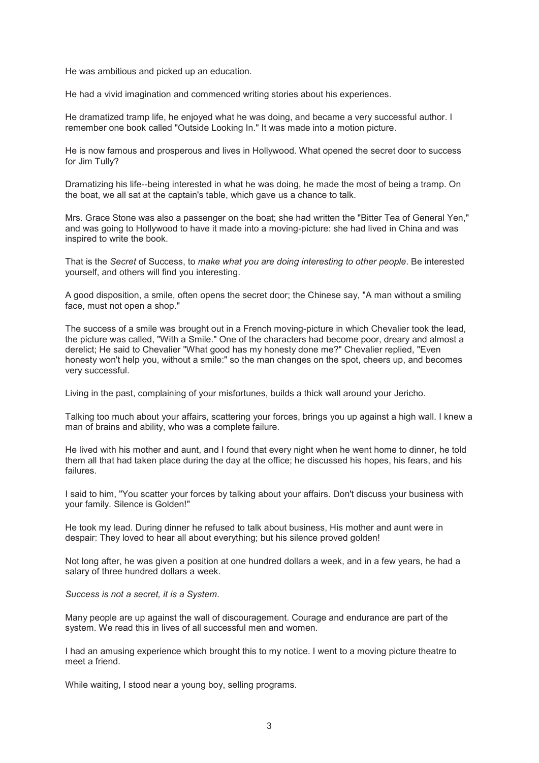He was ambitious and picked up an education.

He had a vivid imagination and commenced writing stories about his experiences.

He dramatized tramp life, he enjoyed what he was doing, and became a very successful author. I remember one book called "Outside Looking In." It was made into a motion picture.

He is now famous and prosperous and lives in Hollywood. What opened the secret door to success for Jim Tully?

Dramatizing his life--being interested in what he was doing, he made the most of being a tramp. On the boat, we all sat at the captain's table, which gave us a chance to talk.

Mrs. Grace Stone was also a passenger on the boat; she had written the "Bitter Tea of General Yen," and was going to Hollywood to have it made into a moving-picture: she had lived in China and was inspired to write the book.

That is the *Secret* of Success, to *make what you are doing interesting to other people*. Be interested yourself, and others will find you interesting.

A good disposition, a smile, often opens the secret door; the Chinese say, "A man without a smiling face, must not open a shop."

The success of a smile was brought out in a French moving-picture in which Chevalier took the lead, the picture was called, "With a Smile." One of the characters had become poor, dreary and almost a derelict; He said to Chevalier "What good has my honesty done me?" Chevalier replied, "Even honesty won't help you, without a smile:" so the man changes on the spot, cheers up, and becomes very successful.

Living in the past, complaining of your misfortunes, builds a thick wall around your Jericho.

Talking too much about your affairs, scattering your forces, brings you up against a high wall. I knew a man of brains and ability, who was a complete failure.

He lived with his mother and aunt, and I found that every night when he went home to dinner, he told them all that had taken place during the day at the office; he discussed his hopes, his fears, and his failures.

I said to him, "You scatter your forces by talking about your affairs. Don't discuss your business with your family. Silence is Golden!"

He took my lead. During dinner he refused to talk about business, His mother and aunt were in despair: They loved to hear all about everything; but his silence proved golden!

Not long after, he was given a position at one hundred dollars a week, and in a few years, he had a salary of three hundred dollars a week.

*Success is not a secret, it is a System*.

Many people are up against the wall of discouragement. Courage and endurance are part of the system. We read this in lives of all successful men and women.

I had an amusing experience which brought this to my notice. I went to a moving picture theatre to meet a friend.

While waiting, I stood near a young boy, selling programs.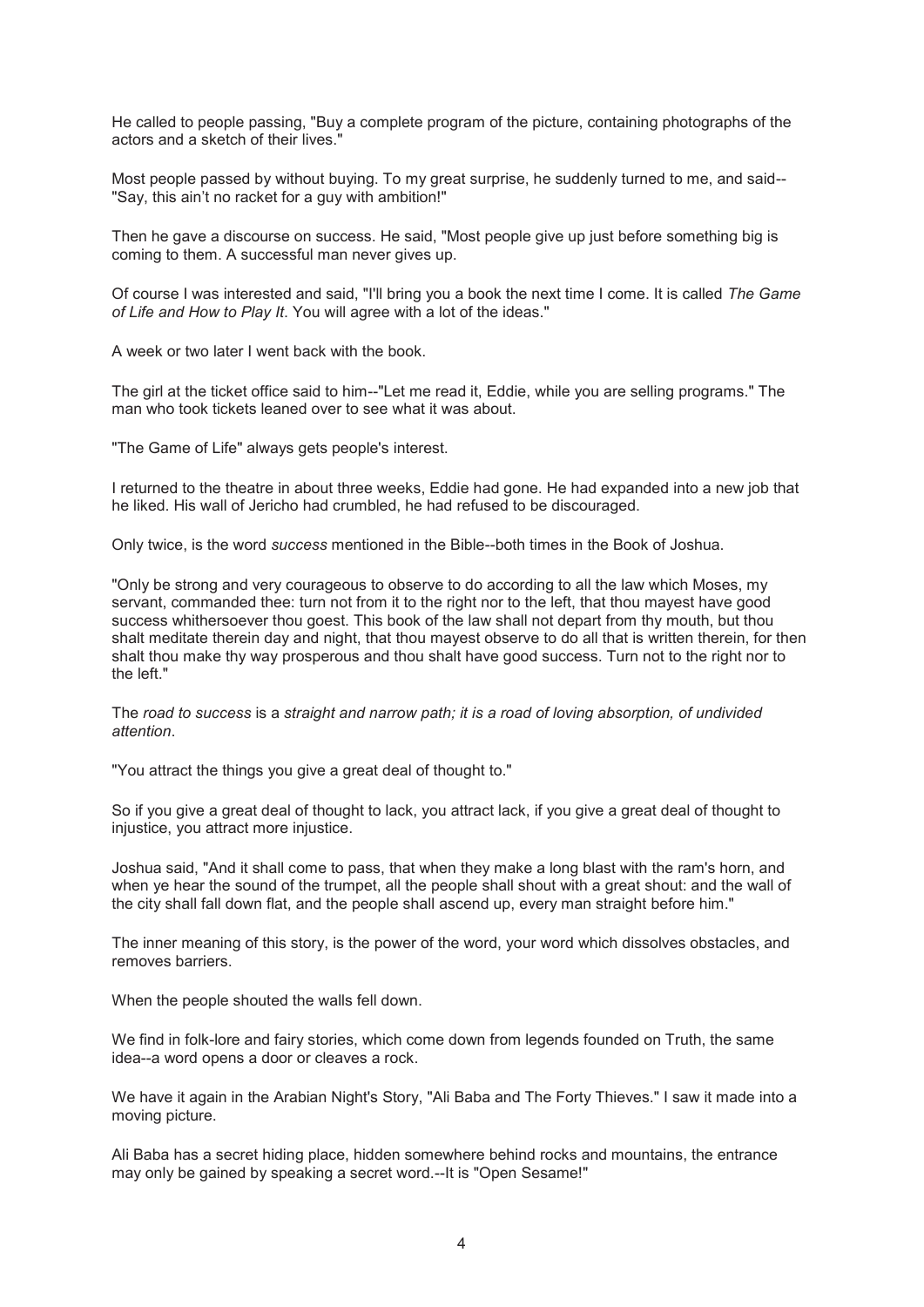He called to people passing, "Buy a complete program of the picture, containing photographs of the actors and a sketch of their lives."

Most people passed by without buying. To my great surprise, he suddenly turned to me, and said--"Say, this ain't no racket for a guy with ambition!"

Then he gave a discourse on success. He said, "Most people give up just before something big is coming to them. A successful man never gives up.

Of course I was interested and said, "I'll bring you a book the next time I come. It is called *The Game of Life and How to Play It*. You will agree with a lot of the ideas."

A week or two later I went back with the book.

The girl at the ticket office said to him--"Let me read it, Eddie, while you are selling programs." The man who took tickets leaned over to see what it was about.

"The Game of Life" always gets people's interest.

I returned to the theatre in about three weeks, Eddie had gone. He had expanded into a new job that he liked. His wall of Jericho had crumbled, he had refused to be discouraged.

Only twice, is the word *success* mentioned in the Bible--both times in the Book of Joshua.

"Only be strong and very courageous to observe to do according to all the law which Moses, my servant, commanded thee: turn not from it to the right nor to the left, that thou mayest have good success whithersoever thou goest. This book of the law shall not depart from thy mouth, but thou shalt meditate therein day and night, that thou mayest observe to do all that is written therein, for then shalt thou make thy way prosperous and thou shalt have good success. Turn not to the right nor to the left."

The *road to success* is a *straight and narrow path; it is a road of loving absorption, of undivided attention*.

"You attract the things you give a great deal of thought to."

So if you give a great deal of thought to lack, you attract lack, if you give a great deal of thought to injustice, you attract more injustice.

Joshua said, "And it shall come to pass, that when they make a long blast with the ram's horn, and when ye hear the sound of the trumpet, all the people shall shout with a great shout: and the wall of the city shall fall down flat, and the people shall ascend up, every man straight before him."

The inner meaning of this story, is the power of the word, your word which dissolves obstacles, and removes barriers.

When the people shouted the walls fell down.

We find in folk-lore and fairy stories, which come down from legends founded on Truth, the same idea--a word opens a door or cleaves a rock.

We have it again in the Arabian Night's Story, "Ali Baba and The Forty Thieves." I saw it made into a moving picture.

Ali Baba has a secret hiding place, hidden somewhere behind rocks and mountains, the entrance may only be gained by speaking a secret word.--It is "Open Sesame!"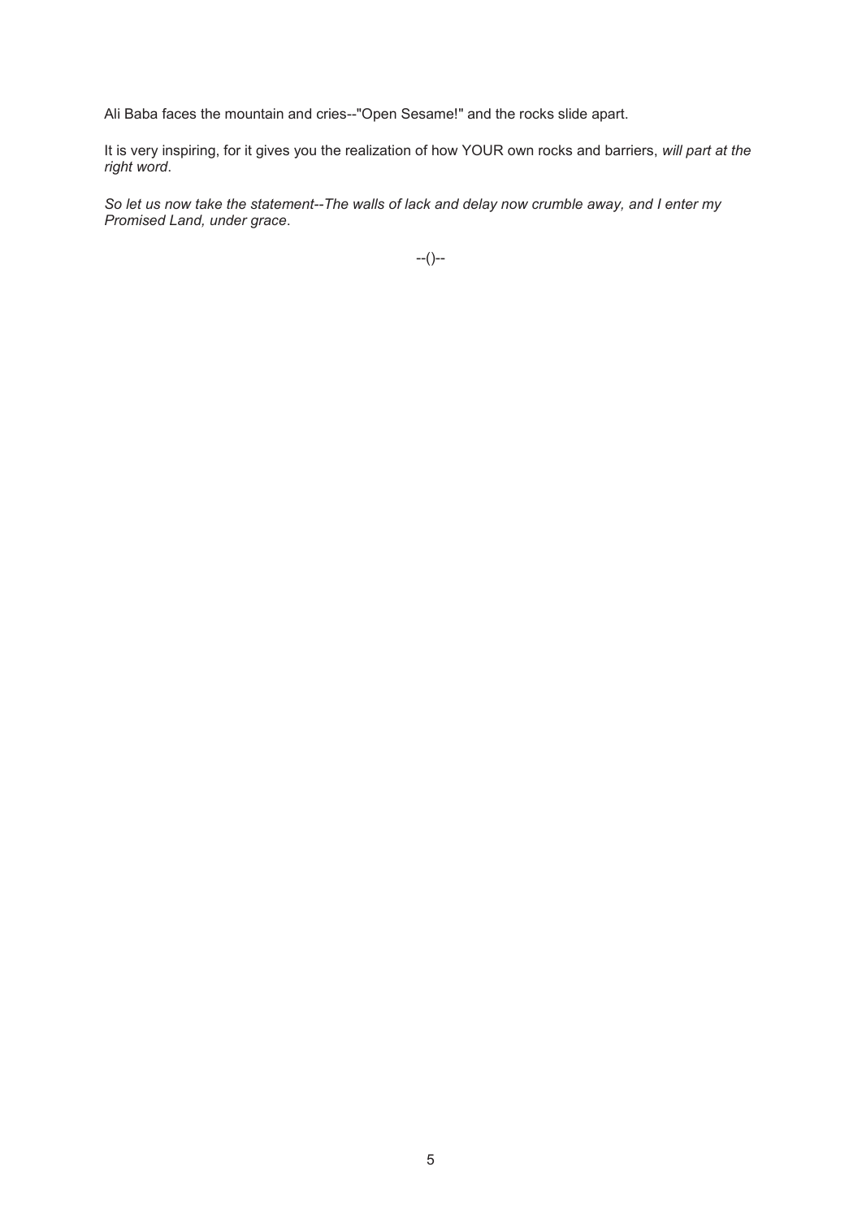Ali Baba faces the mountain and cries--"Open Sesame!" and the rocks slide apart.

It is very inspiring, for it gives you the realization of how YOUR own rocks and barriers, *will part at the right word*.

*So let us now take the statement--The walls of lack and delay now crumble away, and I enter my Promised Land, under grace*.

--()--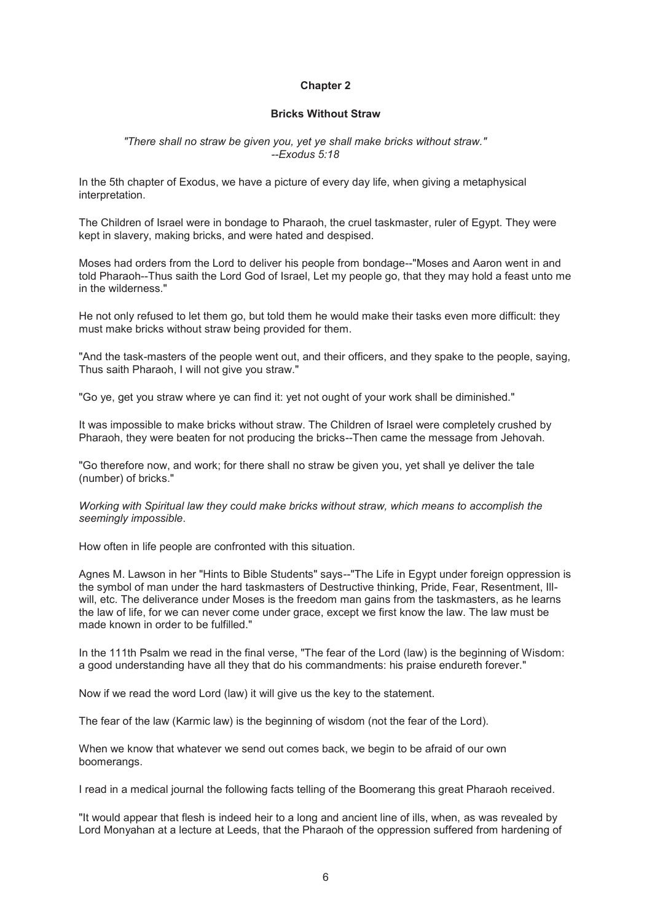## Chapter 2

### Bricks Without Straw

*"There shall no straw be given you, yet ye shall make bricks without straw."*
*--Exodus 5:18*

In the 5th chapter of Exodus, we have a picture of every day life, when giving a metaphysical interpretation.

The Children of Israel were in bondage to Pharaoh, the cruel taskmaster, ruler of Egypt. They were kept in slavery, making bricks, and were hated and despised.

Moses had orders from the Lord to deliver his people from bondage--"Moses and Aaron went in and told Pharaoh--Thus saith the Lord God of Israel, Let my people go, that they may hold a feast unto me in the wilderness."

He not only refused to let them go, but told them he would make their tasks even more difficult: they must make bricks without straw being provided for them.

"And the task-masters of the people went out, and their officers, and they spake to the people, saying, Thus saith Pharaoh, I will not give you straw."

"Go ye, get you straw where ye can find it: yet not ought of your work shall be diminished."

It was impossible to make bricks without straw. The Children of Israel were completely crushed by Pharaoh, they were beaten for not producing the bricks--Then came the message from Jehovah.

"Go therefore now, and work; for there shall no straw be given you, yet shall ye deliver the tale (number) of bricks."

*Working with Spiritual law they could make bricks without straw, which means to accomplish the seemingly impossible*.

How often in life people are confronted with this situation.

Agnes M. Lawson in her "Hints to Bible Students" says--"The Life in Egypt under foreign oppression is the symbol of man under the hard taskmasters of Destructive thinking, Pride, Fear, Resentment, Ill-will, etc. The deliverance under Moses is the freedom man gains from the taskmasters, as he learns the law of life, for we can never come under grace, except we first know the law. The law must be made known in order to be fulfilled."

In the 111th Psalm we read in the final verse, "The fear of the Lord (law) is the beginning of Wisdom: a good understanding have all they that do his commandments: his praise endureth forever."

Now if we read the word Lord (law) it will give us the key to the statement.

The fear of the law (Karmic law) is the beginning of wisdom (not the fear of the Lord).

When we know that whatever we send out comes back, we begin to be afraid of our own boomerangs.

I read in a medical journal the following facts telling of the Boomerang this great Pharaoh received.

"It would appear that flesh is indeed heir to a long and ancient line of ills, when, as was revealed by Lord Monyahan at a lecture at Leeds, that the Pharaoh of the oppression suffered from hardening of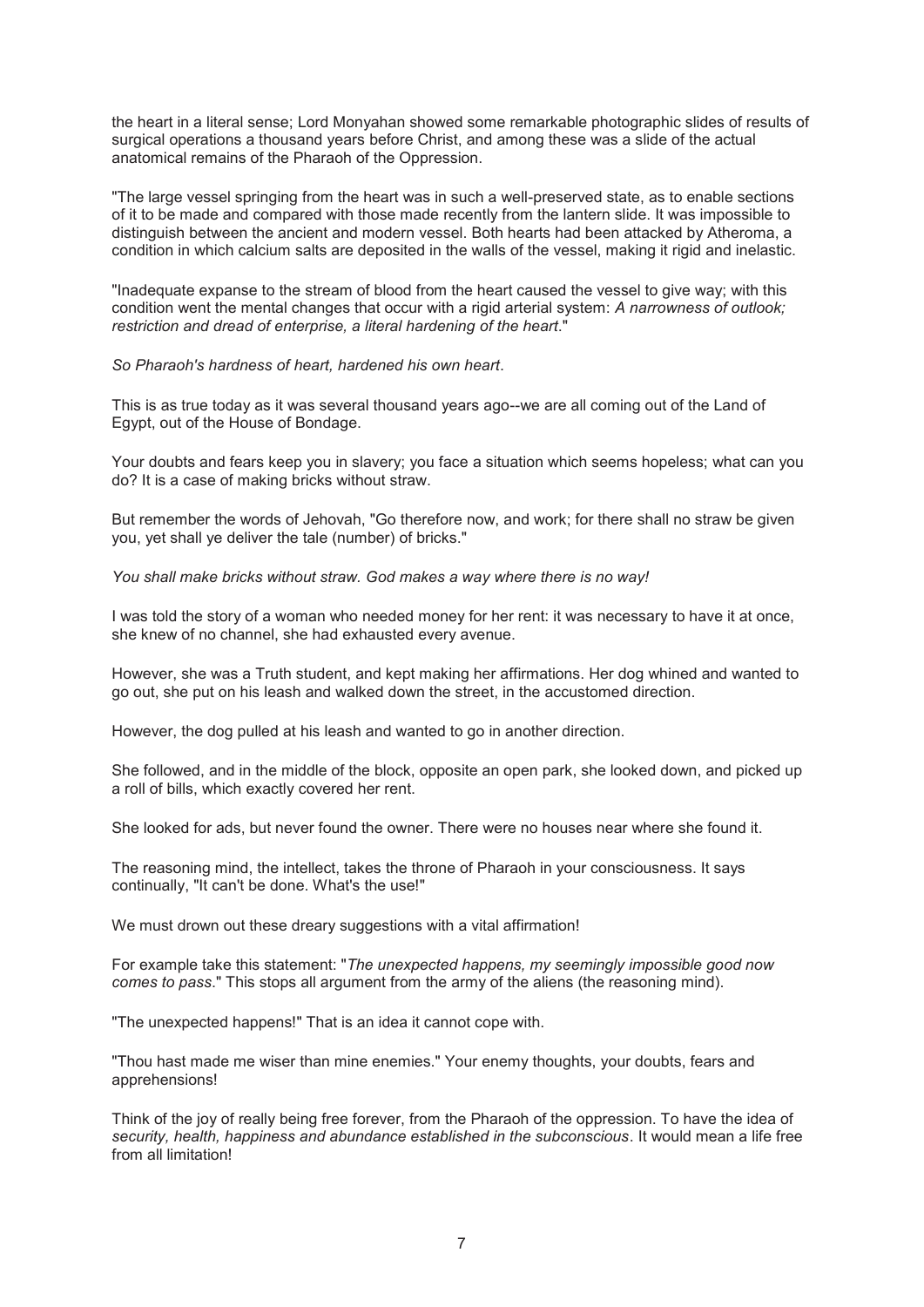the heart in a literal sense; Lord Monyahan showed some remarkable photographic slides of results of surgical operations a thousand years before Christ, and among these was a slide of the actual anatomical remains of the Pharaoh of the Oppression.

"The large vessel springing from the heart was in such a well-preserved state, as to enable sections of it to be made and compared with those made recently from the lantern slide. It was impossible to distinguish between the ancient and modern vessel. Both hearts had been attacked by Atheroma, a condition in which calcium salts are deposited in the walls of the vessel, making it rigid and inelastic.

"Inadequate expanse to the stream of blood from the heart caused the vessel to give way; with this condition went the mental changes that occur with a rigid arterial system: *A narrowness of outlook; restriction and dread of enterprise, a literal hardening of the heart*."

*So Pharaoh's hardness of heart, hardened his own heart*.

This is as true today as it was several thousand years ago--we are all coming out of the Land of Egypt, out of the House of Bondage.

Your doubts and fears keep you in slavery; you face a situation which seems hopeless; what can you do? It is a case of making bricks without straw.

But remember the words of Jehovah, "Go therefore now, and work; for there shall no straw be given you, yet shall ye deliver the tale (number) of bricks."

*You shall make bricks without straw. God makes a way where there is no way!*

I was told the story of a woman who needed money for her rent: it was necessary to have it at once, she knew of no channel, she had exhausted every avenue.

However, she was a Truth student, and kept making her affirmations. Her dog whined and wanted to go out, she put on his leash and walked down the street, in the accustomed direction.

However, the dog pulled at his leash and wanted to go in another direction.

She followed, and in the middle of the block, opposite an open park, she looked down, and picked up a roll of bills, which exactly covered her rent.

She looked for ads, but never found the owner. There were no houses near where she found it.

The reasoning mind, the intellect, takes the throne of Pharaoh in your consciousness. It says continually, "It can't be done. What's the use!"

We must drown out these dreary suggestions with a vital affirmation!

For example take this statement: "*The unexpected happens, my seemingly impossible good now comes to pass*." This stops all argument from the army of the aliens (the reasoning mind).

"The unexpected happens!" That is an idea it cannot cope with.

"Thou hast made me wiser than mine enemies." Your enemy thoughts, your doubts, fears and apprehensions!

Think of the joy of really being free forever, from the Pharaoh of the oppression. To have the idea of *security, health, happiness and abundance established in the subconscious*. It would mean a life free from all limitation!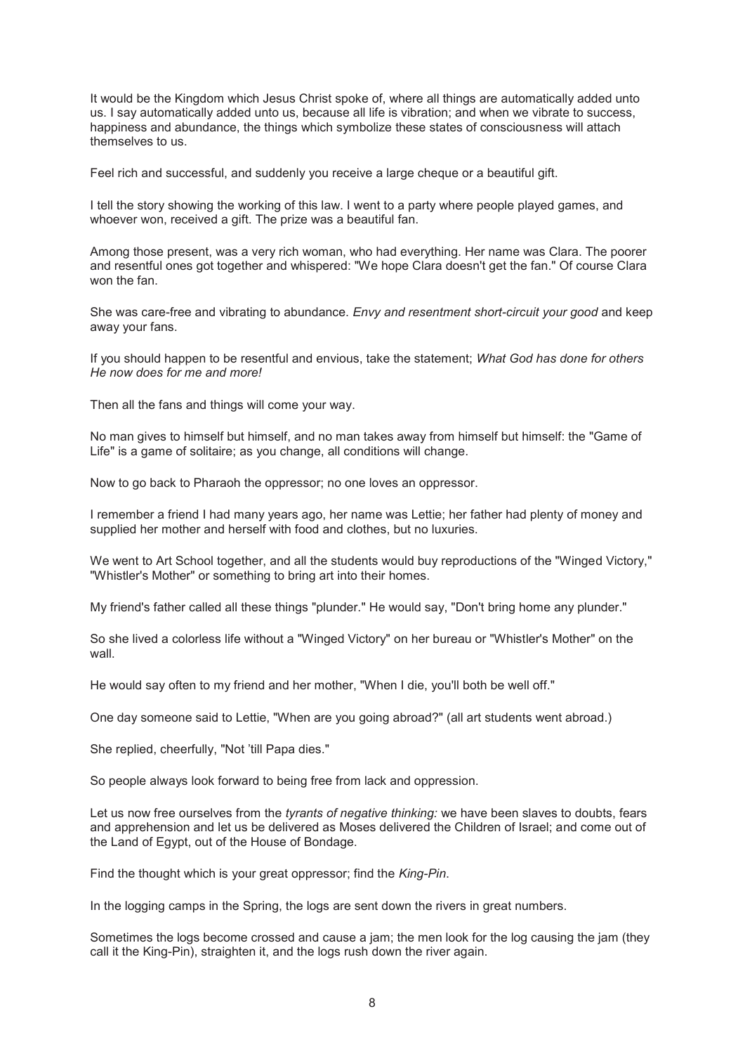It would be the Kingdom which Jesus Christ spoke of, where all things are automatically added unto us. I say automatically added unto us, because all life is vibration; and when we vibrate to success, happiness and abundance, the things which symbolize these states of consciousness will attach themselves to us.

Feel rich and successful, and suddenly you receive a large cheque or a beautiful gift.

I tell the story showing the working of this law. I went to a party where people played games, and whoever won, received a gift. The prize was a beautiful fan.

Among those present, was a very rich woman, who had everything. Her name was Clara. The poorer and resentful ones got together and whispered: "We hope Clara doesn't get the fan." Of course Clara won the fan.

She was care-free and vibrating to abundance. *Envy and resentment short-circuit your good* and keep away your fans.

If you should happen to be resentful and envious, take the statement; *What God has done for others He now does for me and more!*

Then all the fans and things will come your way.

No man gives to himself but himself, and no man takes away from himself but himself: the "Game of Life" is a game of solitaire; as you change, all conditions will change.

Now to go back to Pharaoh the oppressor; no one loves an oppressor.

I remember a friend I had many years ago, her name was Lettie; her father had plenty of money and supplied her mother and herself with food and clothes, but no luxuries.

We went to Art School together, and all the students would buy reproductions of the "Winged Victory," "Whistler's Mother" or something to bring art into their homes.

My friend's father called all these things "plunder." He would say, "Don't bring home any plunder."

So she lived a colorless life without a "Winged Victory" on her bureau or "Whistler's Mother" on the wall.

He would say often to my friend and her mother, "When I die, you'll both be well off."

One day someone said to Lettie, "When are you going abroad?" (all art students went abroad.)

She replied, cheerfully, "Not 'till Papa dies."

So people always look forward to being free from lack and oppression.

Let us now free ourselves from the *tyrants of negative thinking:* we have been slaves to doubts, fears and apprehension and let us be delivered as Moses delivered the Children of Israel; and come out of the Land of Egypt, out of the House of Bondage.

Find the thought which is your great oppressor; find the *King-Pin*.

In the logging camps in the Spring, the logs are sent down the rivers in great numbers.

Sometimes the logs become crossed and cause a jam; the men look for the log causing the jam (they call it the King-Pin), straighten it, and the logs rush down the river again.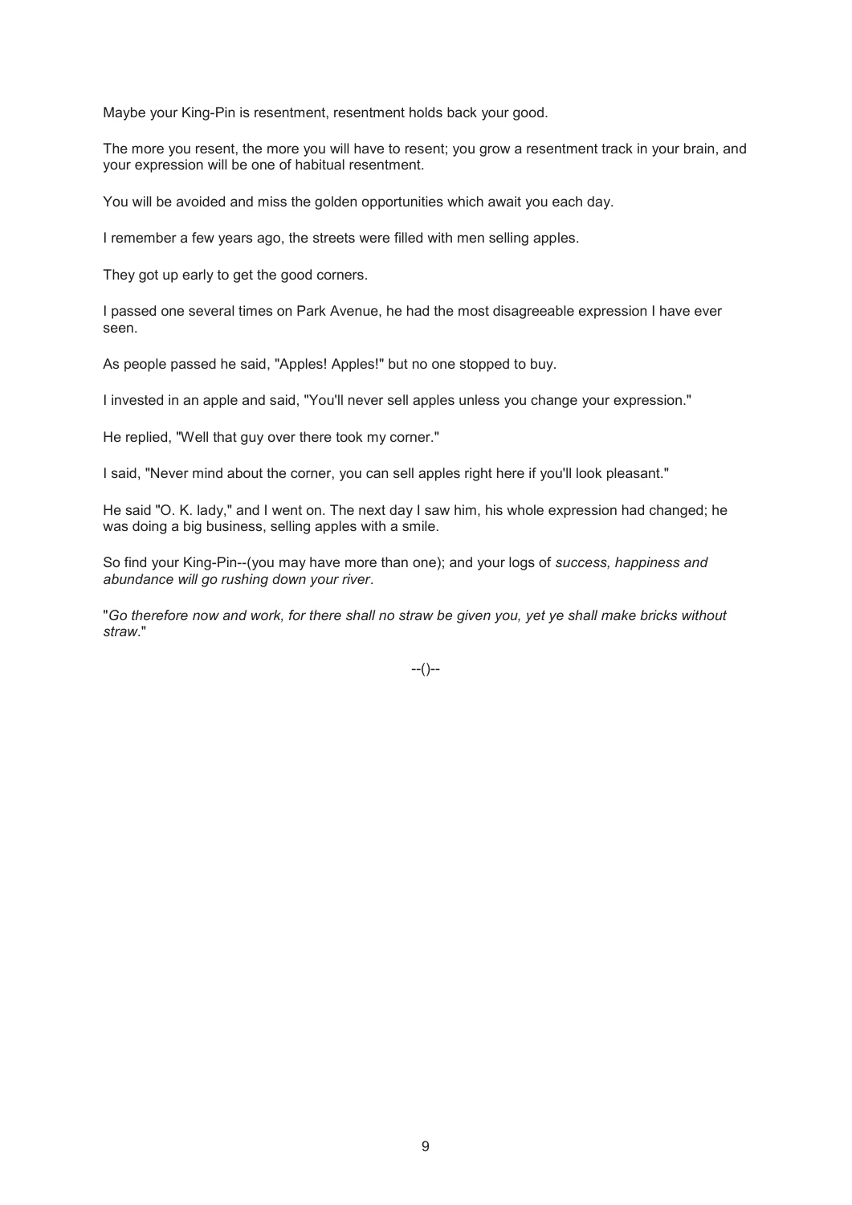Maybe your King-Pin is resentment, resentment holds back your good.

The more you resent, the more you will have to resent; you grow a resentment track in your brain, and your expression will be one of habitual resentment.

You will be avoided and miss the golden opportunities which await you each day.

I remember a few years ago, the streets were filled with men selling apples.

They got up early to get the good corners.

I passed one several times on Park Avenue, he had the most disagreeable expression I have ever seen.

As people passed he said, "Apples! Apples!" but no one stopped to buy.

I invested in an apple and said, "You'll never sell apples unless you change your expression."

He replied, "Well that guy over there took my corner."

I said, "Never mind about the corner, you can sell apples right here if you'll look pleasant."

He said "O. K. lady," and I went on. The next day I saw him, his whole expression had changed; he was doing a big business, selling apples with a smile.

So find your King-Pin--(you may have more than one); and your logs of *success, happiness and abundance will go rushing down your river*.

"*Go therefore now and work, for there shall no straw be given you, yet ye shall make bricks without straw*."

--()--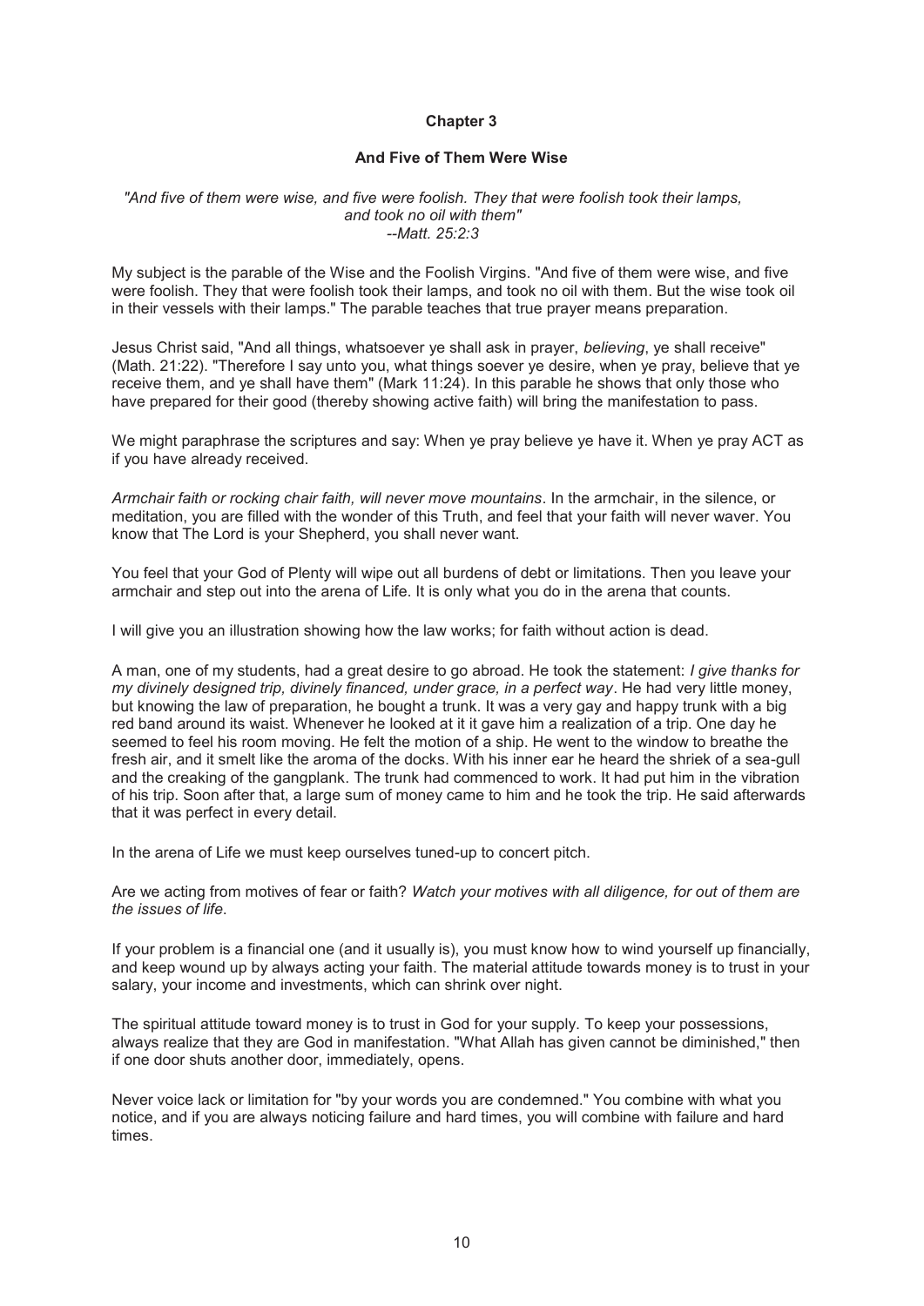**Chapter 3**

## And Five of Them Were Wise

*"And five of them were wise, and five were foolish. They that were foolish took their lamps, and took no oil with them"*
*--Matt. 25:2:3*

My subject is the parable of the Wise and the Foolish Virgins. "And five of them were wise, and five were foolish. They that were foolish took their lamps, and took no oil with them. But the wise took oil in their vessels with their lamps." The parable teaches that true prayer means preparation.

Jesus Christ said, "And all things, whatsoever ye shall ask in prayer, *believing*, ye shall receive" (Math. 21:22). "Therefore I say unto you, what things soever ye desire, when ye pray, believe that ye receive them, and ye shall have them" (Mark 11:24). In this parable he shows that only those who have prepared for their good (thereby showing active faith) will bring the manifestation to pass.

We might paraphrase the scriptures and say: When ye pray believe ye have it. When ye pray ACT as if you have already received.

*Armchair faith or rocking chair faith, will never move mountains*. In the armchair, in the silence, or meditation, you are filled with the wonder of this Truth, and feel that your faith will never waver. You know that The Lord is your Shepherd, you shall never want.

You feel that your God of Plenty will wipe out all burdens of debt or limitations. Then you leave your armchair and step out into the arena of Life. It is only what you do in the arena that counts.

I will give you an illustration showing how the law works; for faith without action is dead.

A man, one of my students, had a great desire to go abroad. He took the statement: *I give thanks for my divinely designed trip, divinely financed, under grace, in a perfect way*. He had very little money, but knowing the law of preparation, he bought a trunk. It was a very gay and happy trunk with a big red band around its waist. Whenever he looked at it it gave him a realization of a trip. One day he seemed to feel his room moving. He felt the motion of a ship. He went to the window to breathe the fresh air, and it smelt like the aroma of the docks. With his inner ear he heard the shriek of a sea-gull and the creaking of the gangplank. The trunk had commenced to work. It had put him in the vibration of his trip. Soon after that, a large sum of money came to him and he took the trip. He said afterwards that it was perfect in every detail.

In the arena of Life we must keep ourselves tuned-up to concert pitch.

Are we acting from motives of fear or faith? *Watch your motives with all diligence, for out of them are the issues of life.*

If your problem is a financial one (and it usually is), you must know how to wind yourself up financially, and keep wound up by always acting your faith. The material attitude towards money is to trust in your salary, your income and investments, which can shrink over night.

The spiritual attitude toward money is to trust in God for your supply. To keep your possessions, always realize that they are God in manifestation. "What Allah has given cannot be diminished," then if one door shuts another door, immediately, opens.

Never voice lack or limitation for "by your words you are condemned." You combine with what you notice, and if you are always noticing failure and hard times, you will combine with failure and hard times.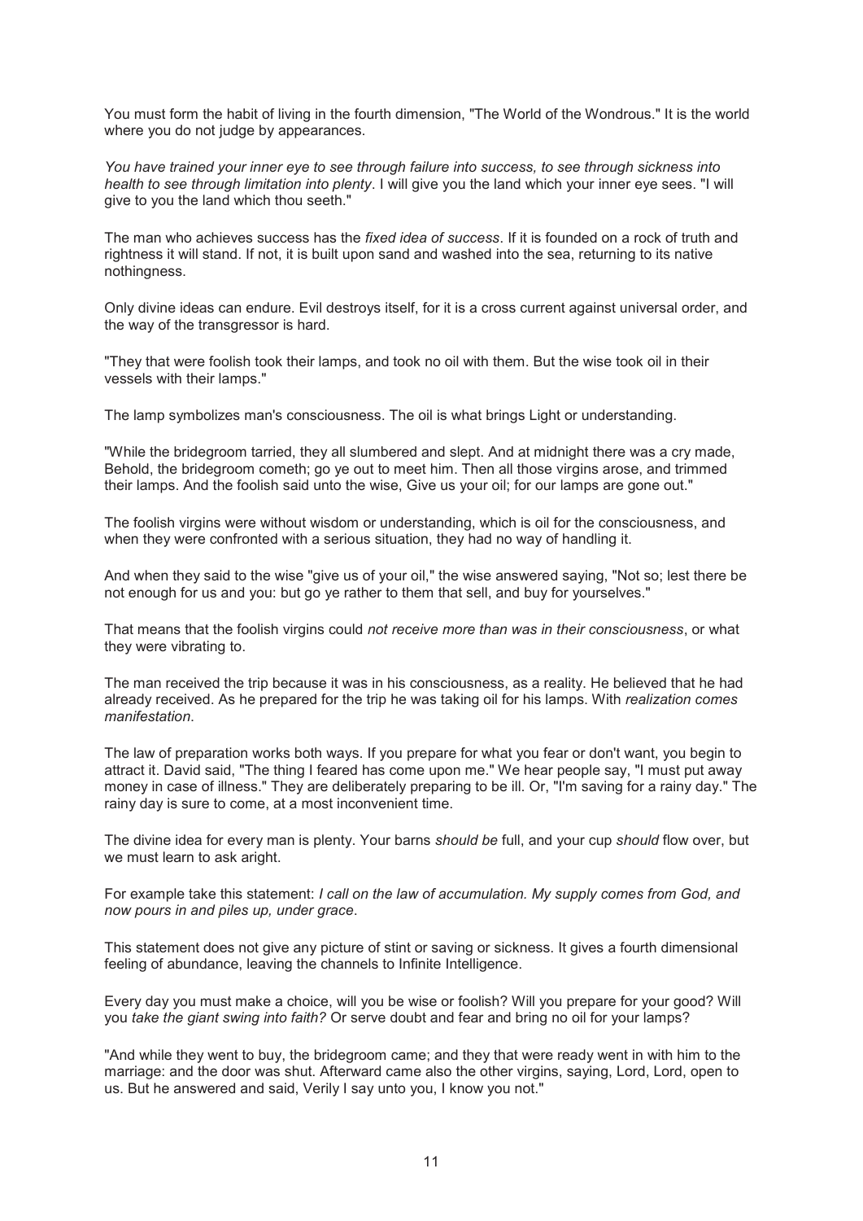You must form the habit of living in the fourth dimension, "The World of the Wondrous." It is the world where you do not judge by appearances.

*You have trained your inner eye to see through failure into success, to see through sickness into health to see through limitation into plenty*. I will give you the land which your inner eye sees. "I will give to you the land which thou seeth."

The man who achieves success has the *fixed idea of success*. If it is founded on a rock of truth and rightness it will stand. If not, it is built upon sand and washed into the sea, returning to its native nothingness.

Only divine ideas can endure. Evil destroys itself, for it is a cross current against universal order, and the way of the transgressor is hard.

"They that were foolish took their lamps, and took no oil with them. But the wise took oil in their vessels with their lamps."

The lamp symbolizes man's consciousness. The oil is what brings Light or understanding.

"While the bridegroom tarried, they all slumbered and slept. And at midnight there was a cry made, Behold, the bridegroom cometh; go ye out to meet him. Then all those virgins arose, and trimmed their lamps. And the foolish said unto the wise, Give us your oil; for our lamps are gone out."

The foolish virgins were without wisdom or understanding, which is oil for the consciousness, and when they were confronted with a serious situation, they had no way of handling it.

And when they said to the wise "give us of your oil," the wise answered saying, "Not so; lest there be not enough for us and you: but go ye rather to them that sell, and buy for yourselves."

That means that the foolish virgins could *not receive more than was in their consciousness*, or what they were vibrating to.

The man received the trip because it was in his consciousness, as a reality. He believed that he had already received. As he prepared for the trip he was taking oil for his lamps. With *realization comes manifestation*.

The law of preparation works both ways. If you prepare for what you fear or don't want, you begin to attract it. David said, "The thing I feared has come upon me." We hear people say, "I must put away money in case of illness." They are deliberately preparing to be ill. Or, "I'm saving for a rainy day." The rainy day is sure to come, at a most inconvenient time.

The divine idea for every man is plenty. Your barns *should be* full, and your cup *should* flow over, but we must learn to ask aright.

For example take this statement: *I call on the law of accumulation. My supply comes from God, and now pours in and piles up, under grace*.

This statement does not give any picture of stint or saving or sickness. It gives a fourth dimensional feeling of abundance, leaving the channels to Infinite Intelligence.

Every day you must make a choice, will you be wise or foolish? Will you prepare for your good? Will you *take the giant swing into faith?* Or serve doubt and fear and bring no oil for your lamps?

"And while they went to buy, the bridegroom came; and they that were ready went in with him to the marriage: and the door was shut. Afterward came also the other virgins, saying, Lord, Lord, open to us. But he answered and said, Verily I say unto you, I know you not."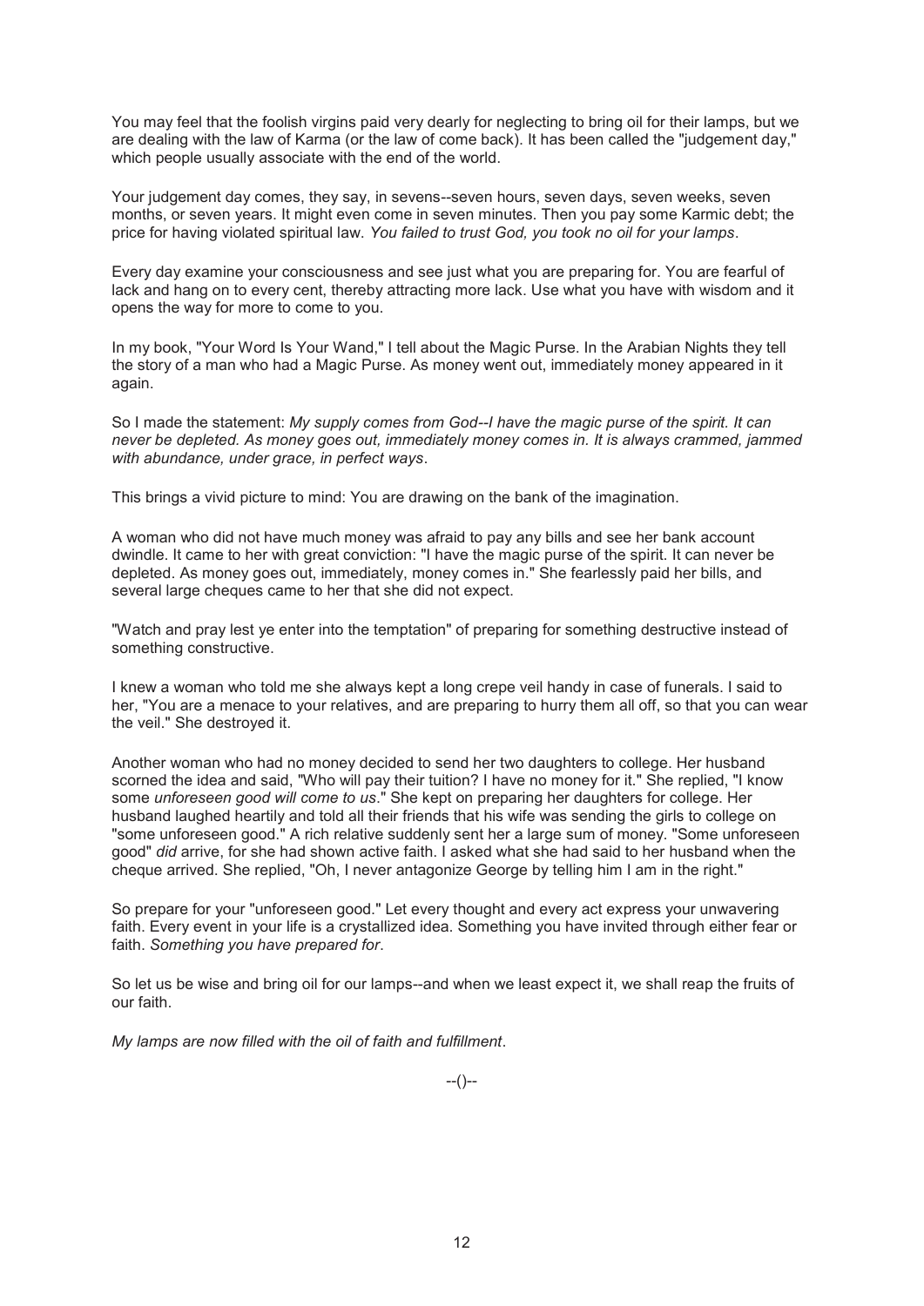You may feel that the foolish virgins paid very dearly for neglecting to bring oil for their lamps, but we are dealing with the law of Karma (or the law of come back). It has been called the "judgement day," which people usually associate with the end of the world.

Your judgement day comes, they say, in sevens--seven hours, seven days, seven weeks, seven months, or seven years. It might even come in seven minutes. Then you pay some Karmic debt; the price for having violated spiritual law. *You failed to trust God, you took no oil for your lamps*.

Every day examine your consciousness and see just what you are preparing for. You are fearful of lack and hang on to every cent, thereby attracting more lack. Use what you have with wisdom and it opens the way for more to come to you.

In my book, "Your Word Is Your Wand," I tell about the Magic Purse. In the Arabian Nights they tell the story of a man who had a Magic Purse. As money went out, immediately money appeared in it again.

So I made the statement: *My supply comes from God--I have the magic purse of the spirit. It can never be depleted. As money goes out, immediately money comes in. It is always crammed, jammed with abundance, under grace, in perfect ways*.

This brings a vivid picture to mind: You are drawing on the bank of the imagination.

A woman who did not have much money was afraid to pay any bills and see her bank account dwindle. It came to her with great conviction: "I have the magic purse of the spirit. It can never be depleted. As money goes out, immediately, money comes in." She fearlessly paid her bills, and several large cheques came to her that she did not expect.

"Watch and pray lest ye enter into the temptation" of preparing for something destructive instead of something constructive.

I knew a woman who told me she always kept a long crepe veil handy in case of funerals. I said to her, "You are a menace to your relatives, and are preparing to hurry them all off, so that you can wear the veil." She destroyed it.

Another woman who had no money decided to send her two daughters to college. Her husband scorned the idea and said, "Who will pay their tuition? I have no money for it." She replied, "I know some *unforeseen good will come to us*." She kept on preparing her daughters for college. Her husband laughed heartily and told all their friends that his wife was sending the girls to college on "some unforeseen good." A rich relative suddenly sent her a large sum of money. "Some unforeseen good" *did* arrive, for she had shown active faith. I asked what she had said to her husband when the cheque arrived. She replied, "Oh, I never antagonize George by telling him I am in the right."

So prepare for your "unforeseen good." Let every thought and every act express your unwavering faith. Every event in your life is a crystallized idea. Something you have invited through either fear or faith. *Something you have prepared for*.

So let us be wise and bring oil for our lamps--and when we least expect it, we shall reap the fruits of our faith.

*My lamps are now filled with the oil of faith and fulfillment*.

--()--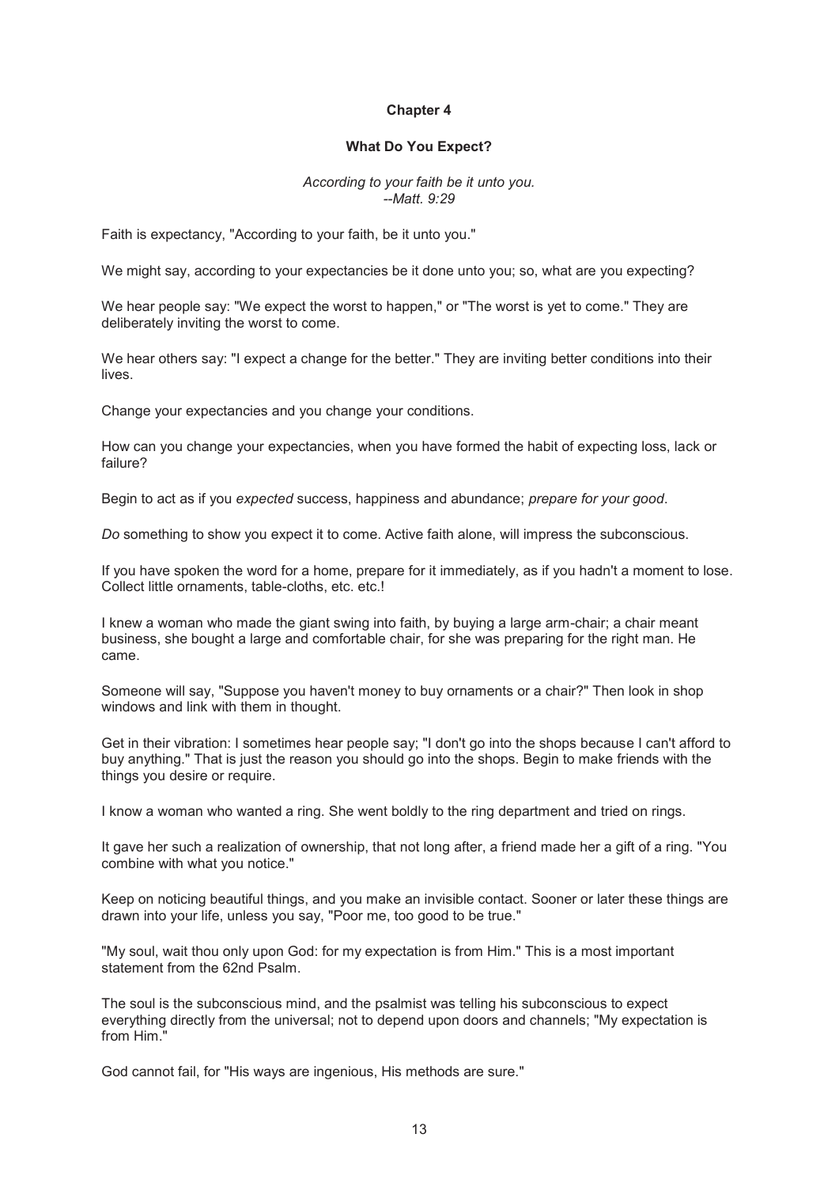## Chapter 4

### What Do You Expect?

*According to your faith be it unto you.*
*--Matt. 9:29*

Faith is expectancy, "According to your faith, be it unto you."

We might say, according to your expectancies be it done unto you; so, what are you expecting?

We hear people say: "We expect the worst to happen," or "The worst is yet to come." They are deliberately inviting the worst to come.

We hear others say: "I expect a change for the better." They are inviting better conditions into their lives.

Change your expectancies and you change your conditions.

How can you change your expectancies, when you have formed the habit of expecting loss, lack or failure?

Begin to act as if you *expected* success, happiness and abundance; *prepare for your good*.

*Do* something to show you expect it to come. Active faith alone, will impress the subconscious.

If you have spoken the word for a home, prepare for it immediately, as if you hadn't a moment to lose. Collect little ornaments, table-cloths, etc. etc.!

I knew a woman who made the giant swing into faith, by buying a large arm-chair; a chair meant business, she bought a large and comfortable chair, for she was preparing for the right man. He came.

Someone will say, "Suppose you haven't money to buy ornaments or a chair?" Then look in shop windows and link with them in thought.

Get in their vibration: I sometimes hear people say; "I don't go into the shops because I can't afford to buy anything." That is just the reason you should go into the shops. Begin to make friends with the things you desire or require.

I know a woman who wanted a ring. She went boldly to the ring department and tried on rings.

It gave her such a realization of ownership, that not long after, a friend made her a gift of a ring. "You combine with what you notice."

Keep on noticing beautiful things, and you make an invisible contact. Sooner or later these things are drawn into your life, unless you say, "Poor me, too good to be true."

"My soul, wait thou only upon God: for my expectation is from Him." This is a most important statement from the 62nd Psalm.

The soul is the subconscious mind, and the psalmist was telling his subconscious to expect everything directly from the universal; not to depend upon doors and channels; "My expectation is from Him."

God cannot fail, for "His ways are ingenious, His methods are sure."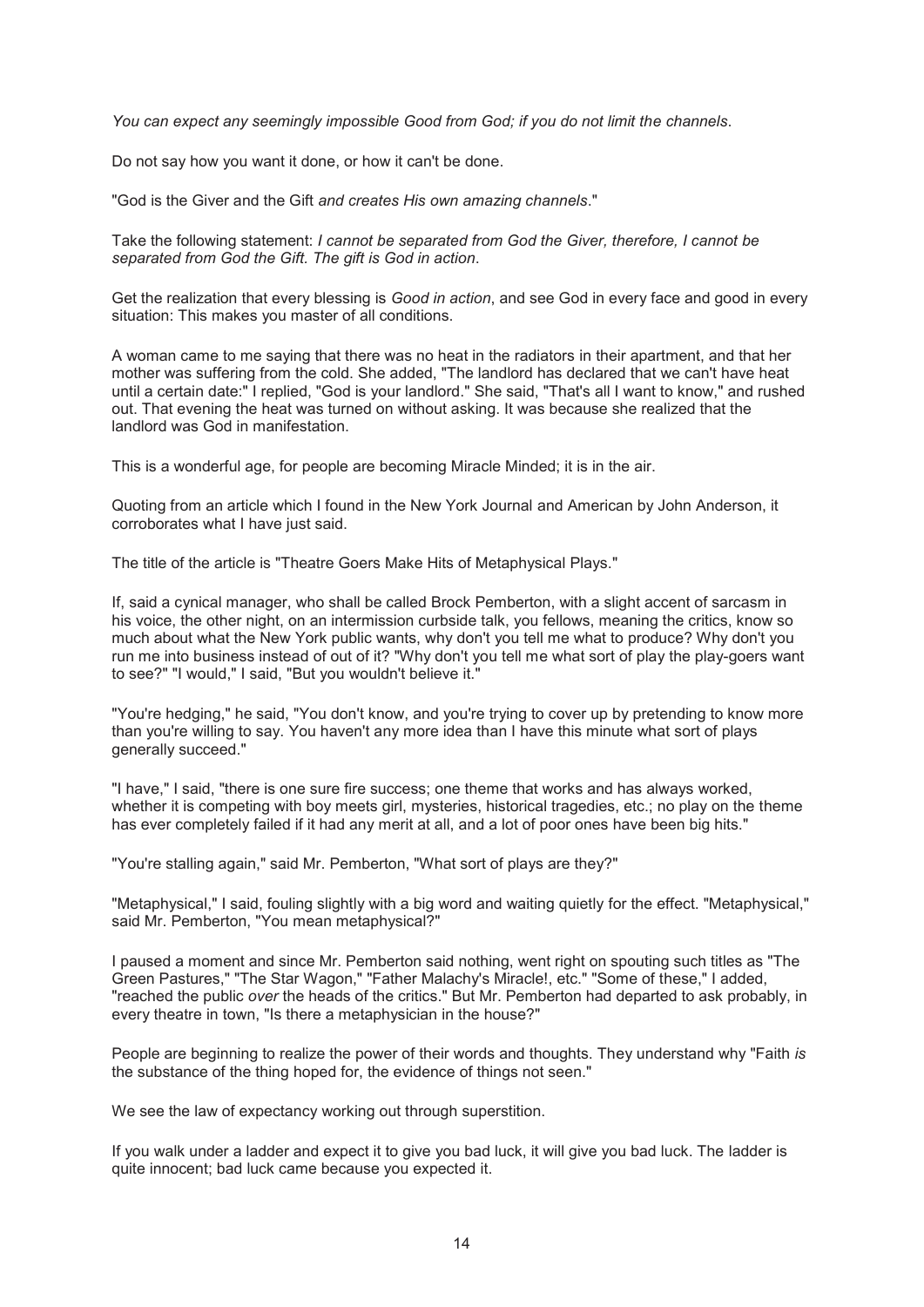*You can expect any seemingly impossible Good from God; if you do not limit the channels*.

Do not say how you want it done, or how it can't be done.

"God is the Giver and the Gift *and creates His own amazing channels*."

Take the following statement: *I cannot be separated from God the Giver, therefore, I cannot be separated from God the Gift. The gift is God in action*.

Get the realization that every blessing is *Good in action*, and see God in every face and good in every situation: This makes you master of all conditions.

A woman came to me saying that there was no heat in the radiators in their apartment, and that her mother was suffering from the cold. She added, "The landlord has declared that we can't have heat until a certain date:" I replied, "God is your landlord." She said, "That's all I want to know," and rushed out. That evening the heat was turned on without asking. It was because she realized that the landlord was God in manifestation.

This is a wonderful age, for people are becoming Miracle Minded; it is in the air.

Quoting from an article which I found in the New York Journal and American by John Anderson, it corroborates what I have just said.

The title of the article is "Theatre Goers Make Hits of Metaphysical Plays."

If, said a cynical manager, who shall be called Brock Pemberton, with a slight accent of sarcasm in his voice, the other night, on an intermission curbside talk, you fellows, meaning the critics, know so much about what the New York public wants, why don't you tell me what to produce? Why don't you run me into business instead of out of it? "Why don't you tell me what sort of play the play-goers want to see?" "I would," I said, "But you wouldn't believe it."

"You're hedging," he said, "You don't know, and you're trying to cover up by pretending to know more than you're willing to say. You haven't any more idea than I have this minute what sort of plays generally succeed."

"I have," I said, "there is one sure fire success; one theme that works and has always worked, whether it is competing with boy meets girl, mysteries, historical tragedies, etc.; no play on the theme has ever completely failed if it had any merit at all, and a lot of poor ones have been big hits."

"You're stalling again," said Mr. Pemberton, "What sort of plays are they?"

"Metaphysical," I said, fouling slightly with a big word and waiting quietly for the effect. "Metaphysical," said Mr. Pemberton, "You mean metaphysical?"

I paused a moment and since Mr. Pemberton said nothing, went right on spouting such titles as "The Green Pastures," "The Star Wagon," "Father Malachy's Miracle!, etc." "Some of these," I added, "reached the public *over* the heads of the critics." But Mr. Pemberton had departed to ask probably, in every theatre in town, "Is there a metaphysician in the house?"

People are beginning to realize the power of their words and thoughts. They understand why "Faith *is* the substance of the thing hoped for, the evidence of things not seen."

We see the law of expectancy working out through superstition.

If you walk under a ladder and expect it to give you bad luck, it will give you bad luck. The ladder is quite innocent; bad luck came because you expected it.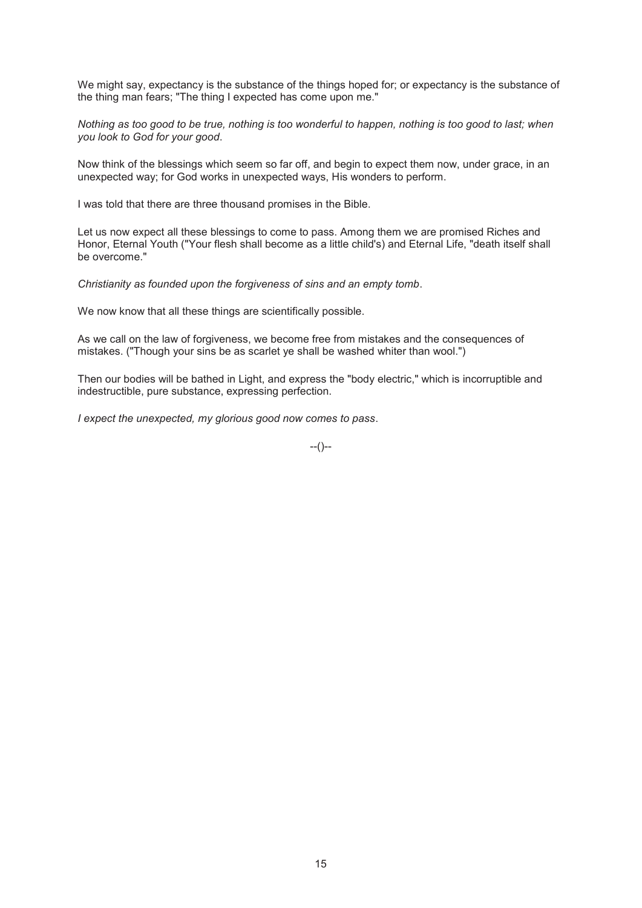We might say, expectancy is the substance of the things hoped for; or expectancy is the substance of the thing man fears; "The thing I expected has come upon me."

*Nothing as too good to be true, nothing is too wonderful to happen, nothing is too good to last; when you look to God for your good*.

Now think of the blessings which seem so far off, and begin to expect them now, under grace, in an unexpected way; for God works in unexpected ways, His wonders to perform.

I was told that there are three thousand promises in the Bible.

Let us now expect all these blessings to come to pass. Among them we are promised Riches and Honor, Eternal Youth ("Your flesh shall become as a little child's) and Eternal Life, "death itself shall be overcome."

*Christianity as founded upon the forgiveness of sins and an empty tomb*.

We now know that all these things are scientifically possible.

As we call on the law of forgiveness, we become free from mistakes and the consequences of mistakes. ("Though your sins be as scarlet ye shall be washed whiter than wool.")

Then our bodies will be bathed in Light, and express the "body electric," which is incorruptible and indestructible, pure substance, expressing perfection.

*I expect the unexpected, my glorious good now comes to pass*.

--()--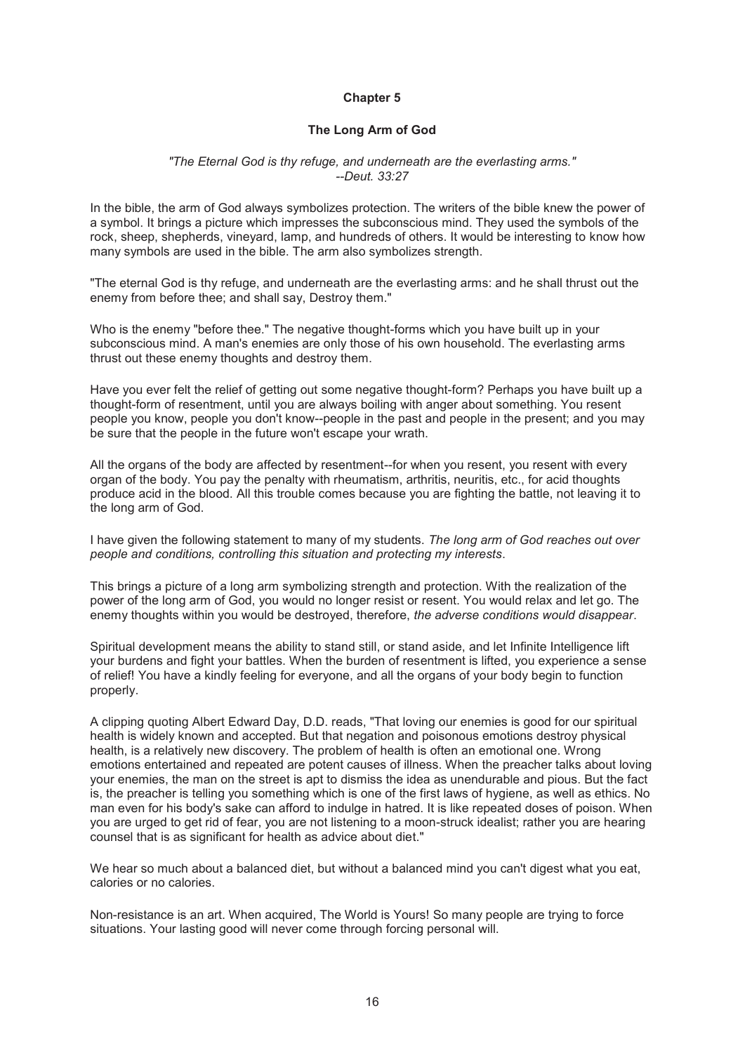## Chapter 5

### The Long Arm of God

*"The Eternal God is thy refuge, and underneath are the everlasting arms."*
*--Deut. 33:27*

In the bible, the arm of God always symbolizes protection. The writers of the bible knew the power of a symbol. It brings a picture which impresses the subconscious mind. They used the symbols of the rock, sheep, shepherds, vineyard, lamp, and hundreds of others. It would be interesting to know how many symbols are used in the bible. The arm also symbolizes strength.

"The eternal God is thy refuge, and underneath are the everlasting arms: and he shall thrust out the enemy from before thee; and shall say, Destroy them."

Who is the enemy "before thee." The negative thought-forms which you have built up in your subconscious mind. A man's enemies are only those of his own household. The everlasting arms thrust out these enemy thoughts and destroy them.

Have you ever felt the relief of getting out some negative thought-form? Perhaps you have built up a thought-form of resentment, until you are always boiling with anger about something. You resent people you know, people you don't know--people in the past and people in the present; and you may be sure that the people in the future won't escape your wrath.

All the organs of the body are affected by resentment--for when you resent, you resent with every organ of the body. You pay the penalty with rheumatism, arthritis, neuritis, etc., for acid thoughts produce acid in the blood. All this trouble comes because you are fighting the battle, not leaving it to the long arm of God.

I have given the following statement to many of my students. *The long arm of God reaches out over people and conditions, controlling this situation and protecting my interests*.

This brings a picture of a long arm symbolizing strength and protection. With the realization of the power of the long arm of God, you would no longer resist or resent. You would relax and let go. The enemy thoughts within you would be destroyed, therefore, *the adverse conditions would disappear*.

Spiritual development means the ability to stand still, or stand aside, and let Infinite Intelligence lift your burdens and fight your battles. When the burden of resentment is lifted, you experience a sense of relief! You have a kindly feeling for everyone, and all the organs of your body begin to function properly.

A clipping quoting Albert Edward Day, D.D. reads, "That loving our enemies is good for our spiritual health is widely known and accepted. But that negation and poisonous emotions destroy physical health, is a relatively new discovery. The problem of health is often an emotional one. Wrong emotions entertained and repeated are potent causes of illness. When the preacher talks about loving your enemies, the man on the street is apt to dismiss the idea as unendurable and pious. But the fact is, the preacher is telling you something which is one of the first laws of hygiene, as well as ethics. No man even for his body's sake can afford to indulge in hatred. It is like repeated doses of poison. When you are urged to get rid of fear, you are not listening to a moon-struck idealist; rather you are hearing counsel that is as significant for health as advice about diet."

We hear so much about a balanced diet, but without a balanced mind you can't digest what you eat, calories or no calories.

Non-resistance is an art. When acquired, The World is Yours! So many people are trying to force situations. Your lasting good will never come through forcing personal will.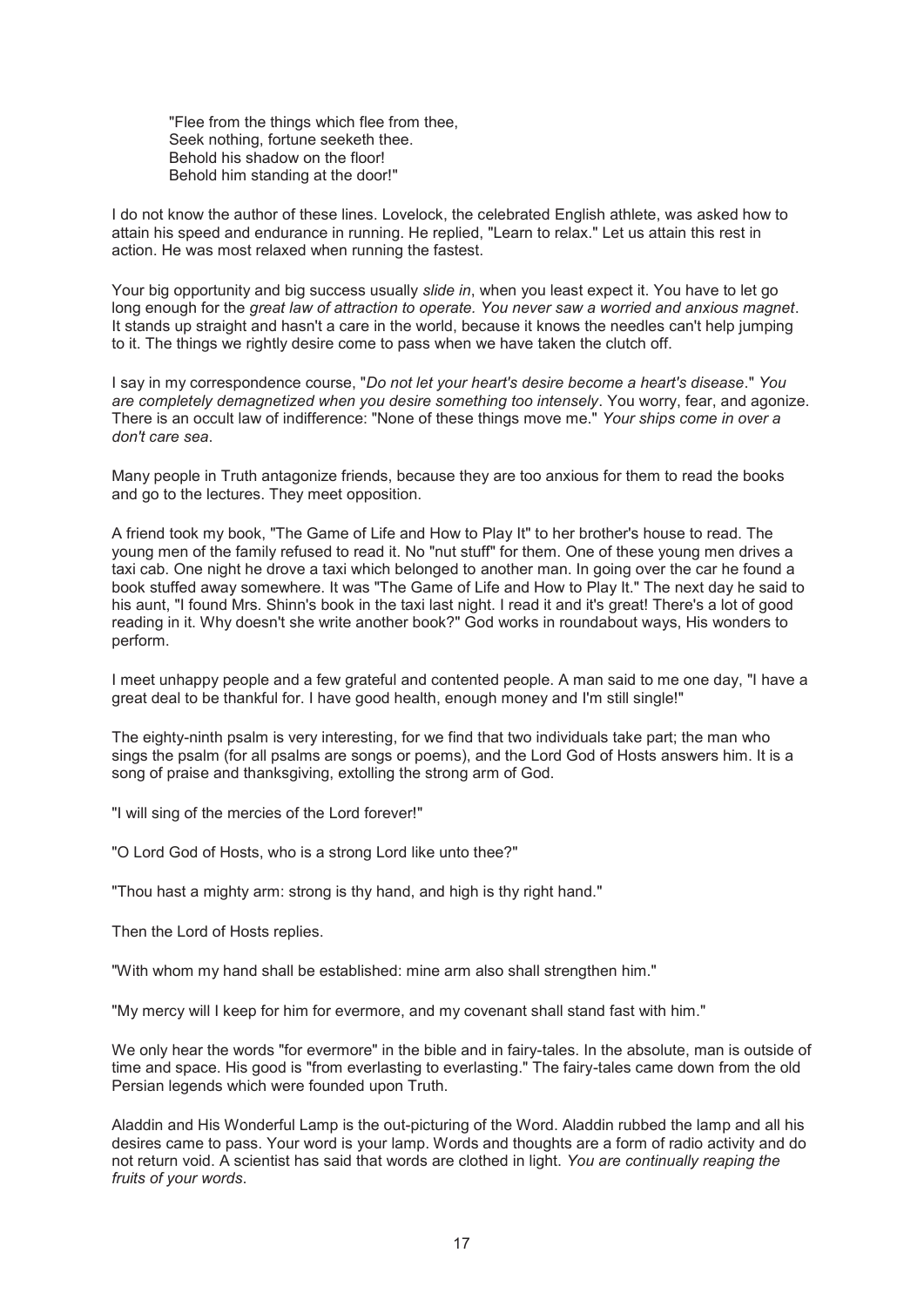"Flee from the things which flee from thee,  
Seek nothing, fortune seeketh thee.  
Behold his shadow on the floor!  
Behold him standing at the door!"

I do not know the author of these lines. Lovelock, the celebrated English athlete, was asked how to attain his speed and endurance in running. He replied, "Learn to relax." Let us attain this rest in action. He was most relaxed when running the fastest.

Your big opportunity and big success usually *slide in*, when you least expect it. You have to let go long enough for the *great law of attraction to operate. You never saw a worried and anxious magnet*. It stands up straight and hasn't a care in the world, because it knows the needles can't help jumping to it. The things we rightly desire come to pass when we have taken the clutch off.

I say in my correspondence course, "*Do not let your heart's desire become a heart's disease*." *You are completely demagnetized when you desire something too intensely*. You worry, fear, and agonize. There is an occult law of indifference: "None of these things move me." *Your ships come in over a don't care sea*.

Many people in Truth antagonize friends, because they are too anxious for them to read the books and go to the lectures. They meet opposition.

A friend took my book, "The Game of Life and How to Play It" to her brother's house to read. The young men of the family refused to read it. No "nut stuff" for them. One of these young men drives a taxi cab. One night he drove a taxi which belonged to another man. In going over the car he found a book stuffed away somewhere. It was "The Game of Life and How to Play It." The next day he said to his aunt, "I found Mrs. Shinn's book in the taxi last night. I read it and it's great! There's a lot of good reading in it. Why doesn't she write another book?" God works in roundabout ways, His wonders to perform.

I meet unhappy people and a few grateful and contented people. A man said to me one day, "I have a great deal to be thankful for. I have good health, enough money and I'm still single!"

The eighty-ninth psalm is very interesting, for we find that two individuals take part; the man who sings the psalm (for all psalms are songs or poems), and the Lord God of Hosts answers him. It is a song of praise and thanksgiving, extolling the strong arm of God.

"I will sing of the mercies of the Lord forever!"

"O Lord God of Hosts, who is a strong Lord like unto thee?"

"Thou hast a mighty arm: strong is thy hand, and high is thy right hand."

Then the Lord of Hosts replies.

"With whom my hand shall be established: mine arm also shall strengthen him."

"My mercy will I keep for him for evermore, and my covenant shall stand fast with him."

We only hear the words "for evermore" in the bible and in fairy-tales. In the absolute, man is outside of time and space. His good is "from everlasting to everlasting." The fairy-tales came down from the old Persian legends which were founded upon Truth.

Aladdin and His Wonderful Lamp is the out-picturing of the Word. Aladdin rubbed the lamp and all his desires came to pass. Your word is your lamp. Words and thoughts are a form of radio activity and do not return void. A scientist has said that words are clothed in light. *You are continually reaping the fruits of your words*.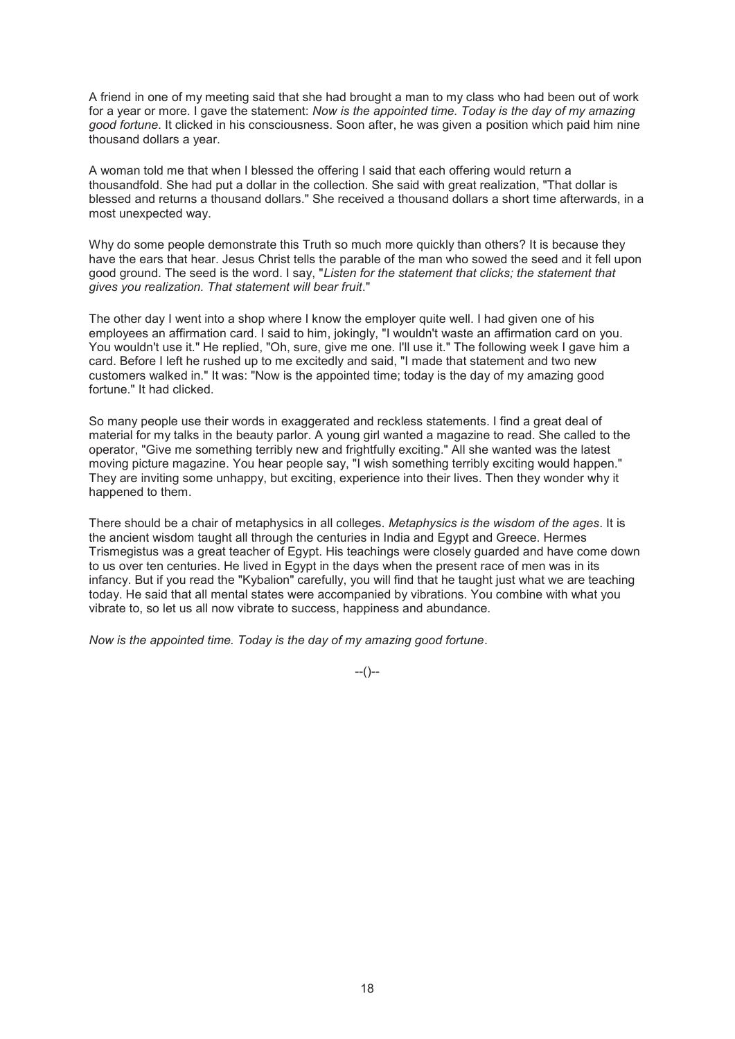A friend in one of my meeting said that she had brought a man to my class who had been out of work for a year or more. I gave the statement: *Now is the appointed time. Today is the day of my amazing good fortune*. It clicked in his consciousness. Soon after, he was given a position which paid him nine thousand dollars a year.

A woman told me that when I blessed the offering I said that each offering would return a thousandfold. She had put a dollar in the collection. She said with great realization, "That dollar is blessed and returns a thousand dollars." She received a thousand dollars a short time afterwards, in a most unexpected way.

Why do some people demonstrate this Truth so much more quickly than others? It is because they have the ears that hear. Jesus Christ tells the parable of the man who sowed the seed and it fell upon good ground. The seed is the word. I say, "*Listen for the statement that clicks; the statement that gives you realization. That statement will bear fruit*."

The other day I went into a shop where I know the employer quite well. I had given one of his employees an affirmation card. I said to him, jokingly, "I wouldn't waste an affirmation card on you. You wouldn't use it." He replied, "Oh, sure, give me one. I'll use it." The following week I gave him a card. Before I left he rushed up to me excitedly and said, "I made that statement and two new customers walked in." It was: "Now is the appointed time; today is the day of my amazing good fortune." It had clicked.

So many people use their words in exaggerated and reckless statements. I find a great deal of material for my talks in the beauty parlor. A young girl wanted a magazine to read. She called to the operator, "Give me something terribly new and frightfully exciting." All she wanted was the latest moving picture magazine. You hear people say, "I wish something terribly exciting would happen." They are inviting some unhappy, but exciting, experience into their lives. Then they wonder why it happened to them.

There should be a chair of metaphysics in all colleges. *Metaphysics is the wisdom of the ages*. It is the ancient wisdom taught all through the centuries in India and Egypt and Greece. Hermes Trismegistus was a great teacher of Egypt. His teachings were closely guarded and have come down to us over ten centuries. He lived in Egypt in the days when the present race of men was in its infancy. But if you read the "Kybalion" carefully, you will find that he taught just what we are teaching today. He said that all mental states were accompanied by vibrations. You combine with what you vibrate to, so let us all now vibrate to success, happiness and abundance.

*Now is the appointed time. Today is the day of my amazing good fortune*.

--()--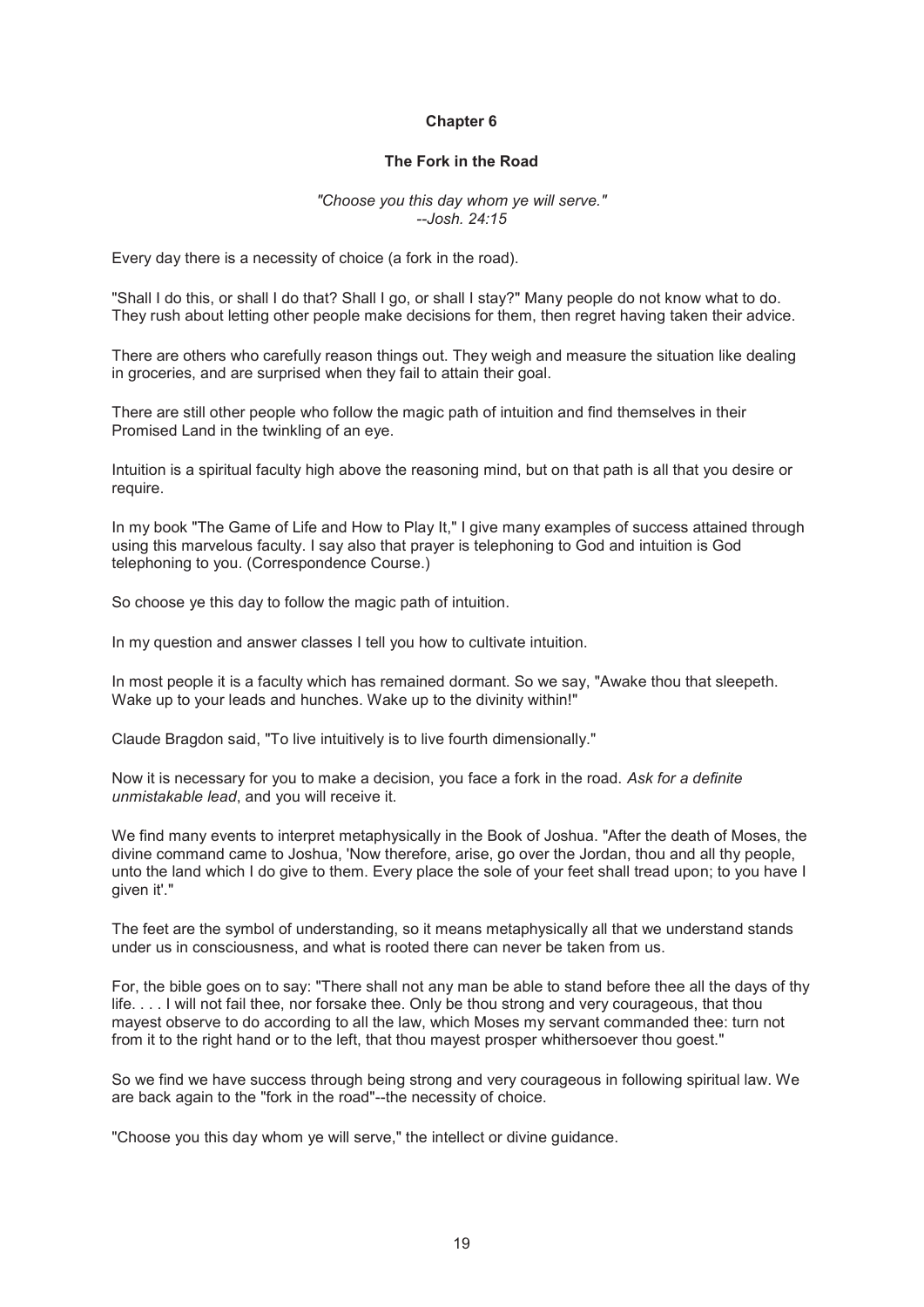# Chapter 6

## The Fork in the Road

*"Choose you this day whom ye will serve."*
*--Josh. 24:15*

Every day there is a necessity of choice (a fork in the road).

"Shall I do this, or shall I do that? Shall I go, or shall I stay?" Many people do not know what to do. They rush about letting other people make decisions for them, then regret having taken their advice.

There are others who carefully reason things out. They weigh and measure the situation like dealing in groceries, and are surprised when they fail to attain their goal.

There are still other people who follow the magic path of intuition and find themselves in their Promised Land in the twinkling of an eye.

Intuition is a spiritual faculty high above the reasoning mind, but on that path is all that you desire or require.

In my book "The Game of Life and How to Play It," I give many examples of success attained through using this marvelous faculty. I say also that prayer is telephoning to God and intuition is God telephoning to you. (Correspondence Course.)

So choose ye this day to follow the magic path of intuition.

In my question and answer classes I tell you how to cultivate intuition.

In most people it is a faculty which has remained dormant. So we say, "Awake thou that sleepeth. Wake up to your leads and hunches. Wake up to the divinity within!"

Claude Bragdon said, "To live intuitively is to live fourth dimensionally."

Now it is necessary for you to make a decision, you face a fork in the road. *Ask for a definite unmistakable lead*, and you will receive it.

We find many events to interpret metaphysically in the Book of Joshua. "After the death of Moses, the divine command came to Joshua, 'Now therefore, arise, go over the Jordan, thou and all thy people, unto the land which I do give to them. Every place the sole of your feet shall tread upon; to you have I given it'."

The feet are the symbol of understanding, so it means metaphysically all that we understand stands under us in consciousness, and what is rooted there can never be taken from us.

For, the bible goes on to say: "There shall not any man be able to stand before thee all the days of thy life. . . . I will not fail thee, nor forsake thee. Only be thou strong and very courageous, that thou mayest observe to do according to all the law, which Moses my servant commanded thee: turn not from it to the right hand or to the left, that thou mayest prosper whithersoever thou goest."

So we find we have success through being strong and very courageous in following spiritual law. We are back again to the "fork in the road"--the necessity of choice.

"Choose you this day whom ye will serve," the intellect or divine guidance.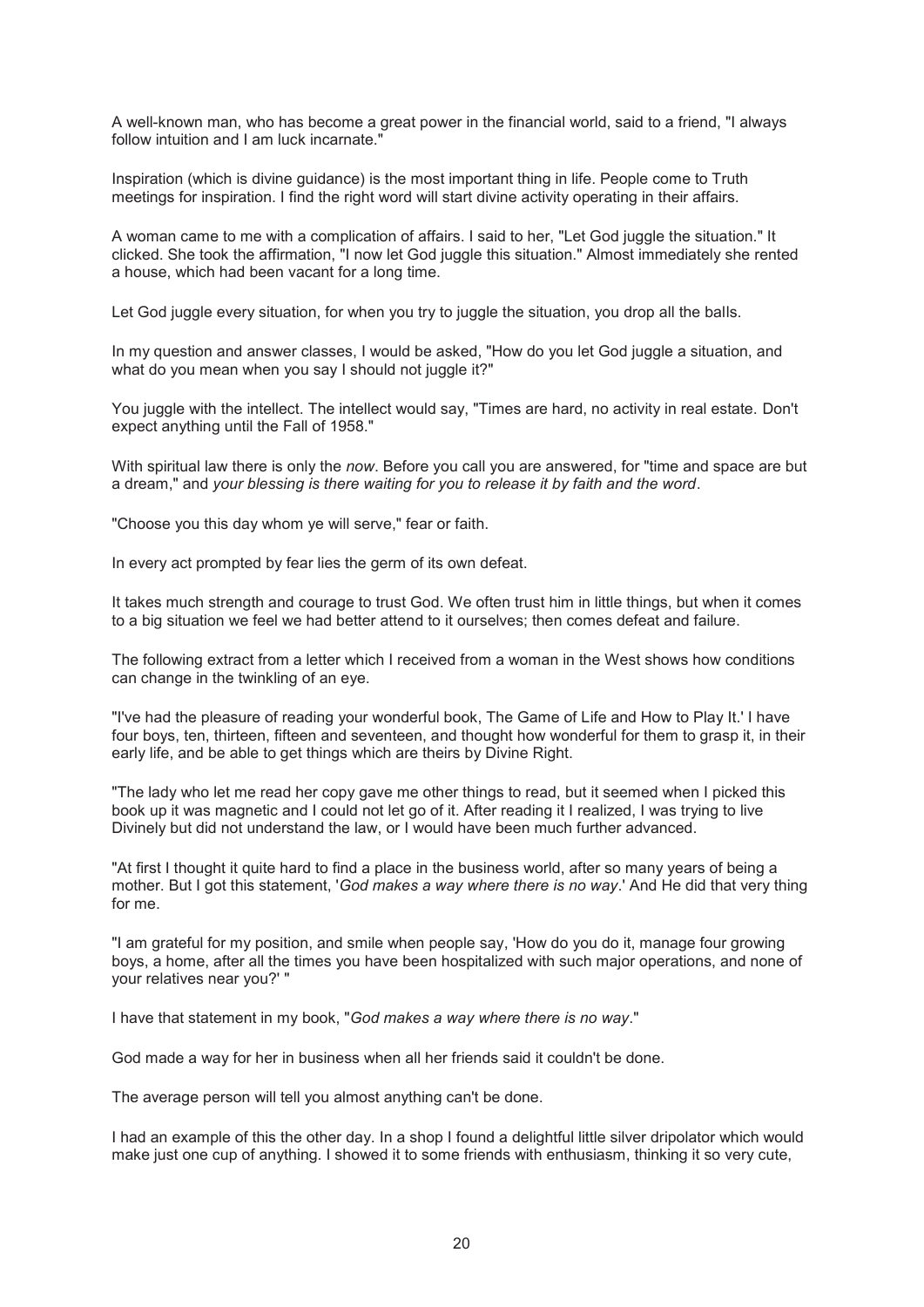A well-known man, who has become a great power in the financial world, said to a friend, "I always follow intuition and I am luck incarnate."

Inspiration (which is divine guidance) is the most important thing in life. People come to Truth meetings for inspiration. I find the right word will start divine activity operating in their affairs.

A woman came to me with a complication of affairs. I said to her, "Let God juggle the situation." It clicked. She took the affirmation, "I now let God juggle this situation." Almost immediately she rented a house, which had been vacant for a long time.

Let God juggle every situation, for when you try to juggle the situation, you drop all the balls.

In my question and answer classes, I would be asked, "How do you let God juggle a situation, and what do you mean when you say I should not juggle it?"

You juggle with the intellect. The intellect would say, "Times are hard, no activity in real estate. Don't expect anything until the Fall of 1958."

With spiritual law there is only the *now*. Before you call you are answered, for "time and space are but a dream," and *your blessing is there waiting for you to release it by faith and the word*.

"Choose you this day whom ye will serve," fear or faith.

In every act prompted by fear lies the germ of its own defeat.

It takes much strength and courage to trust God. We often trust him in little things, but when it comes to a big situation we feel we had better attend to it ourselves; then comes defeat and failure.

The following extract from a letter which I received from a woman in the West shows how conditions can change in the twinkling of an eye.

"I've had the pleasure of reading your wonderful book, The Game of Life and How to Play It.' I have four boys, ten, thirteen, fifteen and seventeen, and thought how wonderful for them to grasp it, in their early life, and be able to get things which are theirs by Divine Right.

"The lady who let me read her copy gave me other things to read, but it seemed when I picked this book up it was magnetic and I could not let go of it. After reading it I realized, I was trying to live Divinely but did not understand the law, or I would have been much further advanced.

"At first I thought it quite hard to find a place in the business world, after so many years of being a mother. But I got this statement, '*God makes a way where there is no way*.' And He did that very thing for me.

"I am grateful for my position, and smile when people say, 'How do you do it, manage four growing boys, a home, after all the times you have been hospitalized with such major operations, and none of your relatives near you?' "

I have that statement in my book, "*God makes a way where there is no way*."

God made a way for her in business when all her friends said it couldn't be done.

The average person will tell you almost anything can't be done.

I had an example of this the other day. In a shop I found a delightful little silver dripolator which would make just one cup of anything. I showed it to some friends with enthusiasm, thinking it so very cute,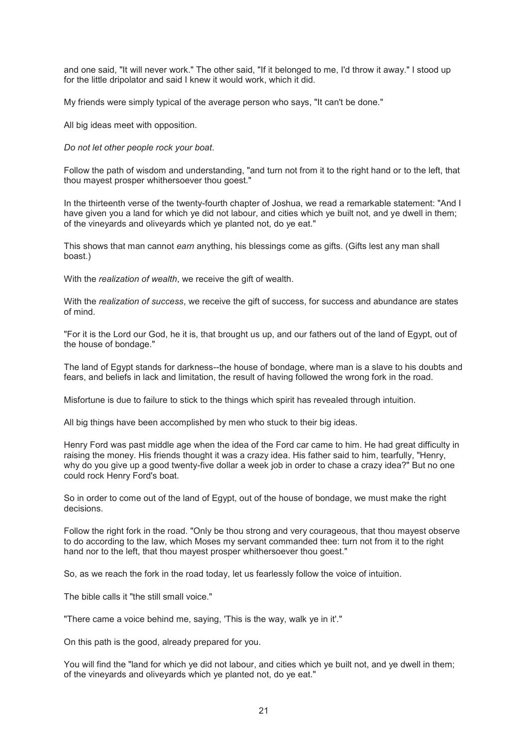and one said, "It will never work." The other said, "If it belonged to me, I'd throw it away." I stood up for the little dripolator and said I knew it would work, which it did.

My friends were simply typical of the average person who says, "It can't be done."

All big ideas meet with opposition.

*Do not let other people rock your boat*.

Follow the path of wisdom and understanding, "and turn not from it to the right hand or to the left, that thou mayest prosper whithersoever thou goest."

In the thirteenth verse of the twenty-fourth chapter of Joshua, we read a remarkable statement: "And I have given you a land for which ye did not labour, and cities which ye built not, and ye dwell in them; of the vineyards and oliveyards which ye planted not, do ye eat."

This shows that man cannot *earn* anything, his blessings come as gifts. (Gifts lest any man shall boast.)

With the *realization of wealth*, we receive the gift of wealth.

With the *realization of success*, we receive the gift of success, for success and abundance are states of mind.

"For it is the Lord our God, he it is, that brought us up, and our fathers out of the land of Egypt, out of the house of bondage."

The land of Egypt stands for darkness--the house of bondage, where man is a slave to his doubts and fears, and beliefs in lack and limitation, the result of having followed the wrong fork in the road.

Misfortune is due to failure to stick to the things which spirit has revealed through intuition.

All big things have been accomplished by men who stuck to their big ideas.

Henry Ford was past middle age when the idea of the Ford car came to him. He had great difficulty in raising the money. His friends thought it was a crazy idea. His father said to him, tearfully, "Henry, why do you give up a good twenty-five dollar a week job in order to chase a crazy idea?" But no one could rock Henry Ford's boat.

So in order to come out of the land of Egypt, out of the house of bondage, we must make the right decisions.

Follow the right fork in the road. "Only be thou strong and very courageous, that thou mayest observe to do according to the law, which Moses my servant commanded thee: turn not from it to the right hand nor to the left, that thou mayest prosper whithersoever thou goest."

So, as we reach the fork in the road today, let us fearlessly follow the voice of intuition.

The bible calls it "the still small voice."

"There came a voice behind me, saying, 'This is the way, walk ye in it'."

On this path is the good, already prepared for you.

You will find the "land for which ye did not labour, and cities which ye built not, and ye dwell in them; of the vineyards and oliveyards which ye planted not, do ye eat."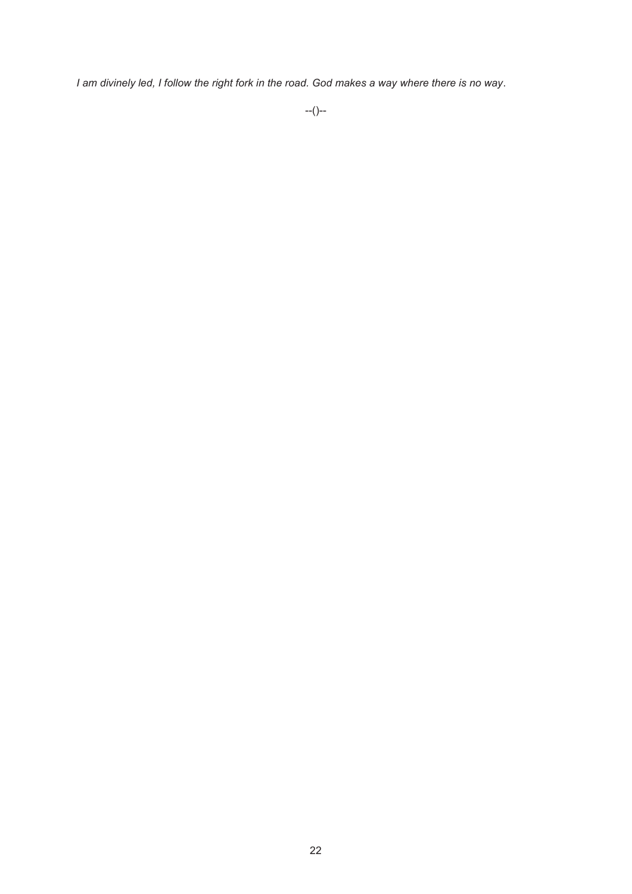*I am divinely led, I follow the right fork in the road. God makes a way where there is no way.*

--()--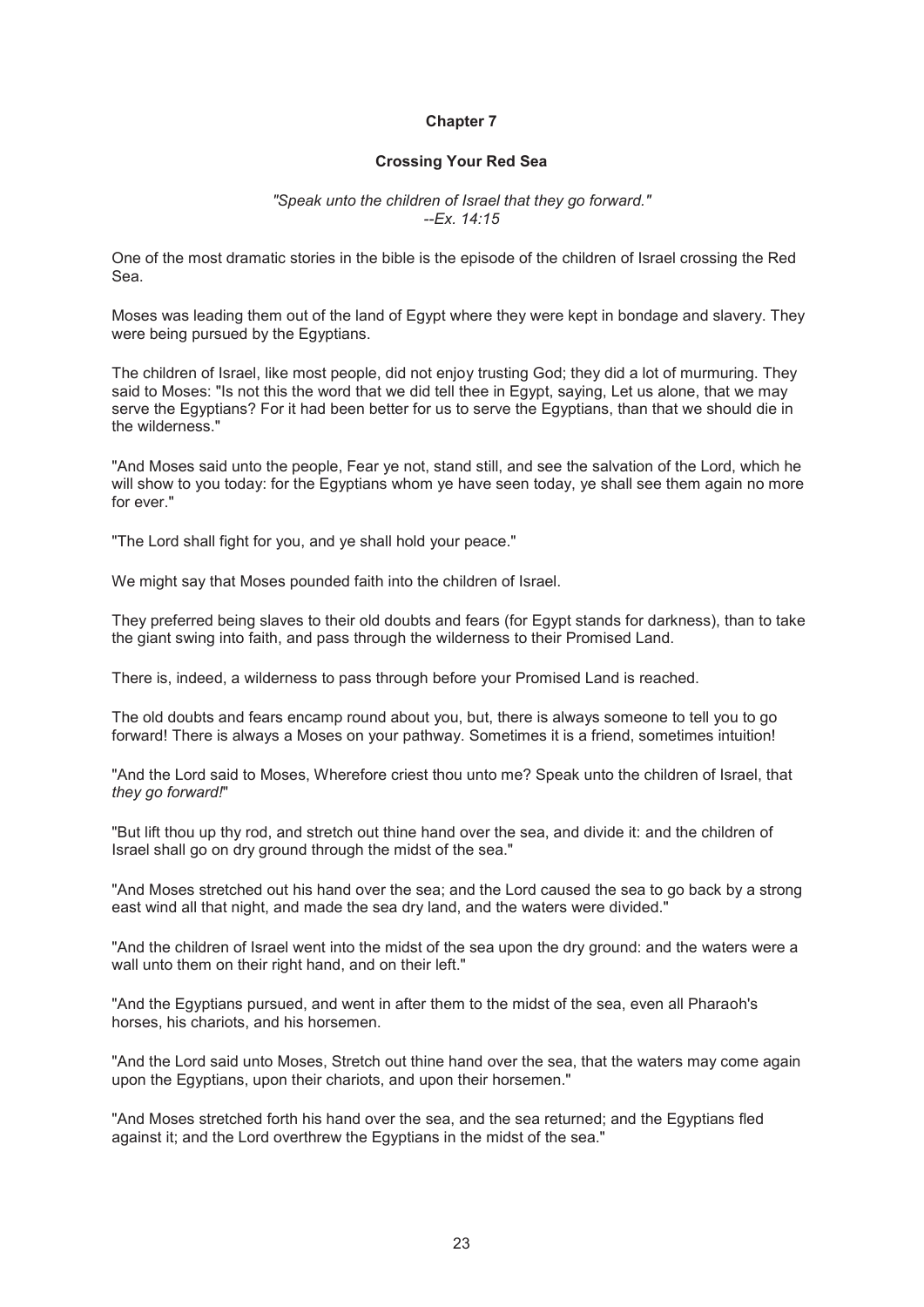## Chapter 7

### Crossing Your Red Sea

*"Speak unto the children of Israel that they go forward."*
*--Ex. 14:15*

One of the most dramatic stories in the bible is the episode of the children of Israel crossing the Red Sea.

Moses was leading them out of the land of Egypt where they were kept in bondage and slavery. They were being pursued by the Egyptians.

The children of Israel, like most people, did not enjoy trusting God; they did a lot of murmuring. They said to Moses: "Is not this the word that we did tell thee in Egypt, saying, Let us alone, that we may serve the Egyptians? For it had been better for us to serve the Egyptians, than that we should die in the wilderness."

"And Moses said unto the people, Fear ye not, stand still, and see the salvation of the Lord, which he will show to you today: for the Egyptians whom ye have seen today, ye shall see them again no more for ever."

"The Lord shall fight for you, and ye shall hold your peace."

We might say that Moses pounded faith into the children of Israel.

They preferred being slaves to their old doubts and fears (for Egypt stands for darkness), than to take the giant swing into faith, and pass through the wilderness to their Promised Land.

There is, indeed, a wilderness to pass through before your Promised Land is reached.

The old doubts and fears encamp round about you, but, there is always someone to tell you to go forward! There is always a Moses on your pathway. Sometimes it is a friend, sometimes intuition!

"And the Lord said to Moses, Wherefore criest thou unto me? Speak unto the children of Israel, that *they go forward!*"

"But lift thou up thy rod, and stretch out thine hand over the sea, and divide it: and the children of Israel shall go on dry ground through the midst of the sea."

"And Moses stretched out his hand over the sea; and the Lord caused the sea to go back by a strong east wind all that night, and made the sea dry land, and the waters were divided."

"And the children of Israel went into the midst of the sea upon the dry ground: and the waters were a wall unto them on their right hand, and on their left."

"And the Egyptians pursued, and went in after them to the midst of the sea, even all Pharaoh's horses, his chariots, and his horsemen.

"And the Lord said unto Moses, Stretch out thine hand over the sea, that the waters may come again upon the Egyptians, upon their chariots, and upon their horsemen."

"And Moses stretched forth his hand over the sea, and the sea returned; and the Egyptians fled against it; and the Lord overthrew the Egyptians in the midst of the sea."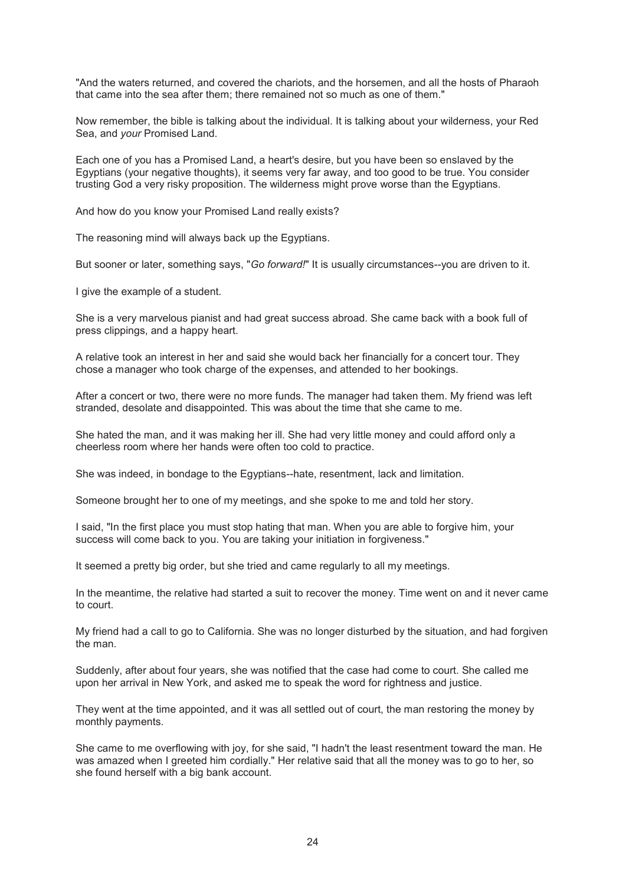"And the waters returned, and covered the chariots, and the horsemen, and all the hosts of Pharaoh that came into the sea after them; there remained not so much as one of them."

Now remember, the bible is talking about the individual. It is talking about your wilderness, your Red Sea, and *your* Promised Land.

Each one of you has a Promised Land, a heart's desire, but you have been so enslaved by the Egyptians (your negative thoughts), it seems very far away, and too good to be true. You consider trusting God a very risky proposition. The wilderness might prove worse than the Egyptians.

And how do you know your Promised Land really exists?

The reasoning mind will always back up the Egyptians.

But sooner or later, something says, "*Go forward!*" It is usually circumstances--you are driven to it.

I give the example of a student.

She is a very marvelous pianist and had great success abroad. She came back with a book full of press clippings, and a happy heart.

A relative took an interest in her and said she would back her financially for a concert tour. They chose a manager who took charge of the expenses, and attended to her bookings.

After a concert or two, there were no more funds. The manager had taken them. My friend was left stranded, desolate and disappointed. This was about the time that she came to me.

She hated the man, and it was making her ill. She had very little money and could afford only a cheerless room where her hands were often too cold to practice.

She was indeed, in bondage to the Egyptians--hate, resentment, lack and limitation.

Someone brought her to one of my meetings, and she spoke to me and told her story.

I said, "In the first place you must stop hating that man. When you are able to forgive him, your success will come back to you. You are taking your initiation in forgiveness."

It seemed a pretty big order, but she tried and came regularly to all my meetings.

In the meantime, the relative had started a suit to recover the money. Time went on and it never came to court.

My friend had a call to go to California. She was no longer disturbed by the situation, and had forgiven the man.

Suddenly, after about four years, she was notified that the case had come to court. She called me upon her arrival in New York, and asked me to speak the word for rightness and justice.

They went at the time appointed, and it was all settled out of court, the man restoring the money by monthly payments.

She came to me overflowing with joy, for she said, "I hadn't the least resentment toward the man. He was amazed when I greeted him cordially." Her relative said that all the money was to go to her, so she found herself with a big bank account.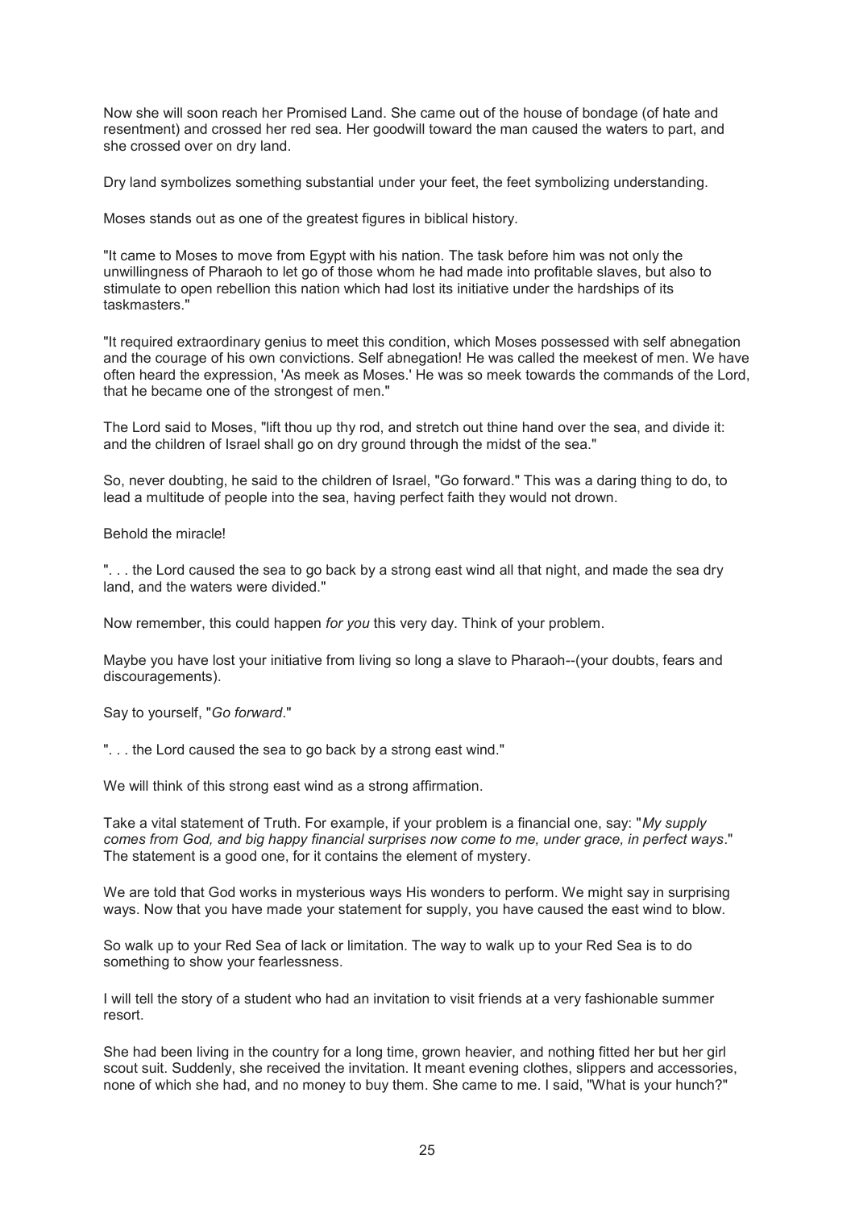Now she will soon reach her Promised Land. She came out of the house of bondage (of hate and resentment) and crossed her red sea. Her goodwill toward the man caused the waters to part, and she crossed over on dry land.

Dry land symbolizes something substantial under your feet, the feet symbolizing understanding.

Moses stands out as one of the greatest figures in biblical history.

"It came to Moses to move from Egypt with his nation. The task before him was not only the unwillingness of Pharaoh to let go of those whom he had made into profitable slaves, but also to stimulate to open rebellion this nation which had lost its initiative under the hardships of its taskmasters."

"It required extraordinary genius to meet this condition, which Moses possessed with self abnegation and the courage of his own convictions. Self abnegation! He was called the meekest of men. We have often heard the expression, 'As meek as Moses.' He was so meek towards the commands of the Lord, that he became one of the strongest of men."

The Lord said to Moses, "lift thou up thy rod, and stretch out thine hand over the sea, and divide it: and the children of Israel shall go on dry ground through the midst of the sea."

So, never doubting, he said to the children of Israel, "Go forward." This was a daring thing to do, to lead a multitude of people into the sea, having perfect faith they would not drown.

Behold the miracle!

". . . the Lord caused the sea to go back by a strong east wind all that night, and made the sea dry land, and the waters were divided."

Now remember, this could happen *for you* this very day. Think of your problem.

Maybe you have lost your initiative from living so long a slave to Pharaoh--(your doubts, fears and discouragements).

Say to yourself, "*Go forward*."

". . . the Lord caused the sea to go back by a strong east wind."

We will think of this strong east wind as a strong affirmation.

Take a vital statement of Truth. For example, if your problem is a financial one, say: "*My supply comes from God, and big happy financial surprises now come to me, under grace, in perfect ways*." The statement is a good one, for it contains the element of mystery.

We are told that God works in mysterious ways His wonders to perform. We might say in surprising ways. Now that you have made your statement for supply, you have caused the east wind to blow.

So walk up to your Red Sea of lack or limitation. The way to walk up to your Red Sea is to do something to show your fearlessness.

I will tell the story of a student who had an invitation to visit friends at a very fashionable summer resort.

She had been living in the country for a long time, grown heavier, and nothing fitted her but her girl scout suit. Suddenly, she received the invitation. It meant evening clothes, slippers and accessories, none of which she had, and no money to buy them. She came to me. I said, "What is your hunch?"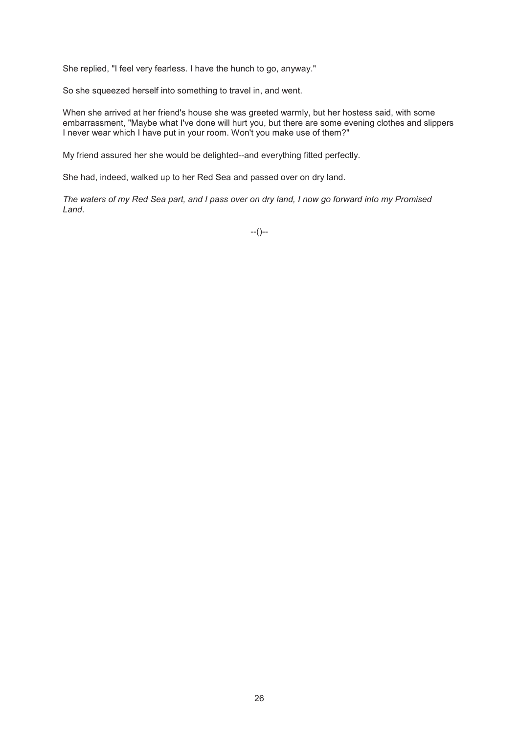She replied, "I feel very fearless. I have the hunch to go, anyway."

So she squeezed herself into something to travel in, and went.

When she arrived at her friend's house she was greeted warmly, but her hostess said, with some embarrassment, "Maybe what I've done will hurt you, but there are some evening clothes and slippers I never wear which I have put in your room. Won't you make use of them?"

My friend assured her she would be delighted--and everything fitted perfectly.

She had, indeed, walked up to her Red Sea and passed over on dry land.

*The waters of my Red Sea part, and I pass over on dry land, I now go forward into my Promised Land.*

--()--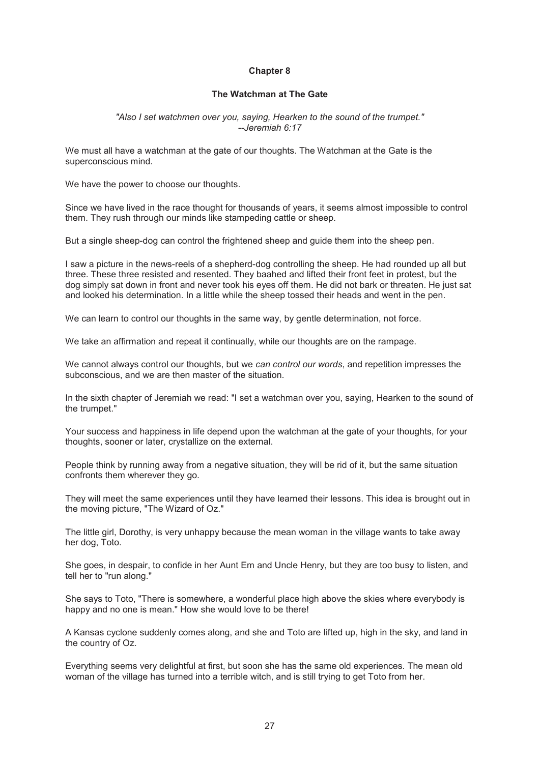## Chapter 8

### The Watchman at The Gate

*"Also I set watchmen over you, saying, Hearken to the sound of the trumpet."*
*--Jeremiah 6:17*

We must all have a watchman at the gate of our thoughts. The Watchman at the Gate is the superconscious mind.

We have the power to choose our thoughts.

Since we have lived in the race thought for thousands of years, it seems almost impossible to control them. They rush through our minds like stampeding cattle or sheep.

But a single sheep-dog can control the frightened sheep and guide them into the sheep pen.

I saw a picture in the news-reels of a shepherd-dog controlling the sheep. He had rounded up all but three. These three resisted and resented. They baahed and lifted their front feet in protest, but the dog simply sat down in front and never took his eyes off them. He did not bark or threaten. He just sat and looked his determination. In a little while the sheep tossed their heads and went in the pen.

We can learn to control our thoughts in the same way, by gentle determination, not force.

We take an affirmation and repeat it continually, while our thoughts are on the rampage.

We cannot always control our thoughts, but we *can control our words*, and repetition impresses the subconscious, and we are then master of the situation.

In the sixth chapter of Jeremiah we read: "I set a watchman over you, saying, Hearken to the sound of the trumpet."

Your success and happiness in life depend upon the watchman at the gate of your thoughts, for your thoughts, sooner or later, crystallize on the external.

People think by running away from a negative situation, they will be rid of it, but the same situation confronts them wherever they go.

They will meet the same experiences until they have learned their lessons. This idea is brought out in the moving picture, "The Wizard of Oz."

The little girl, Dorothy, is very unhappy because the mean woman in the village wants to take away her dog, Toto.

She goes, in despair, to confide in her Aunt Em and Uncle Henry, but they are too busy to listen, and tell her to "run along."

She says to Toto, "There is somewhere, a wonderful place high above the skies where everybody is happy and no one is mean." How she would love to be there!

A Kansas cyclone suddenly comes along, and she and Toto are lifted up, high in the sky, and land in the country of Oz.

Everything seems very delightful at first, but soon she has the same old experiences. The mean old woman of the village has turned into a terrible witch, and is still trying to get Toto from her.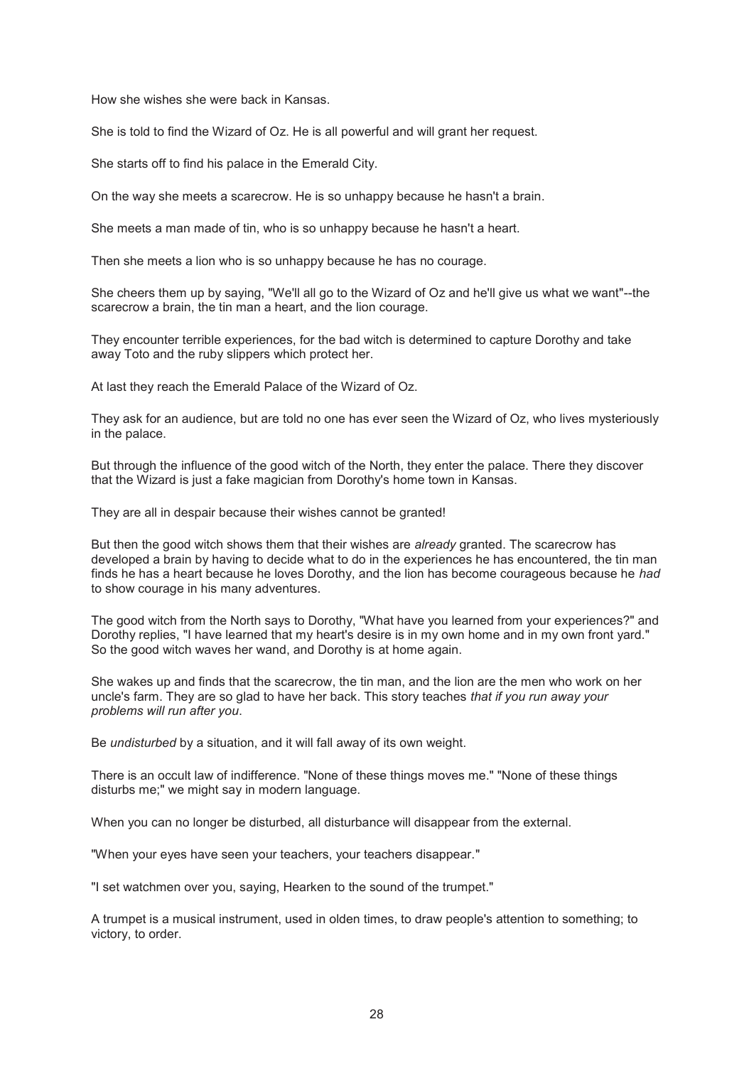How she wishes she were back in Kansas.

She is told to find the Wizard of Oz. He is all powerful and will grant her request.

She starts off to find his palace in the Emerald City.

On the way she meets a scarecrow. He is so unhappy because he hasn't a brain.

She meets a man made of tin, who is so unhappy because he hasn't a heart.

Then she meets a lion who is so unhappy because he has no courage.

She cheers them up by saying, "We'll all go to the Wizard of Oz and he'll give us what we want"--the scarecrow a brain, the tin man a heart, and the lion courage.

They encounter terrible experiences, for the bad witch is determined to capture Dorothy and take away Toto and the ruby slippers which protect her.

At last they reach the Emerald Palace of the Wizard of Oz.

They ask for an audience, but are told no one has ever seen the Wizard of Oz, who lives mysteriously in the palace.

But through the influence of the good witch of the North, they enter the palace. There they discover that the Wizard is just a fake magician from Dorothy's home town in Kansas.

They are all in despair because their wishes cannot be granted!

But then the good witch shows them that their wishes are *already* granted. The scarecrow has developed a brain by having to decide what to do in the experiences he has encountered, the tin man finds he has a heart because he loves Dorothy, and the lion has become courageous because he *had* to show courage in his many adventures.

The good witch from the North says to Dorothy, "What have you learned from your experiences?" and Dorothy replies, "I have learned that my heart's desire is in my own home and in my own front yard." So the good witch waves her wand, and Dorothy is at home again.

She wakes up and finds that the scarecrow, the tin man, and the lion are the men who work on her uncle's farm. They are so glad to have her back. This story teaches *that if you run away your problems will run after you*.

Be *undisturbed* by a situation, and it will fall away of its own weight.

There is an occult law of indifference. "None of these things moves me." "None of these things disturbs me;" we might say in modern language.

When you can no longer be disturbed, all disturbance will disappear from the external.

"When your eyes have seen your teachers, your teachers disappear."

"I set watchmen over you, saying, Hearken to the sound of the trumpet."

A trumpet is a musical instrument, used in olden times, to draw people's attention to something; to victory, to order.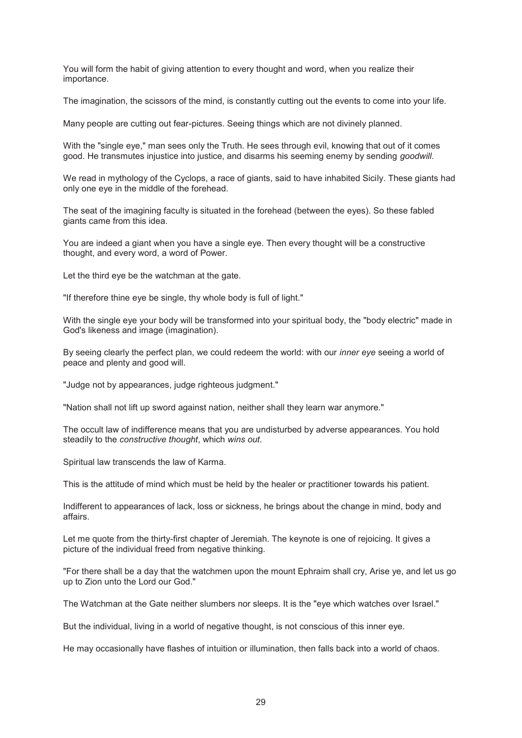You will form the habit of giving attention to every thought and word, when you realize their importance.

The imagination, the scissors of the mind, is constantly cutting out the events to come into your life.

Many people are cutting out fear-pictures. Seeing things which are not divinely planned.

With the "single eye," man sees only the Truth. He sees through evil, knowing that out of it comes good. He transmutes injustice into justice, and disarms his seeming enemy by sending *goodwill*.

We read in mythology of the Cyclops, a race of giants, said to have inhabited Sicily. These giants had only one eye in the middle of the forehead.

The seat of the imagining faculty is situated in the forehead (between the eyes). So these fabled giants came from this idea.

You are indeed a giant when you have a single eye. Then every thought will be a constructive thought, and every word, a word of Power.

Let the third eye be the watchman at the gate.

"If therefore thine eye be single, thy whole body is full of light."

With the single eye your body will be transformed into your spiritual body, the "body electric" made in God's likeness and image (imagination).

By seeing clearly the perfect plan, we could redeem the world: with our *inner eye* seeing a world of peace and plenty and good will.

"Judge not by appearances, judge righteous judgment."

"Nation shall not lift up sword against nation, neither shall they learn war anymore."

The occult law of indifference means that you are undisturbed by adverse appearances. You hold steadily to the *constructive thought*, which *wins out*.

Spiritual law transcends the law of Karma.

This is the attitude of mind which must be held by the healer or practitioner towards his patient.

Indifferent to appearances of lack, loss or sickness, he brings about the change in mind, body and affairs.

Let me quote from the thirty-first chapter of Jeremiah. The keynote is one of rejoicing. It gives a picture of the individual freed from negative thinking.

"For there shall be a day that the watchmen upon the mount Ephraim shall cry, Arise ye, and let us go up to Zion unto the Lord our God."

The Watchman at the Gate neither slumbers nor sleeps. It is the "eye which watches over Israel."

But the individual, living in a world of negative thought, is not conscious of this inner eye.

He may occasionally have flashes of intuition or illumination, then falls back into a world of chaos.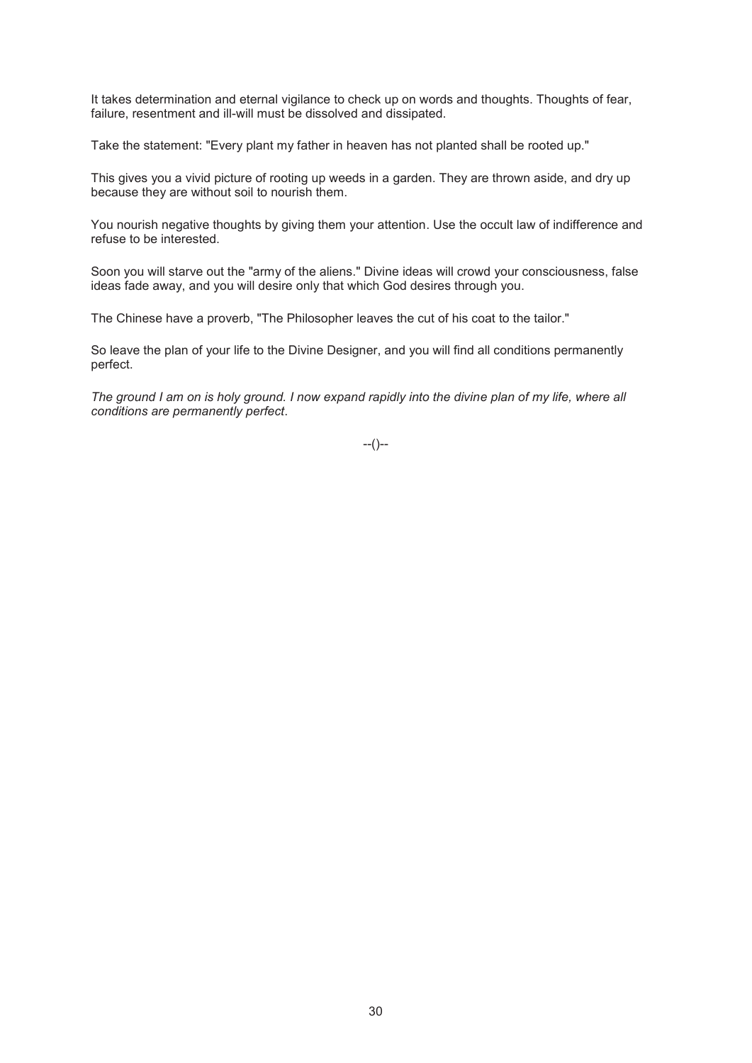It takes determination and eternal vigilance to check up on words and thoughts. Thoughts of fear, failure, resentment and ill-will must be dissolved and dissipated.

Take the statement: "Every plant my father in heaven has not planted shall be rooted up."

This gives you a vivid picture of rooting up weeds in a garden. They are thrown aside, and dry up because they are without soil to nourish them.

You nourish negative thoughts by giving them your attention. Use the occult law of indifference and refuse to be interested.

Soon you will starve out the "army of the aliens." Divine ideas will crowd your consciousness, false ideas fade away, and you will desire only that which God desires through you.

The Chinese have a proverb, "The Philosopher leaves the cut of his coat to the tailor."

So leave the plan of your life to the Divine Designer, and you will find all conditions permanently perfect.

*The ground I am on is holy ground. I now expand rapidly into the divine plan of my life, where all conditions are permanently perfect*.

--()--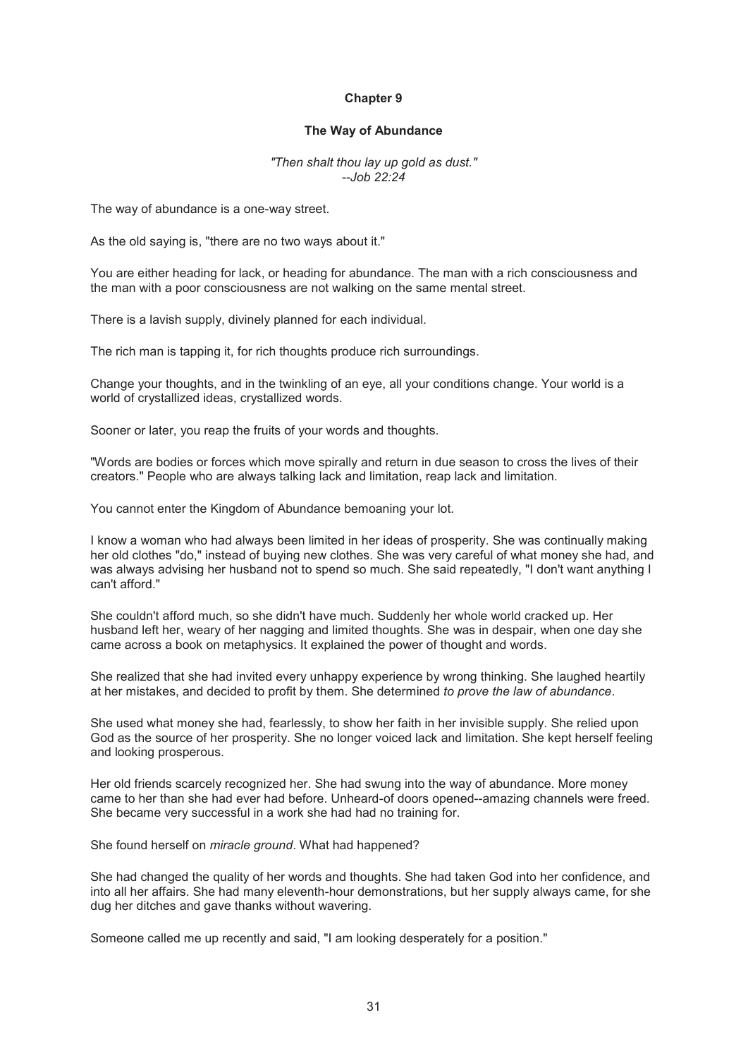# Chapter 9

## The Way of Abundance

*"Then shalt thou lay up gold as dust."*
*--Job 22:24*

The way of abundance is a one-way street.

As the old saying is, "there are no two ways about it."

You are either heading for lack, or heading for abundance. The man with a rich consciousness and the man with a poor consciousness are not walking on the same mental street.

There is a lavish supply, divinely planned for each individual.

The rich man is tapping it, for rich thoughts produce rich surroundings.

Change your thoughts, and in the twinkling of an eye, all your conditions change. Your world is a world of crystallized ideas, crystallized words.

Sooner or later, you reap the fruits of your words and thoughts.

"Words are bodies or forces which move spirally and return in due season to cross the lives of their creators." People who are always talking lack and limitation, reap lack and limitation.

You cannot enter the Kingdom of Abundance bemoaning your lot.

I know a woman who had always been limited in her ideas of prosperity. She was continually making her old clothes "do," instead of buying new clothes. She was very careful of what money she had, and was always advising her husband not to spend so much. She said repeatedly, "I don't want anything I can't afford."

She couldn't afford much, so she didn't have much. Suddenly her whole world cracked up. Her husband left her, weary of her nagging and limited thoughts. She was in despair, when one day she came across a book on metaphysics. It explained the power of thought and words.

She realized that she had invited every unhappy experience by wrong thinking. She laughed heartily at her mistakes, and decided to profit by them. She determined *to prove the law of abundance*.

She used what money she had, fearlessly, to show her faith in her invisible supply. She relied upon God as the source of her prosperity. She no longer voiced lack and limitation. She kept herself feeling and looking prosperous.

Her old friends scarcely recognized her. She had swung into the way of abundance. More money came to her than she had ever had before. Unheard-of doors opened--amazing channels were freed. She became very successful in a work she had had no training for.

She found herself on *miracle ground*. What had happened?

She had changed the quality of her words and thoughts. She had taken God into her confidence, and into all her affairs. She had many eleventh-hour demonstrations, but her supply always came, for she dug her ditches and gave thanks without wavering.

Someone called me up recently and said, "I am looking desperately for a position."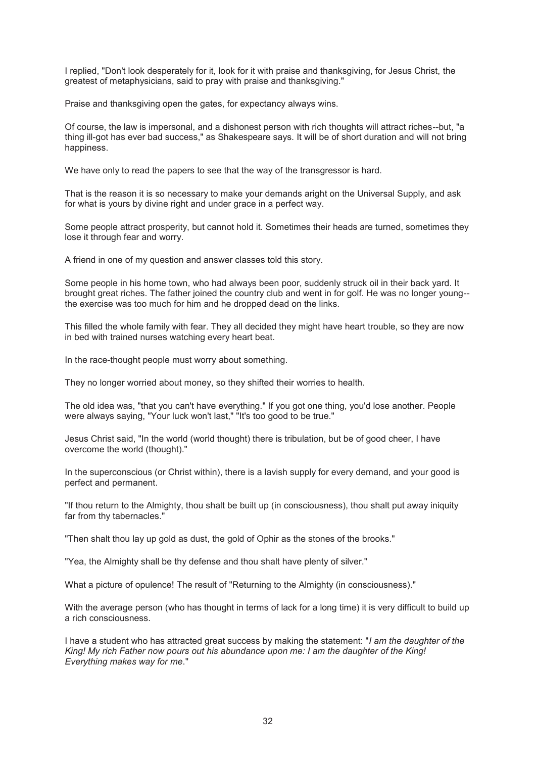I replied, "Don't look desperately for it, look for it with praise and thanksgiving, for Jesus Christ, the greatest of metaphysicians, said to pray with praise and thanksgiving."

Praise and thanksgiving open the gates, for expectancy always wins.

Of course, the law is impersonal, and a dishonest person with rich thoughts will attract riches--but, "a thing ill-got has ever bad success," as Shakespeare says. It will be of short duration and will not bring happiness.

We have only to read the papers to see that the way of the transgressor is hard.

That is the reason it is so necessary to make your demands aright on the Universal Supply, and ask for what is yours by divine right and under grace in a perfect way.

Some people attract prosperity, but cannot hold it. Sometimes their heads are turned, sometimes they lose it through fear and worry.

A friend in one of my question and answer classes told this story.

Some people in his home town, who had always been poor, suddenly struck oil in their back yard. It brought great riches. The father joined the country club and went in for golf. He was no longer young--the exercise was too much for him and he dropped dead on the links.

This filled the whole family with fear. They all decided they might have heart trouble, so they are now in bed with trained nurses watching every heart beat.

In the race-thought people must worry about something.

They no longer worried about money, so they shifted their worries to health.

The old idea was, "that you can't have everything." If you got one thing, you'd lose another. People were always saying, "Your luck won't last," "It's too good to be true."

Jesus Christ said, "In the world (world thought) there is tribulation, but be of good cheer, I have overcome the world (thought)."

In the superconscious (or Christ within), there is a lavish supply for every demand, and your good is perfect and permanent.

"If thou return to the Almighty, thou shalt be built up (in consciousness), thou shalt put away iniquity far from thy tabernacles."

"Then shalt thou lay up gold as dust, the gold of Ophir as the stones of the brooks."

"Yea, the Almighty shall be thy defense and thou shalt have plenty of silver."

What a picture of opulence! The result of "Returning to the Almighty (in consciousness)."

With the average person (who has thought in terms of lack for a long time) it is very difficult to build up a rich consciousness.

I have a student who has attracted great success by making the statement: "*I am the daughter of the King! My rich Father now pours out his abundance upon me: I am the daughter of the King! Everything makes way for me*."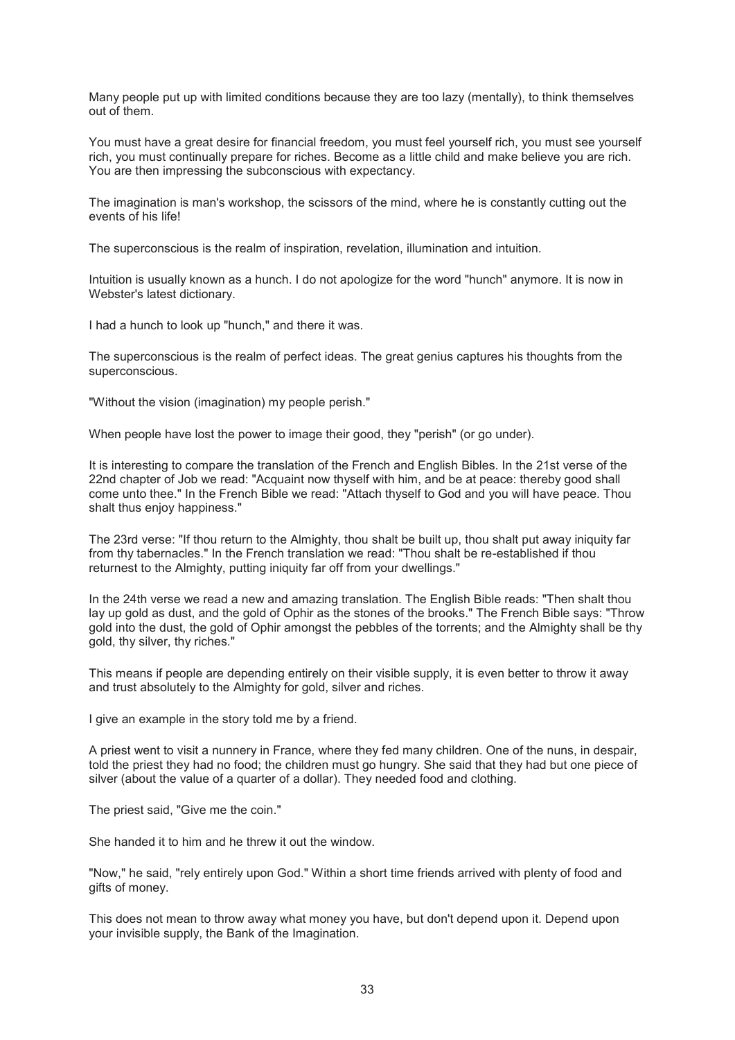Many people put up with limited conditions because they are too lazy (mentally), to think themselves out of them.

You must have a great desire for financial freedom, you must feel yourself rich, you must see yourself rich, you must continually prepare for riches. Become as a little child and make believe you are rich. You are then impressing the subconscious with expectancy.

The imagination is man's workshop, the scissors of the mind, where he is constantly cutting out the events of his life!

The superconscious is the realm of inspiration, revelation, illumination and intuition.

Intuition is usually known as a hunch. I do not apologize for the word "hunch" anymore. It is now in Webster's latest dictionary.

I had a hunch to look up "hunch," and there it was.

The superconscious is the realm of perfect ideas. The great genius captures his thoughts from the superconscious.

"Without the vision (imagination) my people perish."

When people have lost the power to image their good, they "perish" (or go under).

It is interesting to compare the translation of the French and English Bibles. In the 21st verse of the 22nd chapter of Job we read: "Acquaint now thyself with him, and be at peace: thereby good shall come unto thee." In the French Bible we read: "Attach thyself to God and you will have peace. Thou shalt thus enjoy happiness."

The 23rd verse: "If thou return to the Almighty, thou shalt be built up, thou shalt put away iniquity far from thy tabernacles." In the French translation we read: "Thou shalt be re-established if thou returnest to the Almighty, putting iniquity far off from your dwellings."

In the 24th verse we read a new and amazing translation. The English Bible reads: "Then shalt thou lay up gold as dust, and the gold of Ophir as the stones of the brooks." The French Bible says: "Throw gold into the dust, the gold of Ophir amongst the pebbles of the torrents; and the Almighty shall be thy gold, thy silver, thy riches."

This means if people are depending entirely on their visible supply, it is even better to throw it away and trust absolutely to the Almighty for gold, silver and riches.

I give an example in the story told me by a friend.

A priest went to visit a nunnery in France, where they fed many children. One of the nuns, in despair, told the priest they had no food; the children must go hungry. She said that they had but one piece of silver (about the value of a quarter of a dollar). They needed food and clothing.

The priest said, "Give me the coin."

She handed it to him and he threw it out the window.

"Now," he said, "rely entirely upon God." Within a short time friends arrived with plenty of food and gifts of money.

This does not mean to throw away what money you have, but don't depend upon it. Depend upon your invisible supply, the Bank of the Imagination.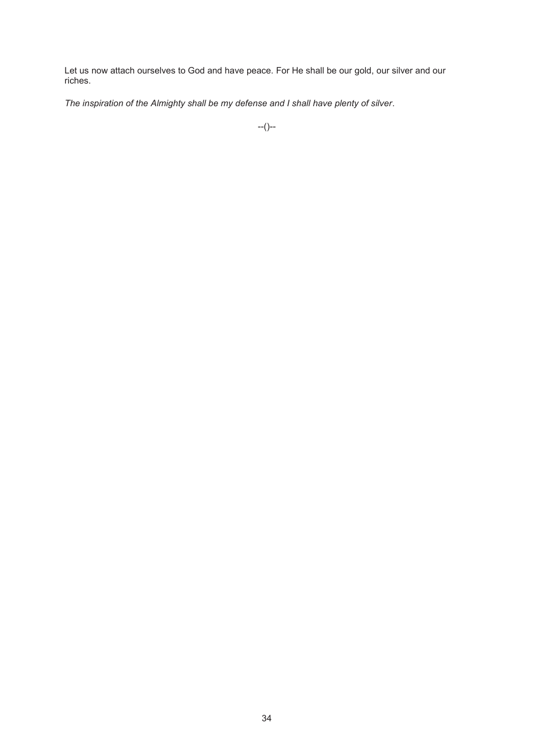Let us now attach ourselves to God and have peace. For He shall be our gold, our silver and our riches.

*The inspiration of the Almighty shall be my defense and I shall have plenty of silver*.

--()--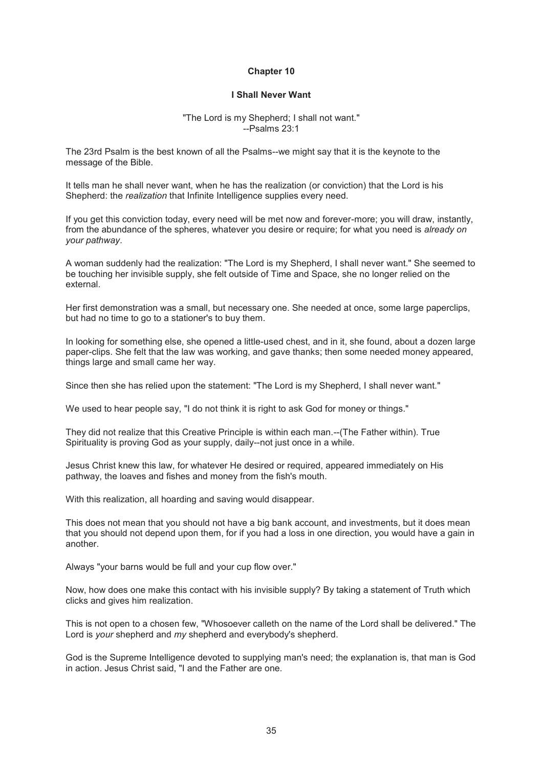## Chapter 10

### I Shall Never Want

"The Lord is my Shepherd; I shall not want."
--Psalms 23:1

The 23rd Psalm is the best known of all the Psalms--we might say that it is the keynote to the message of the Bible.

It tells man he shall never want, when he has the realization (or conviction) that the Lord is his Shepherd: the *realization* that Infinite Intelligence supplies every need.

If you get this conviction today, every need will be met now and forever-more; you will draw, instantly, from the abundance of the spheres, whatever you desire or require; for what you need is *already on your pathway*.

A woman suddenly had the realization: "The Lord is my Shepherd, I shall never want." She seemed to be touching her invisible supply, she felt outside of Time and Space, she no longer relied on the external.

Her first demonstration was a small, but necessary one. She needed at once, some large paperclips, but had no time to go to a stationer's to buy them.

In looking for something else, she opened a little-used chest, and in it, she found, about a dozen large paper-clips. She felt that the law was working, and gave thanks; then some needed money appeared, things large and small came her way.

Since then she has relied upon the statement: "The Lord is my Shepherd, I shall never want."

We used to hear people say, "I do not think it is right to ask God for money or things."

They did not realize that this Creative Principle is within each man.--(The Father within). True Spirituality is proving God as your supply, daily--not just once in a while.

Jesus Christ knew this law, for whatever He desired or required, appeared immediately on His pathway, the loaves and fishes and money from the fish's mouth.

With this realization, all hoarding and saving would disappear.

This does not mean that you should not have a big bank account, and investments, but it does mean that you should not depend upon them, for if you had a loss in one direction, you would have a gain in another.

Always "your barns would be full and your cup flow over."

Now, how does one make this contact with his invisible supply? By taking a statement of Truth which clicks and gives him realization.

This is not open to a chosen few, "Whosoever calleth on the name of the Lord shall be delivered." The Lord is *your* shepherd and *my* shepherd and everybody's shepherd.

God is the Supreme Intelligence devoted to supplying man's need; the explanation is, that man is God in action. Jesus Christ said, "I and the Father are one.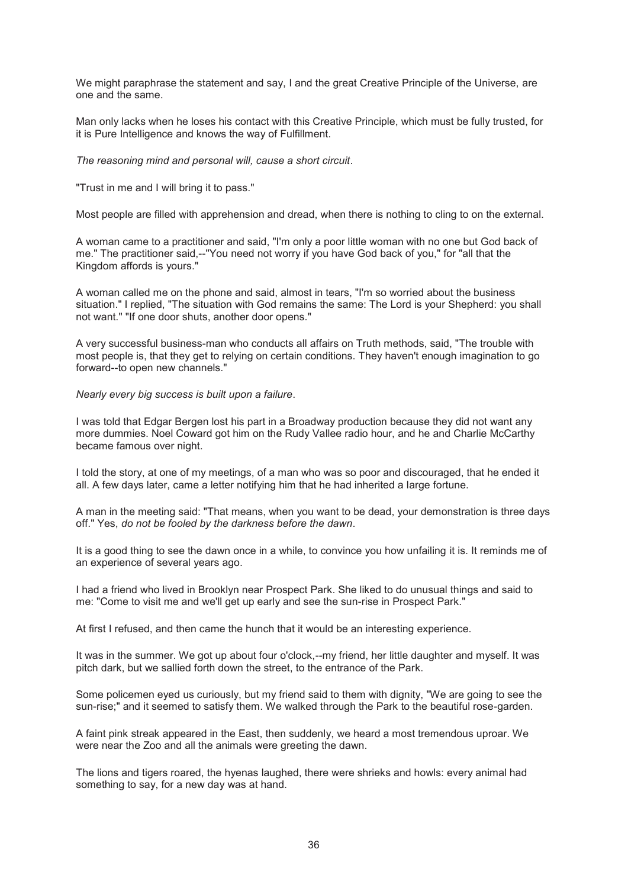We might paraphrase the statement and say, I and the great Creative Principle of the Universe, are one and the same.

Man only lacks when he loses his contact with this Creative Principle, which must be fully trusted, for it is Pure Intelligence and knows the way of Fulfillment.

*The reasoning mind and personal will, cause a short circuit*.

"Trust in me and I will bring it to pass."

Most people are filled with apprehension and dread, when there is nothing to cling to on the external.

A woman came to a practitioner and said, "I'm only a poor little woman with no one but God back of me." The practitioner said,--"You need not worry if you have God back of you," for "all that the Kingdom affords is yours."

A woman called me on the phone and said, almost in tears, "I'm so worried about the business situation." I replied, "The situation with God remains the same: The Lord is your Shepherd: you shall not want." "If one door shuts, another door opens."

A very successful business-man who conducts all affairs on Truth methods, said, "The trouble with most people is, that they get to relying on certain conditions. They haven't enough imagination to go forward--to open new channels."

*Nearly every big success is built upon a failure*.

I was told that Edgar Bergen lost his part in a Broadway production because they did not want any more dummies. Noel Coward got him on the Rudy Vallee radio hour, and he and Charlie McCarthy became famous over night.

I told the story, at one of my meetings, of a man who was so poor and discouraged, that he ended it all. A few days later, came a letter notifying him that he had inherited a large fortune.

A man in the meeting said: "That means, when you want to be dead, your demonstration is three days off." Yes, *do not be fooled by the darkness before the dawn*.

It is a good thing to see the dawn once in a while, to convince you how unfailing it is. It reminds me of an experience of several years ago.

I had a friend who lived in Brooklyn near Prospect Park. She liked to do unusual things and said to me: "Come to visit me and we'll get up early and see the sun-rise in Prospect Park."

At first I refused, and then came the hunch that it would be an interesting experience.

It was in the summer. We got up about four o'clock,--my friend, her little daughter and myself. It was pitch dark, but we sallied forth down the street, to the entrance of the Park.

Some policemen eyed us curiously, but my friend said to them with dignity, "We are going to see the sun-rise;" and it seemed to satisfy them. We walked through the Park to the beautiful rose-garden.

A faint pink streak appeared in the East, then suddenly, we heard a most tremendous uproar. We were near the Zoo and all the animals were greeting the dawn.

The lions and tigers roared, the hyenas laughed, there were shrieks and howls: every animal had something to say, for a new day was at hand.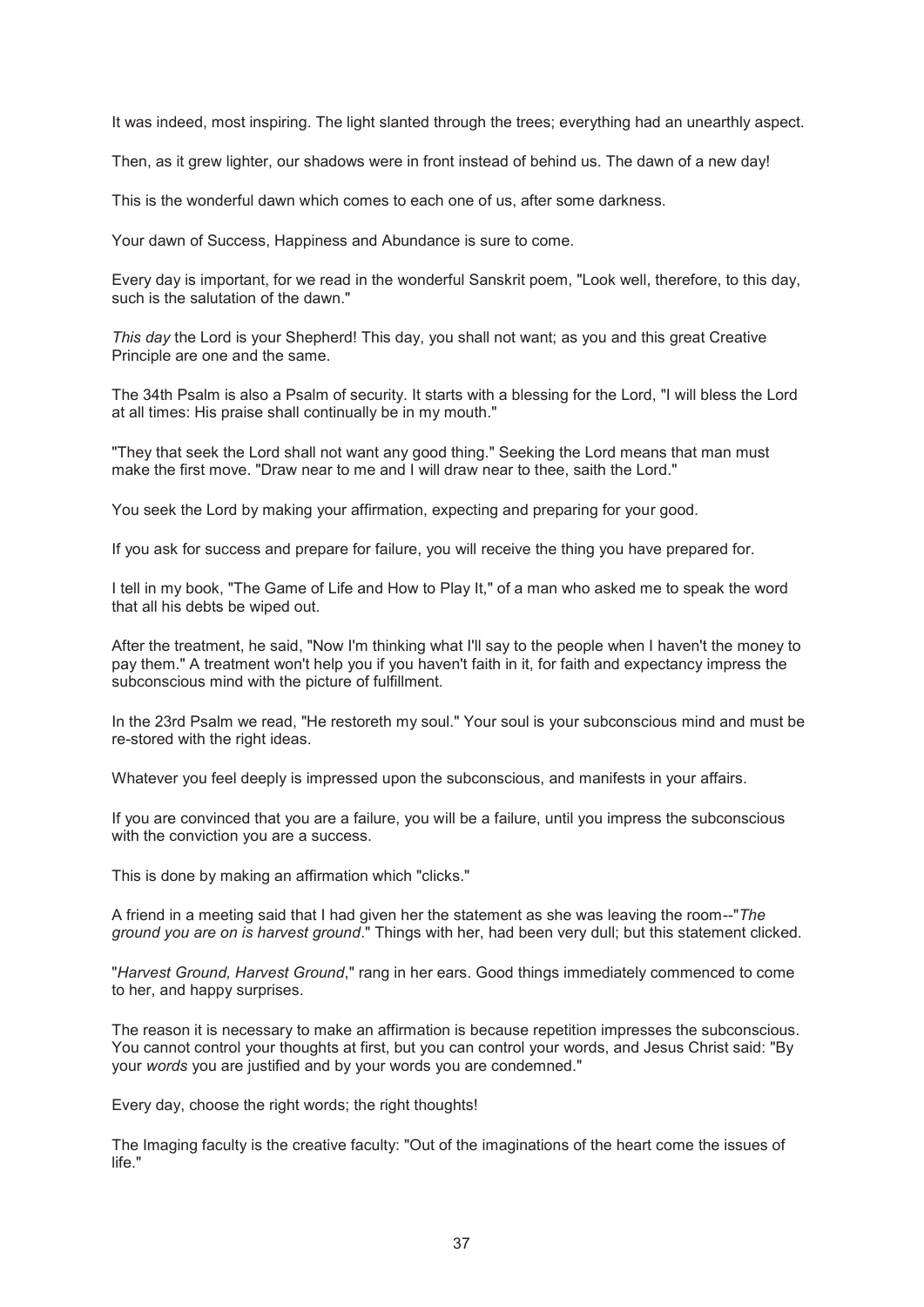It was indeed, most inspiring. The light slanted through the trees; everything had an unearthly aspect.

Then, as it grew lighter, our shadows were in front instead of behind us. The dawn of a new day!

This is the wonderful dawn which comes to each one of us, after some darkness.

Your dawn of Success, Happiness and Abundance is sure to come.

Every day is important, for we read in the wonderful Sanskrit poem, "Look well, therefore, to this day, such is the salutation of the dawn."

*This day* the Lord is your Shepherd! This day, you shall not want; as you and this great Creative Principle are one and the same.

The 34th Psalm is also a Psalm of security. It starts with a blessing for the Lord, "I will bless the Lord at all times: His praise shall continually be in my mouth."

"They that seek the Lord shall not want any good thing." Seeking the Lord means that man must make the first move. "Draw near to me and I will draw near to thee, saith the Lord."

You seek the Lord by making your affirmation, expecting and preparing for your good.

If you ask for success and prepare for failure, you will receive the thing you have prepared for.

I tell in my book, "The Game of Life and How to Play It," of a man who asked me to speak the word that all his debts be wiped out.

After the treatment, he said, "Now I'm thinking what I'll say to the people when I haven't the money to pay them." A treatment won't help you if you haven't faith in it, for faith and expectancy impress the subconscious mind with the picture of fulfillment.

In the 23rd Psalm we read, "He restoreth my soul." Your soul is your subconscious mind and must be re-stored with the right ideas.

Whatever you feel deeply is impressed upon the subconscious, and manifests in your affairs.

If you are convinced that you are a failure, you will be a failure, until you impress the subconscious with the conviction you are a success.

This is done by making an affirmation which "clicks."

A friend in a meeting said that I had given her the statement as she was leaving the room--"*The ground you are on is harvest ground*." Things with her, had been very dull; but this statement clicked.

"*Harvest Ground, Harvest Ground*," rang in her ears. Good things immediately commenced to come to her, and happy surprises.

The reason it is necessary to make an affirmation is because repetition impresses the subconscious. You cannot control your thoughts at first, but you can control your words, and Jesus Christ said: "By your *words* you are justified and by your words you are condemned."

Every day, choose the right words; the right thoughts!

The Imaging faculty is the creative faculty: "Out of the imaginations of the heart come the issues of life."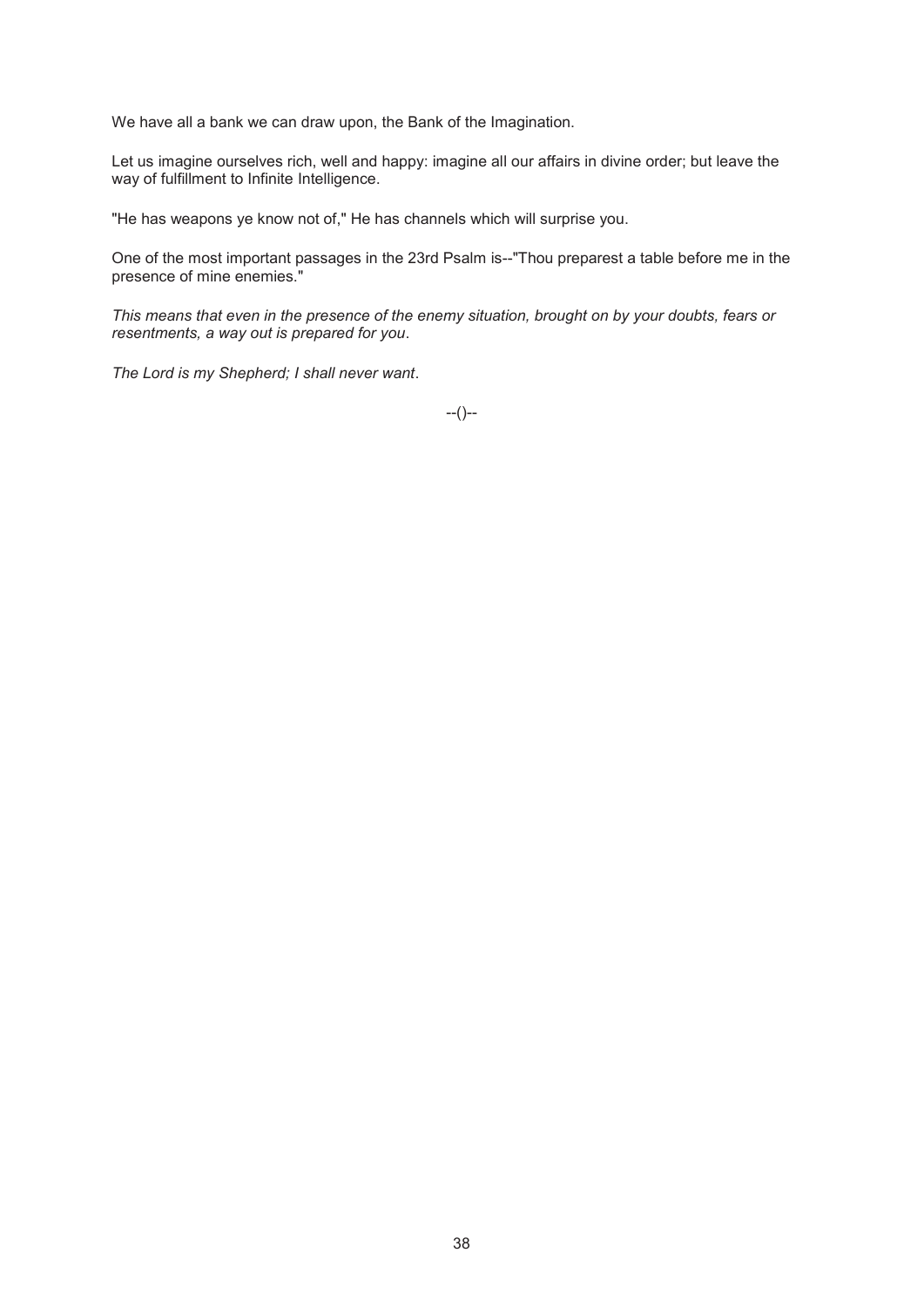We have all a bank we can draw upon, the Bank of the Imagination.

Let us imagine ourselves rich, well and happy: imagine all our affairs in divine order; but leave the way of fulfillment to Infinite Intelligence.

"He has weapons ye know not of," He has channels which will surprise you.

One of the most important passages in the 23rd Psalm is--"Thou preparest a table before me in the presence of mine enemies."

*This means that even in the presence of the enemy situation, brought on by your doubts, fears or resentments, a way out is prepared for you*.

*The Lord is my Shepherd; I shall never want*.

--()--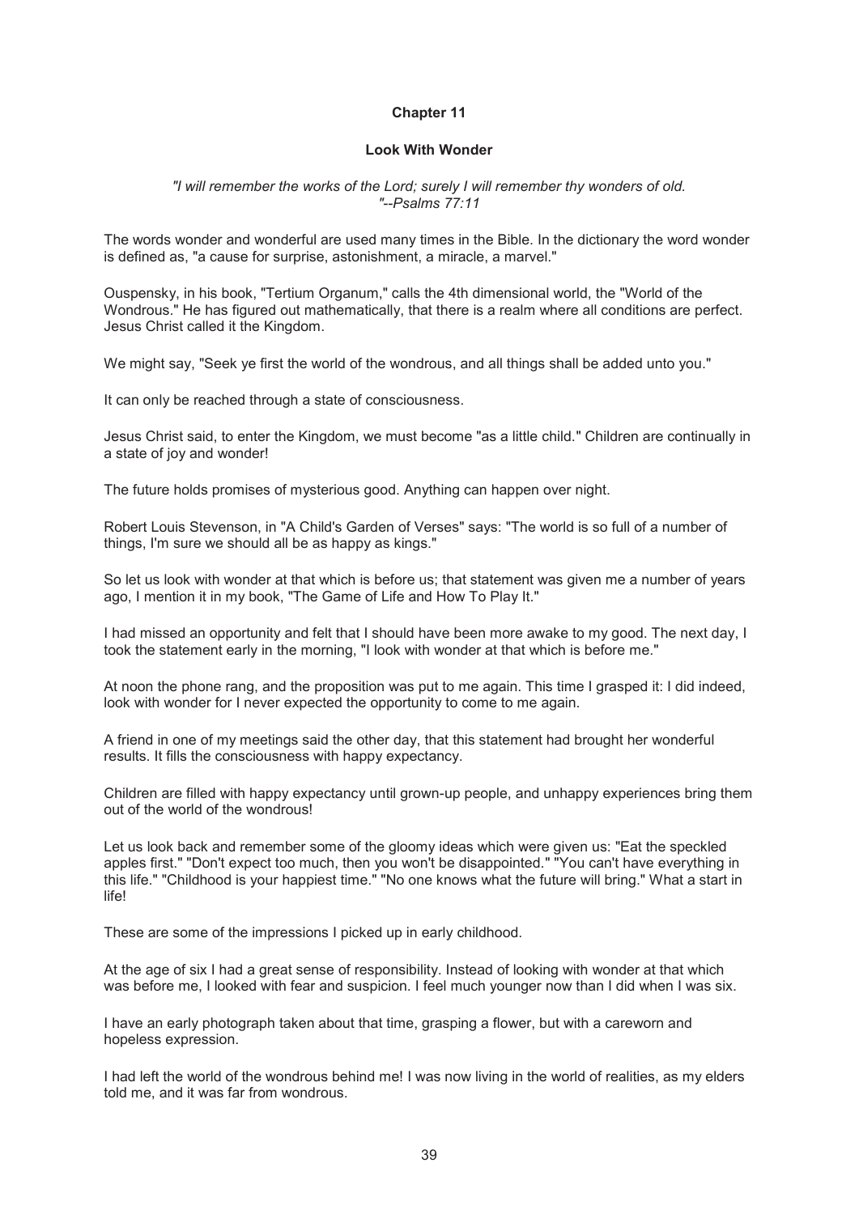## Chapter 11

### Look With Wonder

*"I will remember the works of the Lord; surely I will remember thy wonders of old. "--Psalms 77:11*

The words wonder and wonderful are used many times in the Bible. In the dictionary the word wonder is defined as, "a cause for surprise, astonishment, a miracle, a marvel."

Ouspensky, in his book, "Tertium Organum," calls the 4th dimensional world, the "World of the Wondrous." He has figured out mathematically, that there is a realm where all conditions are perfect. Jesus Christ called it the Kingdom.

We might say, "Seek ye first the world of the wondrous, and all things shall be added unto you."

It can only be reached through a state of consciousness.

Jesus Christ said, to enter the Kingdom, we must become "as a little child." Children are continually in a state of joy and wonder!

The future holds promises of mysterious good. Anything can happen over night.

Robert Louis Stevenson, in "A Child's Garden of Verses" says: "The world is so full of a number of things, I'm sure we should all be as happy as kings."

So let us look with wonder at that which is before us; that statement was given me a number of years ago, I mention it in my book, "The Game of Life and How To Play It."

I had missed an opportunity and felt that I should have been more awake to my good. The next day, I took the statement early in the morning, "I look with wonder at that which is before me."

At noon the phone rang, and the proposition was put to me again. This time I grasped it: I did indeed, look with wonder for I never expected the opportunity to come to me again.

A friend in one of my meetings said the other day, that this statement had brought her wonderful results. It fills the consciousness with happy expectancy.

Children are filled with happy expectancy until grown-up people, and unhappy experiences bring them out of the world of the wondrous!

Let us look back and remember some of the gloomy ideas which were given us: "Eat the speckled apples first." "Don't expect too much, then you won't be disappointed." "You can't have everything in this life." "Childhood is your happiest time." "No one knows what the future will bring." What a start in life!

These are some of the impressions I picked up in early childhood.

At the age of six I had a great sense of responsibility. Instead of looking with wonder at that which was before me, I looked with fear and suspicion. I feel much younger now than I did when I was six.

I have an early photograph taken about that time, grasping a flower, but with a careworn and hopeless expression.

I had left the world of the wondrous behind me! I was now living in the world of realities, as my elders told me, and it was far from wondrous.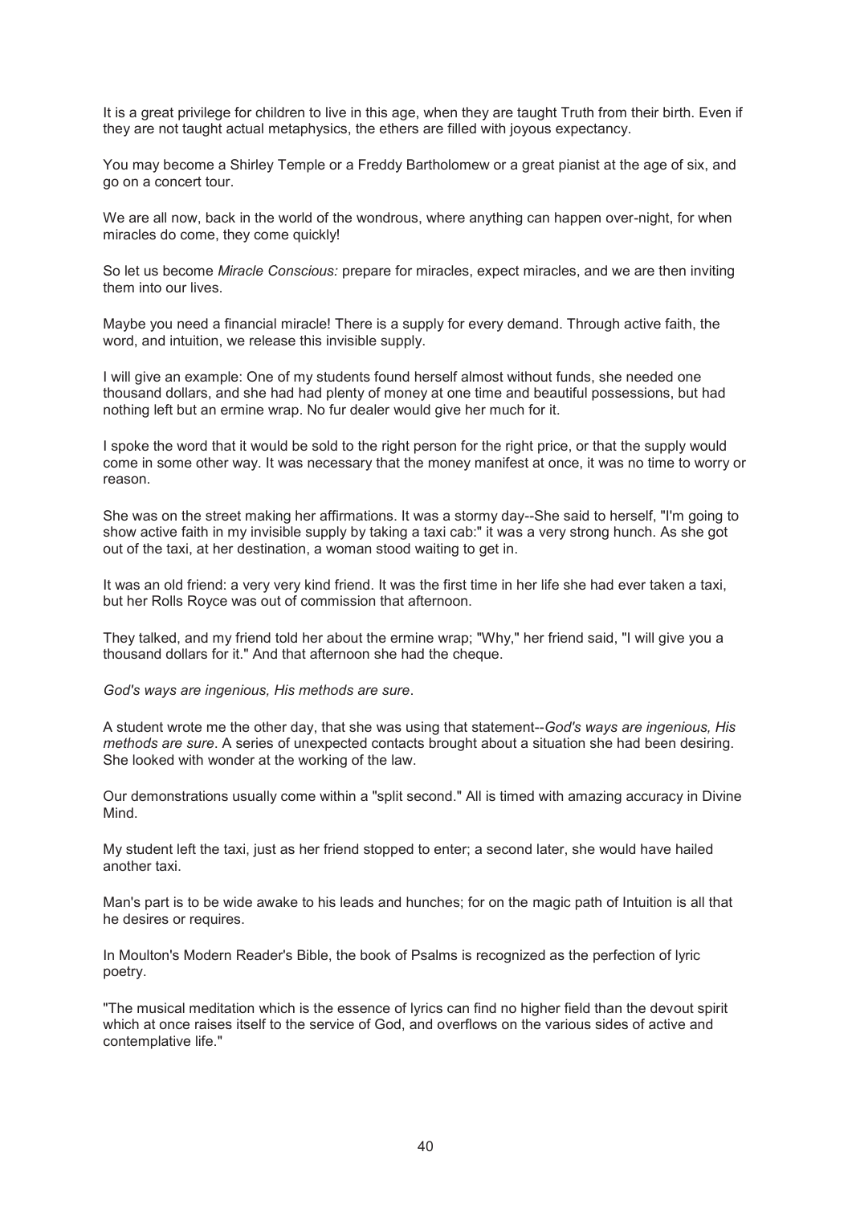It is a great privilege for children to live in this age, when they are taught Truth from their birth. Even if they are not taught actual metaphysics, the ethers are filled with joyous expectancy.

You may become a Shirley Temple or a Freddy Bartholomew or a great pianist at the age of six, and go on a concert tour.

We are all now, back in the world of the wondrous, where anything can happen over-night, for when miracles do come, they come quickly!

So let us become *Miracle Conscious:* prepare for miracles, expect miracles, and we are then inviting them into our lives.

Maybe you need a financial miracle! There is a supply for every demand. Through active faith, the word, and intuition, we release this invisible supply.

I will give an example: One of my students found herself almost without funds, she needed one thousand dollars, and she had had plenty of money at one time and beautiful possessions, but had nothing left but an ermine wrap. No fur dealer would give her much for it.

I spoke the word that it would be sold to the right person for the right price, or that the supply would come in some other way. It was necessary that the money manifest at once, it was no time to worry or reason.

She was on the street making her affirmations. It was a stormy day--She said to herself, "I'm going to show active faith in my invisible supply by taking a taxi cab:" it was a very strong hunch. As she got out of the taxi, at her destination, a woman stood waiting to get in.

It was an old friend: a very very kind friend. It was the first time in her life she had ever taken a taxi, but her Rolls Royce was out of commission that afternoon.

They talked, and my friend told her about the ermine wrap; "Why," her friend said, "I will give you a thousand dollars for it." And that afternoon she had the cheque.

*God's ways are ingenious, His methods are sure*.

A student wrote me the other day, that she was using that statement--*God's ways are ingenious, His methods are sure*. A series of unexpected contacts brought about a situation she had been desiring. She looked with wonder at the working of the law.

Our demonstrations usually come within a "split second." All is timed with amazing accuracy in Divine Mind.

My student left the taxi, just as her friend stopped to enter; a second later, she would have hailed another taxi.

Man's part is to be wide awake to his leads and hunches; for on the magic path of Intuition is all that he desires or requires.

In Moulton's Modern Reader's Bible, the book of Psalms is recognized as the perfection of lyric poetry.

"The musical meditation which is the essence of lyrics can find no higher field than the devout spirit which at once raises itself to the service of God, and overflows on the various sides of active and contemplative life."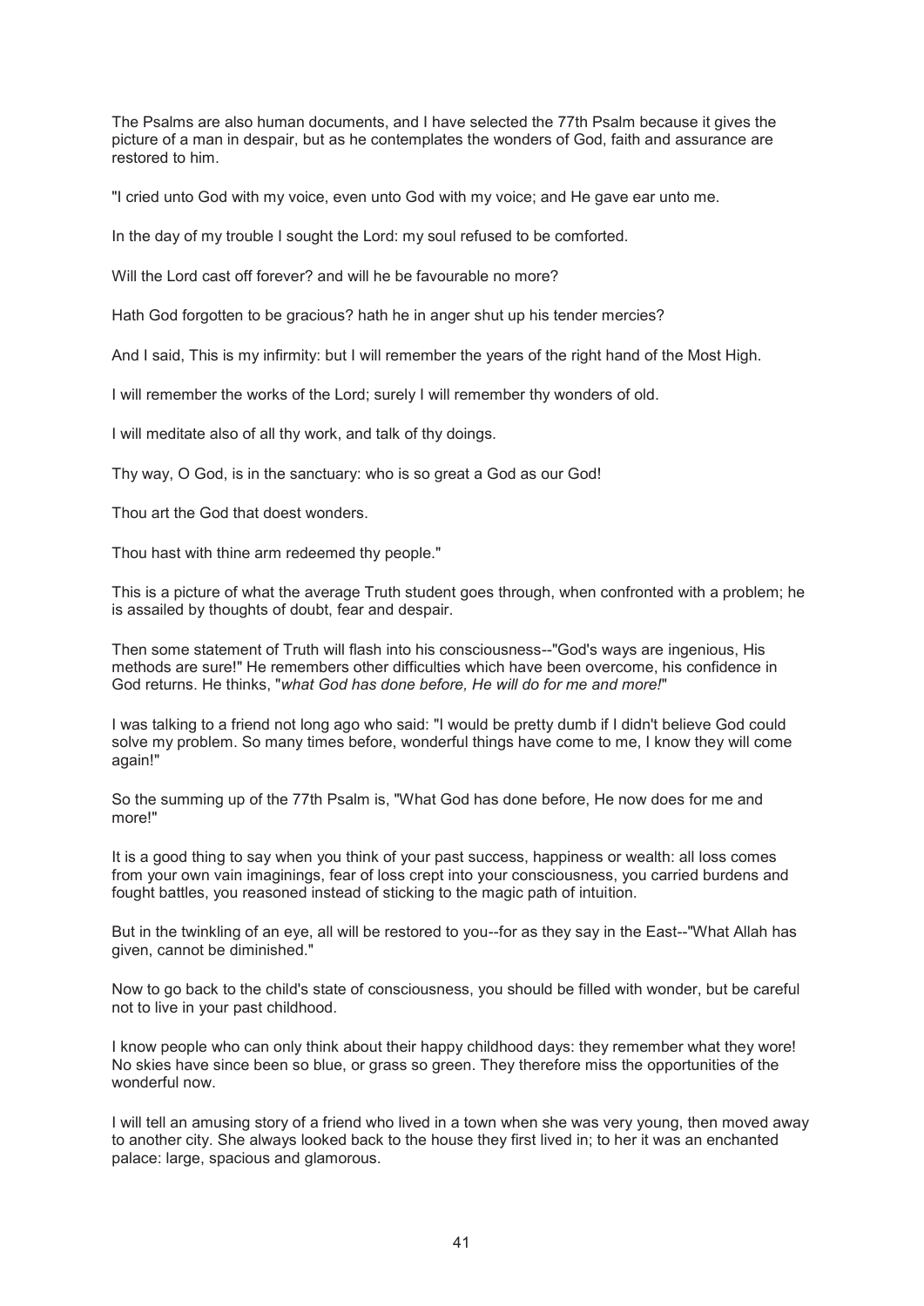The Psalms are also human documents, and I have selected the 77th Psalm because it gives the picture of a man in despair, but as he contemplates the wonders of God, faith and assurance are restored to him.

"I cried unto God with my voice, even unto God with my voice; and He gave ear unto me.

In the day of my trouble I sought the Lord: my soul refused to be comforted.

Will the Lord cast off forever? and will he be favourable no more?

Hath God forgotten to be gracious? hath he in anger shut up his tender mercies?

And I said, This is my infirmity: but I will remember the years of the right hand of the Most High.

I will remember the works of the Lord; surely I will remember thy wonders of old.

I will meditate also of all thy work, and talk of thy doings.

Thy way, O God, is in the sanctuary: who is so great a God as our God!

Thou art the God that doest wonders.

Thou hast with thine arm redeemed thy people."

This is a picture of what the average Truth student goes through, when confronted with a problem; he is assailed by thoughts of doubt, fear and despair.

Then some statement of Truth will flash into his consciousness--"God's ways are ingenious, His methods are sure!" He remembers other difficulties which have been overcome, his confidence in God returns. He thinks, "*what God has done before, He will do for me and more!*"

I was talking to a friend not long ago who said: "I would be pretty dumb if I didn't believe God could solve my problem. So many times before, wonderful things have come to me, I know they will come again!"

So the summing up of the 77th Psalm is, "What God has done before, He now does for me and more!"

It is a good thing to say when you think of your past success, happiness or wealth: all loss comes from your own vain imaginings, fear of loss crept into your consciousness, you carried burdens and fought battles, you reasoned instead of sticking to the magic path of intuition.

But in the twinkling of an eye, all will be restored to you--for as they say in the East--"What Allah has given, cannot be diminished."

Now to go back to the child's state of consciousness, you should be filled with wonder, but be careful not to live in your past childhood.

I know people who can only think about their happy childhood days: they remember what they wore! No skies have since been so blue, or grass so green. They therefore miss the opportunities of the wonderful now.

I will tell an amusing story of a friend who lived in a town when she was very young, then moved away to another city. She always looked back to the house they first lived in; to her it was an enchanted palace: large, spacious and glamorous.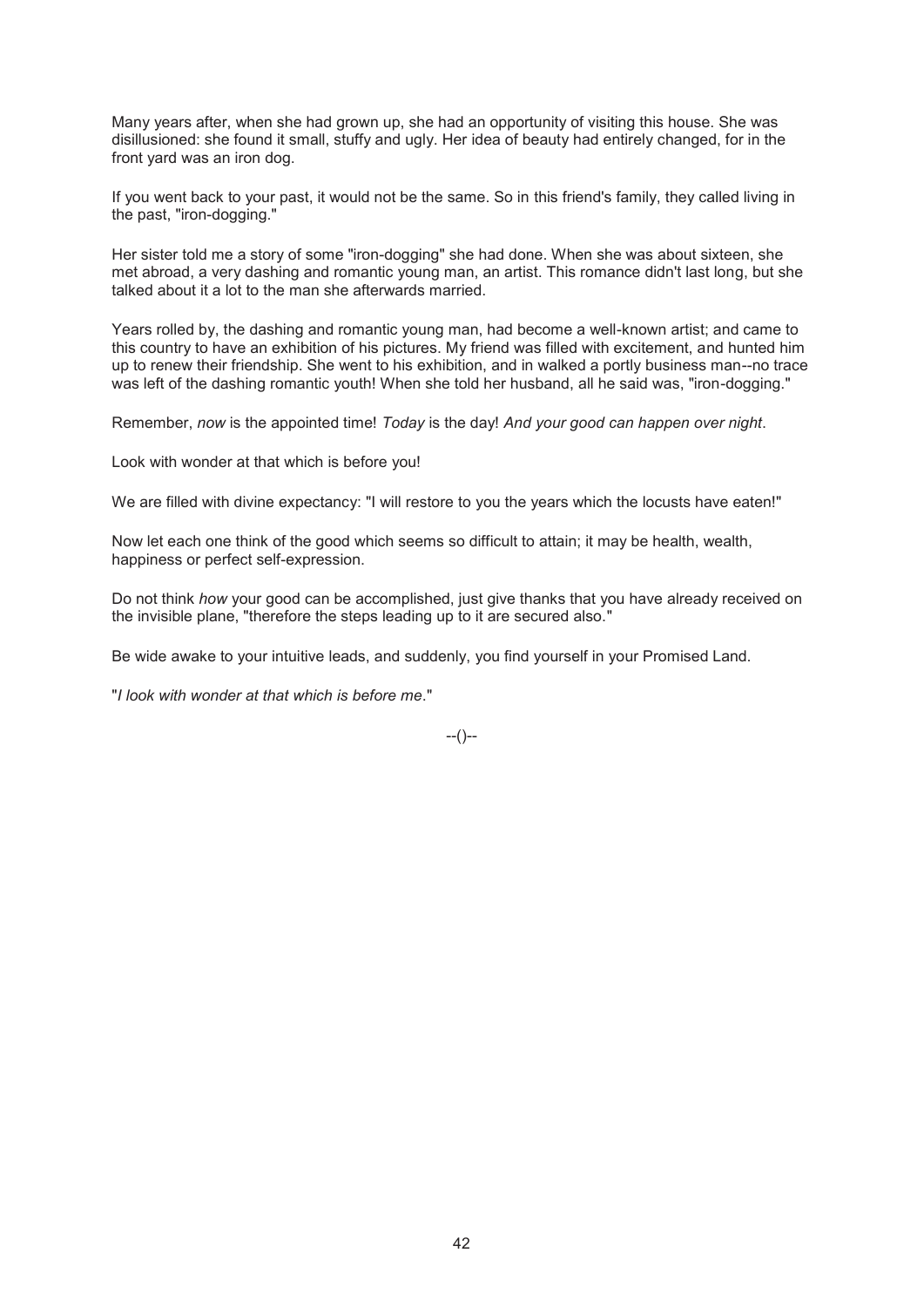Many years after, when she had grown up, she had an opportunity of visiting this house. She was disillusioned: she found it small, stuffy and ugly. Her idea of beauty had entirely changed, for in the front yard was an iron dog.

If you went back to your past, it would not be the same. So in this friend's family, they called living in the past, "iron-dogging."

Her sister told me a story of some "iron-dogging" she had done. When she was about sixteen, she met abroad, a very dashing and romantic young man, an artist. This romance didn't last long, but she talked about it a lot to the man she afterwards married.

Years rolled by, the dashing and romantic young man, had become a well-known artist; and came to this country to have an exhibition of his pictures. My friend was filled with excitement, and hunted him up to renew their friendship. She went to his exhibition, and in walked a portly business man--no trace was left of the dashing romantic youth! When she told her husband, all he said was, "iron-dogging."

Remember, *now* is the appointed time! *Today* is the day! *And your good can happen over night*.

Look with wonder at that which is before you!

We are filled with divine expectancy: "I will restore to you the years which the locusts have eaten!"

Now let each one think of the good which seems so difficult to attain; it may be health, wealth, happiness or perfect self-expression.

Do not think *how* your good can be accomplished, just give thanks that you have already received on the invisible plane, "therefore the steps leading up to it are secured also."

Be wide awake to your intuitive leads, and suddenly, you find yourself in your Promised Land.

"*I look with wonder at that which is before me*."

--()--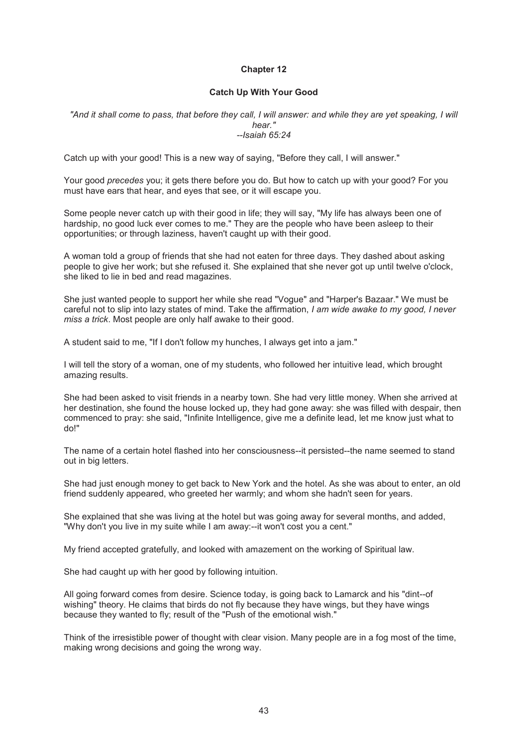# Chapter 12

## Catch Up With Your Good

*"And it shall come to pass, that before they call, I will answer: and while they are yet speaking, I will hear."*
*--Isaiah 65:24*

Catch up with your good! This is a new way of saying, "Before they call, I will answer."

Your good *precedes* you; it gets there before you do. But how to catch up with your good? For you must have ears that hear, and eyes that see, or it will escape you.

Some people never catch up with their good in life; they will say, "My life has always been one of hardship, no good luck ever comes to me." They are the people who have been asleep to their opportunities; or through laziness, haven't caught up with their good.

A woman told a group of friends that she had not eaten for three days. They dashed about asking people to give her work; but she refused it. She explained that she never got up until twelve o'clock, she liked to lie in bed and read magazines.

She just wanted people to support her while she read "Vogue" and "Harper's Bazaar." We must be careful not to slip into lazy states of mind. Take the affirmation, *I am wide awake to my good, I never miss a trick*. Most people are only half awake to their good.

A student said to me, "If I don't follow my hunches, I always get into a jam."

I will tell the story of a woman, one of my students, who followed her intuitive lead, which brought amazing results.

She had been asked to visit friends in a nearby town. She had very little money. When she arrived at her destination, she found the house locked up, they had gone away: she was filled with despair, then commenced to pray: she said, "Infinite Intelligence, give me a definite lead, let me know just what to do!"

The name of a certain hotel flashed into her consciousness--it persisted--the name seemed to stand out in big letters.

She had just enough money to get back to New York and the hotel. As she was about to enter, an old friend suddenly appeared, who greeted her warmly; and whom she hadn't seen for years.

She explained that she was living at the hotel but was going away for several months, and added, "Why don't you live in my suite while I am away:--it won't cost you a cent."

My friend accepted gratefully, and looked with amazement on the working of Spiritual law.

She had caught up with her good by following intuition.

All going forward comes from desire. Science today, is going back to Lamarck and his "dint--of wishing" theory. He claims that birds do not fly because they have wings, but they have wings because they wanted to fly; result of the "Push of the emotional wish."

Think of the irresistible power of thought with clear vision. Many people are in a fog most of the time, making wrong decisions and going the wrong way.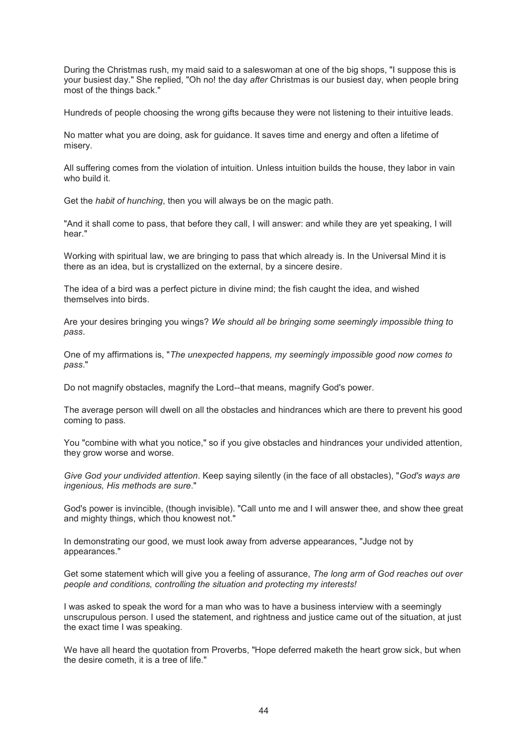During the Christmas rush, my maid said to a saleswoman at one of the big shops, "I suppose this is your busiest day." She replied, "Oh no! the day *after* Christmas is our busiest day, when people bring most of the things back."

Hundreds of people choosing the wrong gifts because they were not listening to their intuitive leads.

No matter what you are doing, ask for guidance. It saves time and energy and often a lifetime of misery.

All suffering comes from the violation of intuition. Unless intuition builds the house, they labor in vain who build it.

Get the *habit of hunching*, then you will always be on the magic path.

"And it shall come to pass, that before they call, I will answer: and while they are yet speaking, I will hear."

Working with spiritual law, we are bringing to pass that which already is. In the Universal Mind it is there as an idea, but is crystallized on the external, by a sincere desire.

The idea of a bird was a perfect picture in divine mind; the fish caught the idea, and wished themselves into birds.

Are your desires bringing you wings? *We should all be bringing some seemingly impossible thing to pass.*

One of my affirmations is, "*The unexpected happens, my seemingly impossible good now comes to pass*."

Do not magnify obstacles, magnify the Lord--that means, magnify God's power.

The average person will dwell on all the obstacles and hindrances which are there to prevent his good coming to pass.

You "combine with what you notice," so if you give obstacles and hindrances your undivided attention, they grow worse and worse.

*Give God your undivided attention*. Keep saying silently (in the face of all obstacles), "*God's ways are ingenious, His methods are sure*."

God's power is invincible, (though invisible). "Call unto me and I will answer thee, and show thee great and mighty things, which thou knowest not."

In demonstrating our good, we must look away from adverse appearances, "Judge not by appearances."

Get some statement which will give you a feeling of assurance, *The long arm of God reaches out over people and conditions, controlling the situation and protecting my interests!*

I was asked to speak the word for a man who was to have a business interview with a seemingly unscrupulous person. I used the statement, and rightness and justice came out of the situation, at just the exact time I was speaking.

We have all heard the quotation from Proverbs, "Hope deferred maketh the heart grow sick, but when the desire cometh, it is a tree of life."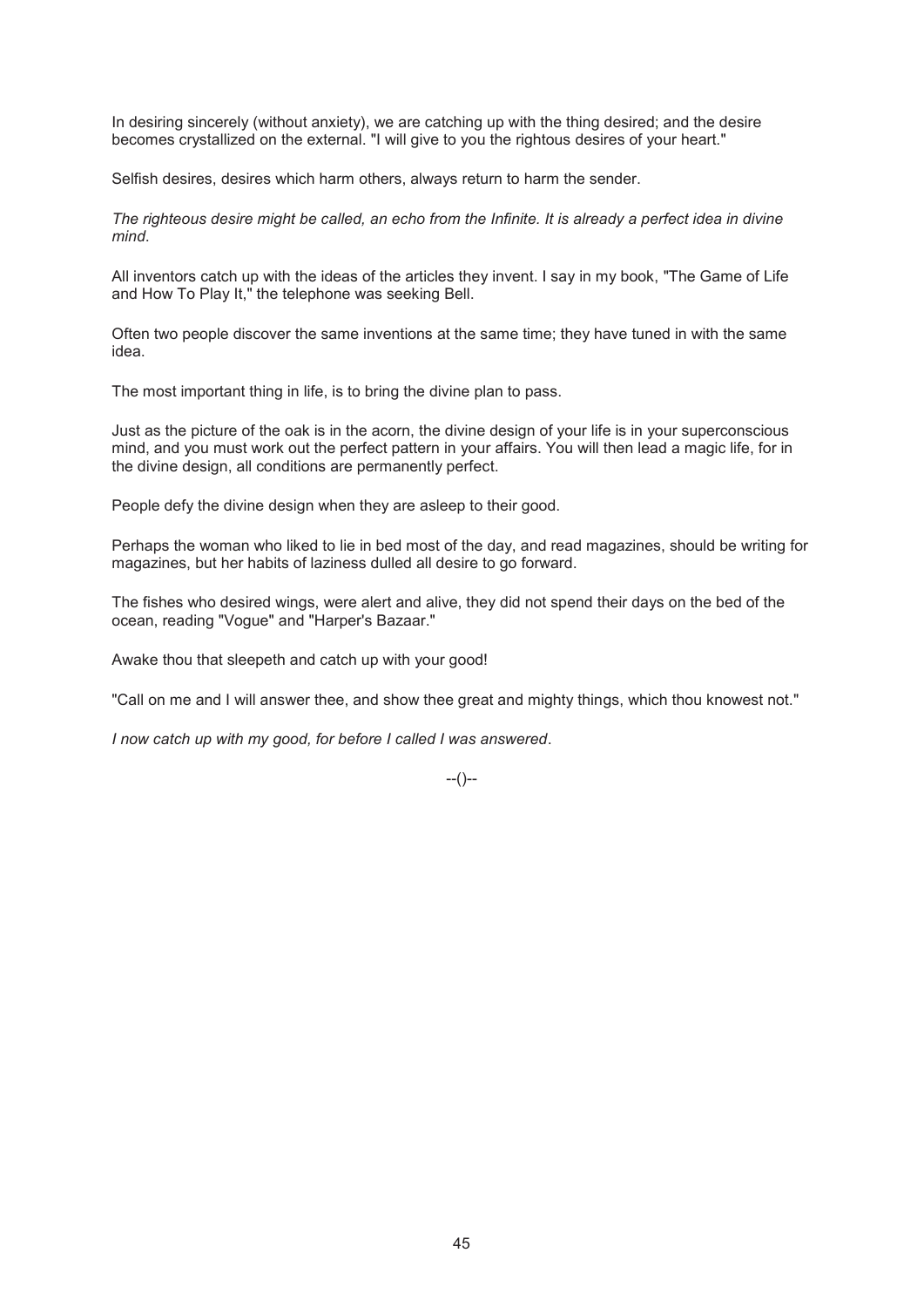In desiring sincerely (without anxiety), we are catching up with the thing desired; and the desire becomes crystallized on the external. "I will give to you the rightous desires of your heart."

Selfish desires, desires which harm others, always return to harm the sender.

*The righteous desire might be called, an echo from the Infinite. It is already a perfect idea in divine mind.*

All inventors catch up with the ideas of the articles they invent. I say in my book, "The Game of Life and How To Play It," the telephone was seeking Bell.

Often two people discover the same inventions at the same time; they have tuned in with the same idea.

The most important thing in life, is to bring the divine plan to pass.

Just as the picture of the oak is in the acorn, the divine design of your life is in your superconscious mind, and you must work out the perfect pattern in your affairs. You will then lead a magic life, for in the divine design, all conditions are permanently perfect.

People defy the divine design when they are asleep to their good.

Perhaps the woman who liked to lie in bed most of the day, and read magazines, should be writing for magazines, but her habits of laziness dulled all desire to go forward.

The fishes who desired wings, were alert and alive, they did not spend their days on the bed of the ocean, reading "Vogue" and "Harper's Bazaar."

Awake thou that sleepeth and catch up with your good!

"Call on me and I will answer thee, and show thee great and mighty things, which thou knowest not."

*I now catch up with my good, for before I called I was answered*.

--()--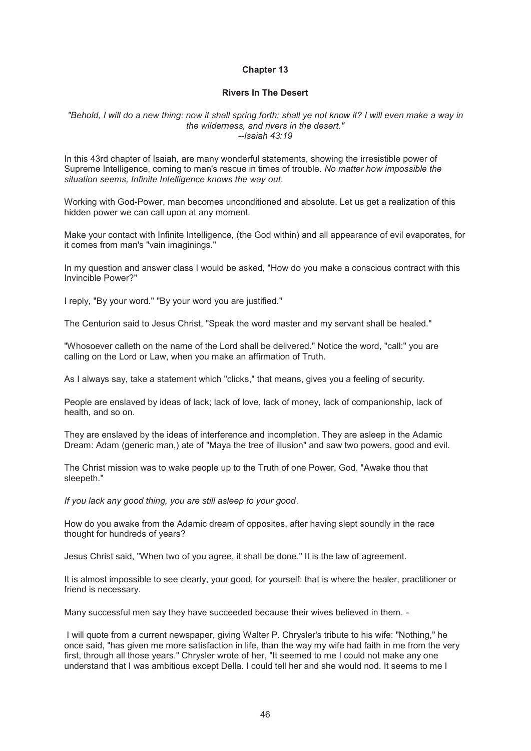# Chapter 13

## Rivers In The Desert

*"Behold, I will do a new thing: now it shall spring forth; shall ye not know it? I will even make a way in the wilderness, and rivers in the desert."*
*--Isaiah 43:19*

In this 43rd chapter of Isaiah, are many wonderful statements, showing the irresistible power of Supreme Intelligence, coming to man's rescue in times of trouble. *No matter how impossible the situation seems, Infinite Intelligence knows the way out*.

Working with God-Power, man becomes unconditioned and absolute. Let us get a realization of this hidden power we can call upon at any moment.

Make your contact with Infinite Intelligence, (the God within) and all appearance of evil evaporates, for it comes from man's "vain imaginings."

In my question and answer class I would be asked, "How do you make a conscious contract with this Invincible Power?"

I reply, "By your word." "By your word you are justified."

The Centurion said to Jesus Christ, "Speak the word master and my servant shall be healed."

"Whosoever calleth on the name of the Lord shall be delivered." Notice the word, "call:" you are calling on the Lord or Law, when you make an affirmation of Truth.

As I always say, take a statement which "clicks," that means, gives you a feeling of security.

People are enslaved by ideas of lack; lack of love, lack of money, lack of companionship, lack of health, and so on.

They are enslaved by the ideas of interference and incompletion. They are asleep in the Adamic Dream: Adam (generic man,) ate of "Maya the tree of illusion" and saw two powers, good and evil.

The Christ mission was to wake people up to the Truth of one Power, God. "Awake thou that sleepeth."

*If you lack any good thing, you are still asleep to your good*.

How do you awake from the Adamic dream of opposites, after having slept soundly in the race thought for hundreds of years?

Jesus Christ said, "When two of you agree, it shall be done." It is the law of agreement.

It is almost impossible to see clearly, your good, for yourself: that is where the healer, practitioner or friend is necessary.

Many successful men say they have succeeded because their wives believed in them. -

I will quote from a current newspaper, giving Walter P. Chrysler's tribute to his wife: "Nothing," he once said, "has given me more satisfaction in life, than the way my wife had faith in me from the very first, through all those years." Chrysler wrote of her, "It seemed to me I could not make any one understand that I was ambitious except Della. I could tell her and she would nod. It seems to me I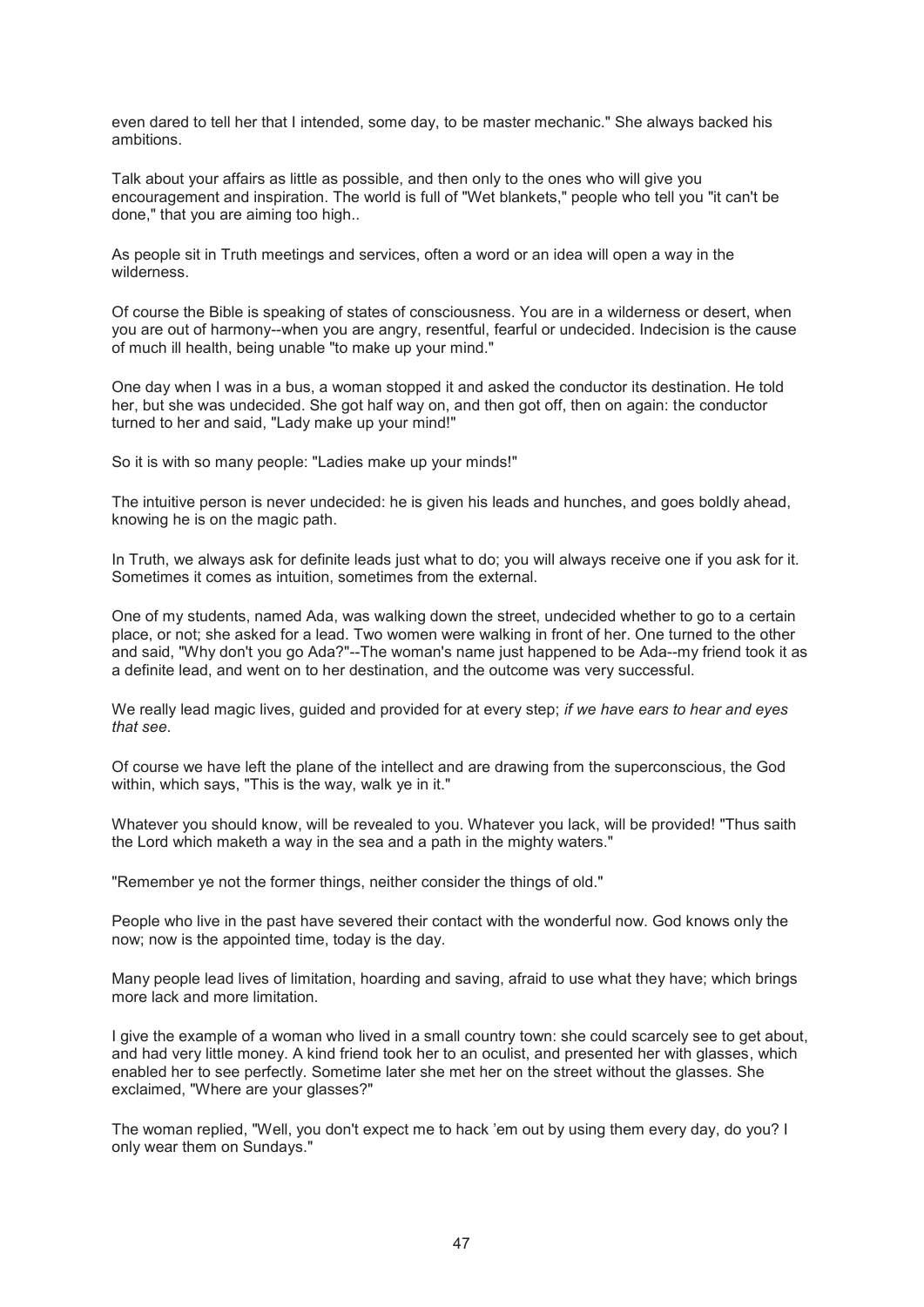even dared to tell her that I intended, some day, to be master mechanic." She always backed his ambitions.

Talk about your affairs as little as possible, and then only to the ones who will give you encouragement and inspiration. The world is full of "Wet blankets," people who tell you "it can't be done," that you are aiming too high..

As people sit in Truth meetings and services, often a word or an idea will open a way in the wilderness.

Of course the Bible is speaking of states of consciousness. You are in a wilderness or desert, when you are out of harmony--when you are angry, resentful, fearful or undecided. Indecision is the cause of much ill health, being unable "to make up your mind."

One day when I was in a bus, a woman stopped it and asked the conductor its destination. He told her, but she was undecided. She got half way on, and then got off, then on again: the conductor turned to her and said, "Lady make up your mind!"

So it is with so many people: "Ladies make up your minds!"

The intuitive person is never undecided: he is given his leads and hunches, and goes boldly ahead, knowing he is on the magic path.

In Truth, we always ask for definite leads just what to do; you will always receive one if you ask for it. Sometimes it comes as intuition, sometimes from the external.

One of my students, named Ada, was walking down the street, undecided whether to go to a certain place, or not; she asked for a lead. Two women were walking in front of her. One turned to the other and said, "Why don't you go Ada?"--The woman's name just happened to be Ada--my friend took it as a definite lead, and went on to her destination, and the outcome was very successful.

We really lead magic lives, guided and provided for at every step; *if we have ears to hear and eyes that see*.

Of course we have left the plane of the intellect and are drawing from the superconscious, the God within, which says, "This is the way, walk ye in it."

Whatever you should know, will be revealed to you. Whatever you lack, will be provided! "Thus saith the Lord which maketh a way in the sea and a path in the mighty waters."

"Remember ye not the former things, neither consider the things of old."

People who live in the past have severed their contact with the wonderful now. God knows only the now; now is the appointed time, today is the day.

Many people lead lives of limitation, hoarding and saving, afraid to use what they have; which brings more lack and more limitation.

I give the example of a woman who lived in a small country town: she could scarcely see to get about, and had very little money. A kind friend took her to an oculist, and presented her with glasses, which enabled her to see perfectly. Sometime later she met her on the street without the glasses. She exclaimed, "Where are your glasses?"

The woman replied, "Well, you don't expect me to hack 'em out by using them every day, do you? I only wear them on Sundays."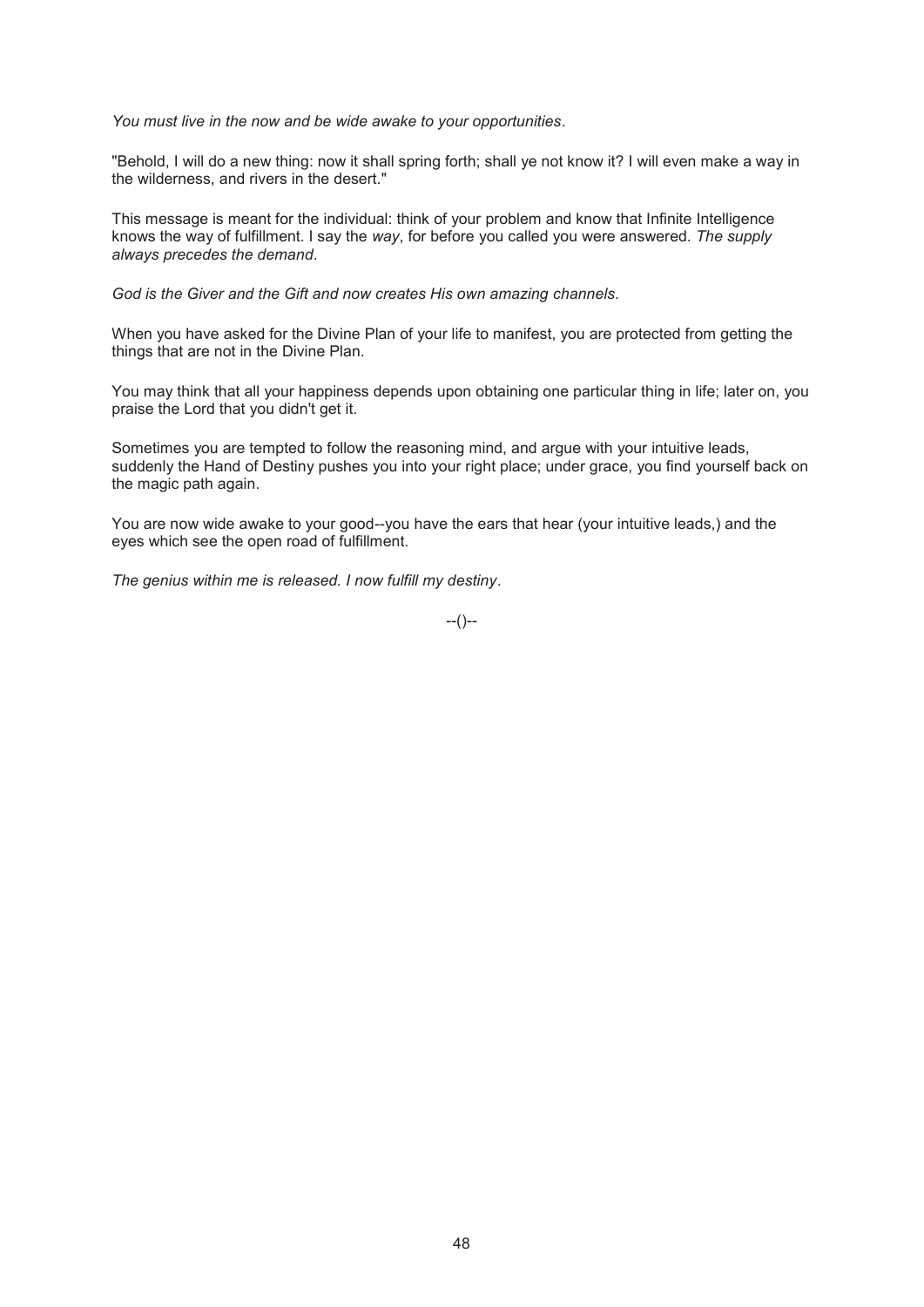*You must live in the now and be wide awake to your opportunities*.

"Behold, I will do a new thing: now it shall spring forth; shall ye not know it? I will even make a way in the wilderness, and rivers in the desert."

This message is meant for the individual: think of your problem and know that Infinite Intelligence knows the way of fulfillment. I say the *way*, for before you called you were answered. *The supply always precedes the demand*.

*God is the Giver and the Gift and now creates His own amazing channels*.

When you have asked for the Divine Plan of your life to manifest, you are protected from getting the things that are not in the Divine Plan.

You may think that all your happiness depends upon obtaining one particular thing in life; later on, you praise the Lord that you didn't get it.

Sometimes you are tempted to follow the reasoning mind, and argue with your intuitive leads, suddenly the Hand of Destiny pushes you into your right place; under grace, you find yourself back on the magic path again.

You are now wide awake to your good--you have the ears that hear (your intuitive leads,) and the eyes which see the open road of fulfillment.

*The genius within me is released. I now fulfill my destiny*.

--()--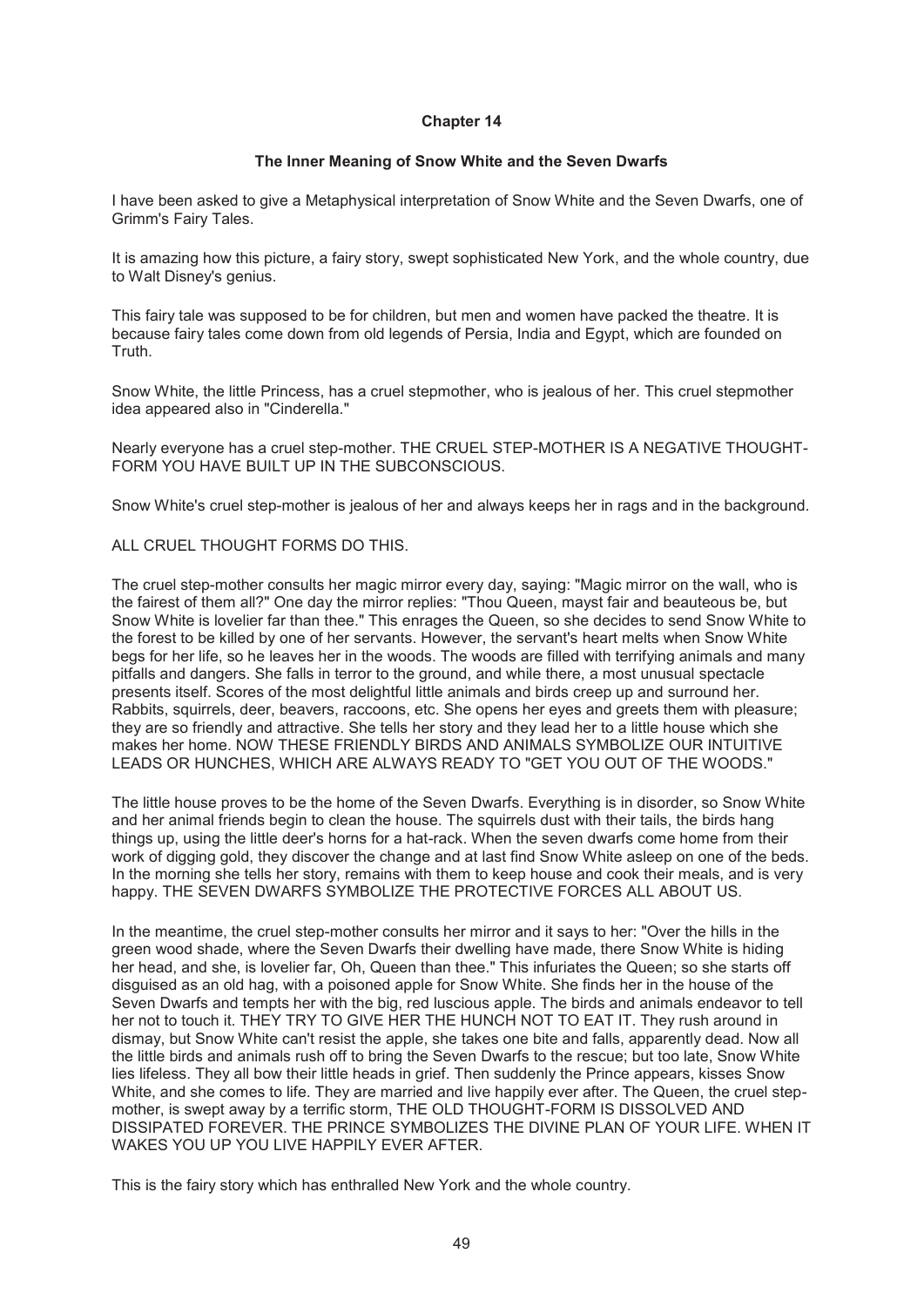# Chapter 14

## The Inner Meaning of Snow White and the Seven Dwarfs

I have been asked to give a Metaphysical interpretation of Snow White and the Seven Dwarfs, one of Grimm's Fairy Tales.

It is amazing how this picture, a fairy story, swept sophisticated New York, and the whole country, due to Walt Disney's genius.

This fairy tale was supposed to be for children, but men and women have packed the theatre. It is because fairy tales come down from old legends of Persia, India and Egypt, which are founded on Truth.

Snow White, the little Princess, has a cruel stepmother, who is jealous of her. This cruel stepmother idea appeared also in "Cinderella."

Nearly everyone has a cruel step-mother. THE CRUEL STEP-MOTHER IS A NEGATIVE THOUGHT-FORM YOU HAVE BUILT UP IN THE SUBCONSCIOUS.

Snow White's cruel step-mother is jealous of her and always keeps her in rags and in the background.

ALL CRUEL THOUGHT FORMS DO THIS.

The cruel step-mother consults her magic mirror every day, saying: "Magic mirror on the wall, who is the fairest of them all?" One day the mirror replies: "Thou Queen, mayst fair and beauteous be, but Snow White is lovelier far than thee." This enrages the Queen, so she decides to send Snow White to the forest to be killed by one of her servants. However, the servant's heart melts when Snow White begs for her life, so he leaves her in the woods. The woods are filled with terrifying animals and many pitfalls and dangers. She falls in terror to the ground, and while there, a most unusual spectacle presents itself. Scores of the most delightful little animals and birds creep up and surround her. Rabbits, squirrels, deer, beavers, raccoons, etc. She opens her eyes and greets them with pleasure; they are so friendly and attractive. She tells her story and they lead her to a little house which she makes her home. NOW THESE FRIENDLY BIRDS AND ANIMALS SYMBOLIZE OUR INTUITIVE LEADS OR HUNCHES, WHICH ARE ALWAYS READY TO "GET YOU OUT OF THE WOODS."

The little house proves to be the home of the Seven Dwarfs. Everything is in disorder, so Snow White and her animal friends begin to clean the house. The squirrels dust with their tails, the birds hang things up, using the little deer's horns for a hat-rack. When the seven dwarfs come home from their work of digging gold, they discover the change and at last find Snow White asleep on one of the beds. In the morning she tells her story, remains with them to keep house and cook their meals, and is very happy. THE SEVEN DWARFS SYMBOLIZE THE PROTECTIVE FORCES ALL ABOUT US.

In the meantime, the cruel step-mother consults her mirror and it says to her: "Over the hills in the green wood shade, where the Seven Dwarfs their dwelling have made, there Snow White is hiding her head, and she, is lovelier far, Oh, Queen than thee." This infuriates the Queen; so she starts off disguised as an old hag, with a poisoned apple for Snow White. She finds her in the house of the Seven Dwarfs and tempts her with the big, red luscious apple. The birds and animals endeavor to tell her not to touch it. THEY TRY TO GIVE HER THE HUNCH NOT TO EAT IT. They rush around in dismay, but Snow White can't resist the apple, she takes one bite and falls, apparently dead. Now all the little birds and animals rush off to bring the Seven Dwarfs to the rescue; but too late, Snow White lies lifeless. They all bow their little heads in grief. Then suddenly the Prince appears, kisses Snow White, and she comes to life. They are married and live happily ever after. The Queen, the cruel step-mother, is swept away by a terrific storm, THE OLD THOUGHT-FORM IS DISSOLVED AND DISSIPATED FOREVER. THE PRINCE SYMBOLIZES THE DIVINE PLAN OF YOUR LIFE. WHEN IT WAKES YOU UP YOU LIVE HAPPILY EVER AFTER.

This is the fairy story which has enthralled New York and the whole country.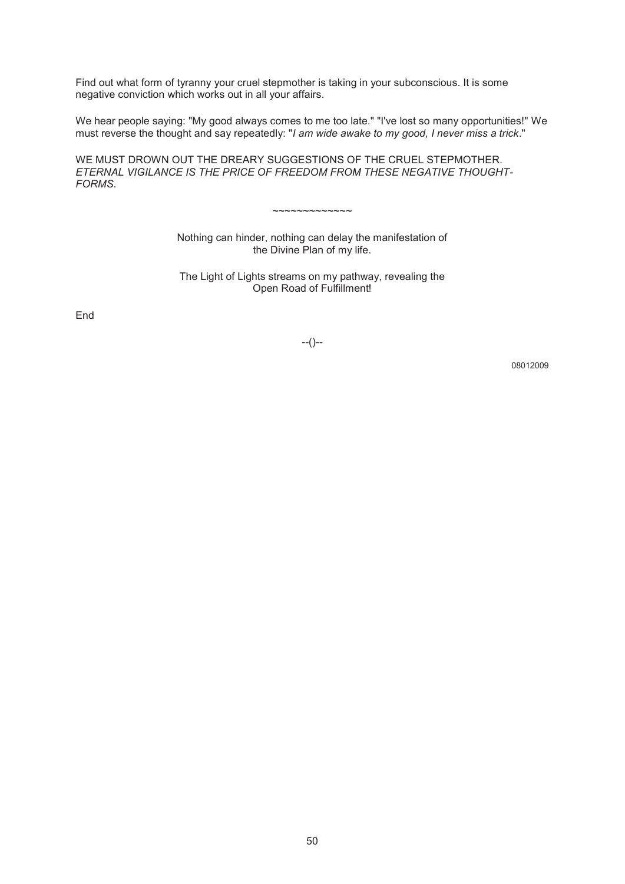Find out what form of tyranny your cruel stepmother is taking in your subconscious. It is some negative conviction which works out in all your affairs.

We hear people saying: "My good always comes to me too late." "I've lost so many opportunities!" We must reverse the thought and say repeatedly: "*I am wide awake to my good, I never miss a trick*."

WE MUST DROWN OUT THE DREARY SUGGESTIONS OF THE CRUEL STEPMOTHER. *ETERNAL VIGILANCE IS THE PRICE OF FREEDOM FROM THESE NEGATIVE THOUGHT-FORMS*.

~~~~~~~~~~~~~

Nothing can hinder, nothing can delay the manifestation of the Divine Plan of my life.

The Light of Lights streams on my pathway, revealing the Open Road of Fulfillment!

End

--()--

08012009